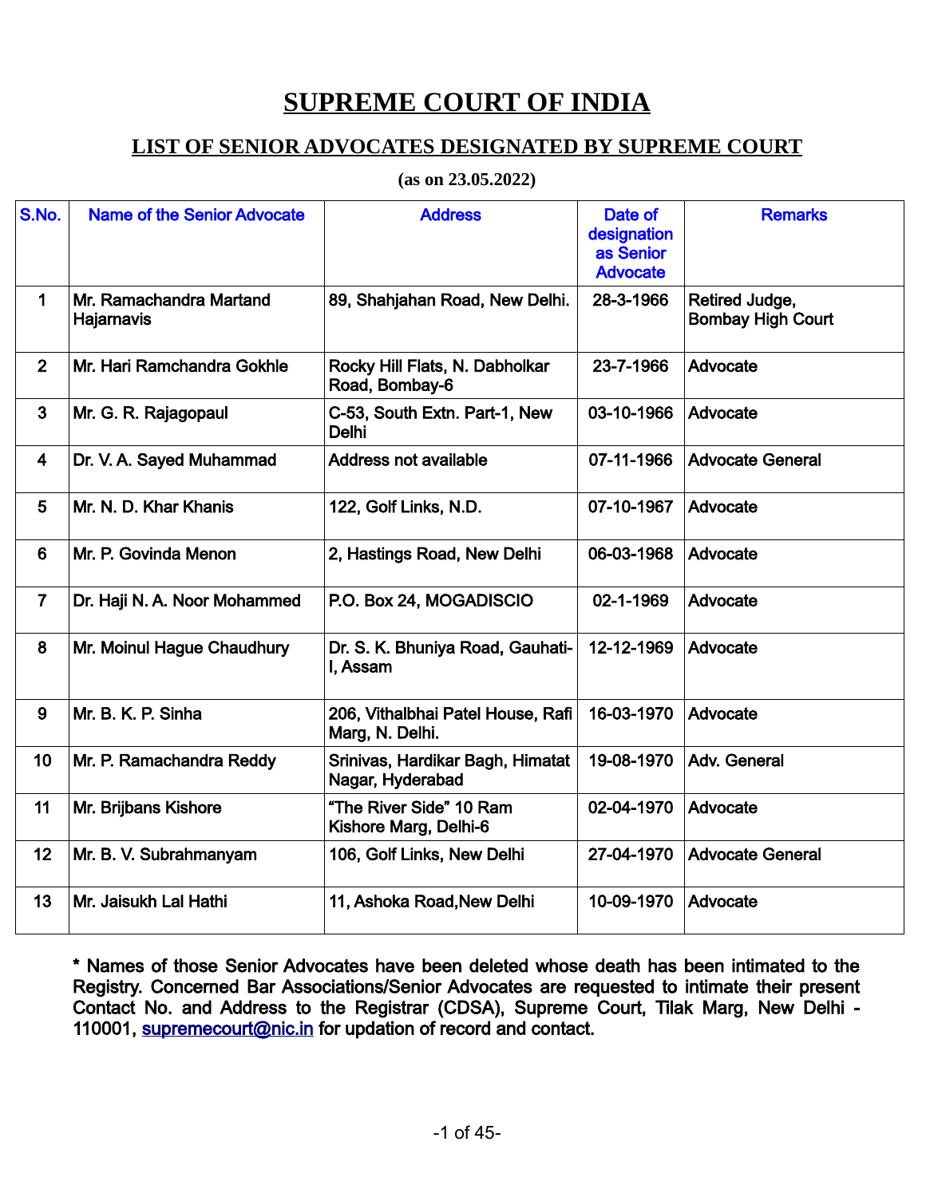# SUPREME COURT OF INDIA

## LIST OF SENIOR ADVOCATES DESIGNATED BY SUPREME COURT

**(as on 23.05.2022)**

| S.No. | Name of the Senior Advocate | Address | Date of designation as Senior Advocate | Remarks |
|---|---|---|---|---|
| 1 | Mr. Ramachandra Martand Hajarnavis | 89, Shahjahan Road, New Delhi. | 28-3-1966 | Retired Judge, Bombay High Court |
| 2 | Mr. Hari Ramchandra Gokhle | Rocky Hill Flats, N. Dabholkar Road, Bombay-6 | 23-7-1966 | Advocate |
| 3 | Mr. G. R. Rajagopaul | C-53, South Extn. Part-1, New Delhi | 03-10-1966 | Advocate |
| 4 | Dr. V. A. Sayed Muhammad | Address not available | 07-11-1966 | Advocate General |
| 5 | Mr. N. D. Khar Khanis | 122, Golf Links, N.D. | 07-10-1967 | Advocate |
| 6 | Mr. P. Govinda Menon | 2, Hastings Road, New Delhi | 06-03-1968 | Advocate |
| 7 | Dr. Haji N. A. Noor Mohammed | P.O. Box 24, MOGADISCIO | 02-1-1969 | Advocate |
| 8 | Mr. Moinul Hague Chaudhury | Dr. S. K. Bhuniya Road, Gauhati-I, Assam | 12-12-1969 | Advocate |
| 9 | Mr. B. K. P. Sinha | 206, Vithalbhai Patel House, Rafi Marg, N. Delhi. | 16-03-1970 | Advocate |
| 10 | Mr. P. Ramachandra Reddy | Srinivas, Hardikar Bagh, Himatat Nagar, Hyderabad | 19-08-1970 | Adv. General |
| 11 | Mr. Brijbans Kishore | "The River Side" 10 Ram Kishore Marg, Delhi-6 | 02-04-1970 | Advocate |
| 12 | Mr. B. V. Subrahmanyam | 106, Golf Links, New Delhi | 27-04-1970 | Advocate General |
| 13 | Mr. Jaisukh Lal Hathi | 11, Ashoka Road,New Delhi | 10-09-1970 | Advocate |

**\* Names of those Senior Advocates have been deleted whose death has been intimated to the Registry. Concerned Bar Associations/Senior Advocates are requested to intimate their present Contact No. and Address to the Registrar (CDSA), Supreme Court, Tilak Marg, New Delhi - 110001, supremecourt@nic.in for updation of record and contact.**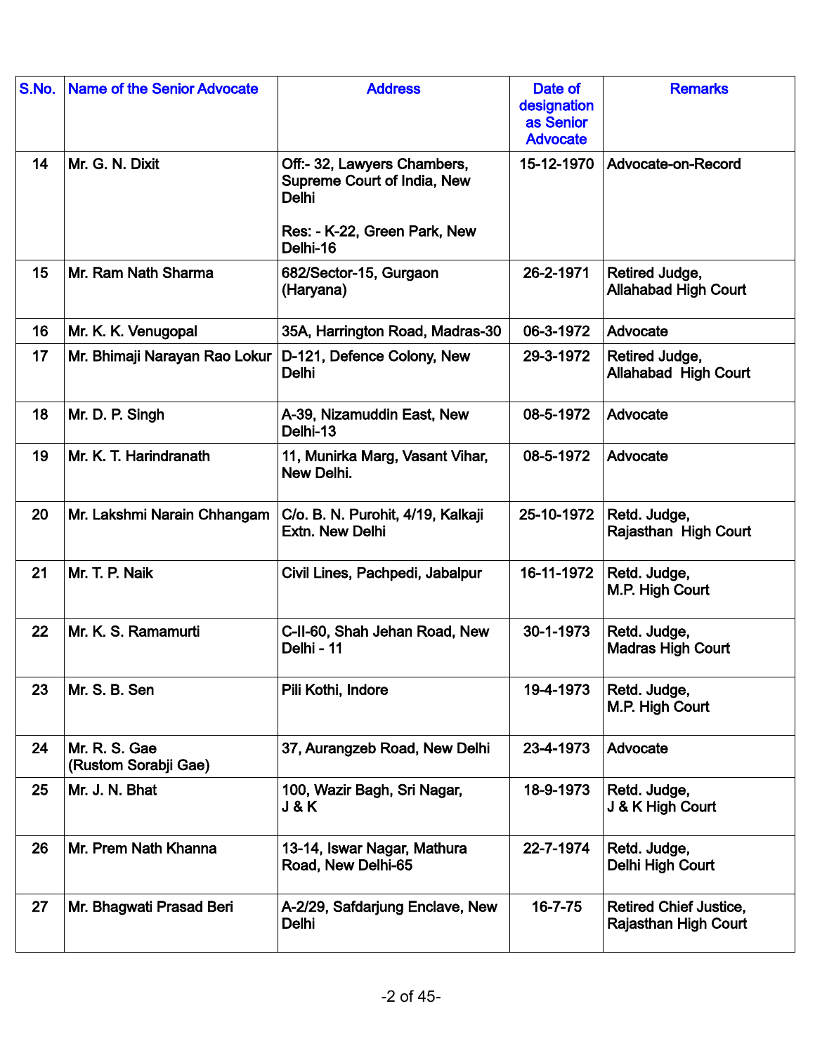| S.No. | Name of the Senior Advocate | Address | Date of designation as Senior Advocate | Remarks |
|---|---|---|---|---|
| 14 | Mr. G. N. Dixit | Off:- 32, Lawyers Chambers, Supreme Court of India, New Delhi<br><br>Res: - K-22, Green Park, New Delhi-16 | 15-12-1970 | Advocate-on-Record |
| 15 | Mr. Ram Nath Sharma | 682/Sector-15, Gurgaon (Haryana) | 26-2-1971 | Retired Judge, Allahabad High Court |
| 16 | Mr. K. K. Venugopal | 35A, Harrington Road, Madras-30 | 06-3-1972 | Advocate |
| 17 | Mr. Bhimaji Narayan Rao Lokur | D-121, Defence Colony, New Delhi | 29-3-1972 | Retired Judge, Allahabad High Court |
| 18 | Mr. D. P. Singh | A-39, Nizamuddin East, New Delhi-13 | 08-5-1972 | Advocate |
| 19 | Mr. K. T. Harindranath | 11, Munirka Marg, Vasant Vihar, New Delhi. | 08-5-1972 | Advocate |
| 20 | Mr. Lakshmi Narain Chhangam | C/o. B. N. Purohit, 4/19, Kalkaji Extn. New Delhi | 25-10-1972 | Retd. Judge, Rajasthan High Court |
| 21 | Mr. T. P. Naik | Civil Lines, Pachpedi, Jabalpur | 16-11-1972 | Retd. Judge, M.P. High Court |
| 22 | Mr. K. S. Ramamurti | C-II-60, Shah Jehan Road, New Delhi - 11 | 30-1-1973 | Retd. Judge, Madras High Court |
| 23 | Mr. S. B. Sen | Pili Kothi, Indore | 19-4-1973 | Retd. Judge, M.P. High Court |
| 24 | Mr. R. S. Gae (Rustom Sorabji Gae) | 37, Aurangzeb Road, New Delhi | 23-4-1973 | Advocate |
| 25 | Mr. J. N. Bhat | 100, Wazir Bagh, Sri Nagar, J & K | 18-9-1973 | Retd. Judge, J & K High Court |
| 26 | Mr. Prem Nath Khanna | 13-14, Iswar Nagar, Mathura Road, New Delhi-65 | 22-7-1974 | Retd. Judge, Delhi High Court |
| 27 | Mr. Bhagwati Prasad Beri | A-2/29, Safdarjung Enclave, New Delhi | 16-7-75 | Retired Chief Justice, Rajasthan High Court |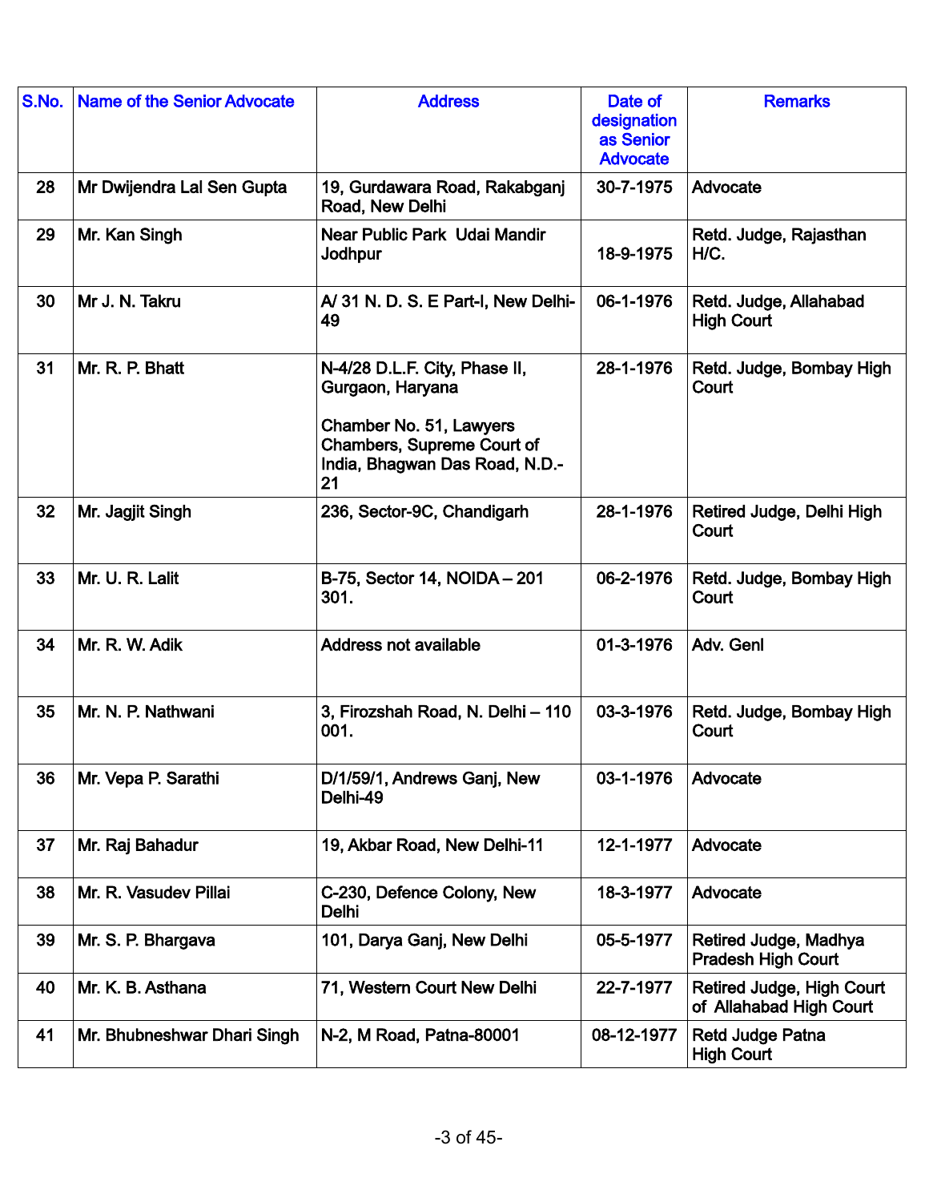| S.No. | Name of the Senior Advocate | Address | Date of designation as Senior Advocate | Remarks |
|---|---|---|---|---|
| 28 | Mr Dwijendra Lal Sen Gupta | 19, Gurdawara Road, Rakabganj Road, New Delhi | 30-7-1975 | Advocate |
| 29 | Mr. Kan Singh | Near Public Park Udai Mandir Jodhpur | 18-9-1975 | Retd. Judge, Rajasthan H/C. |
| 30 | Mr J. N. Takru | A/ 31 N. D. S. E Part-I, New Delhi-49 | 06-1-1976 | Retd. Judge, Allahabad High Court |
| 31 | Mr. R. P. Bhatt | N-4/28 D.L.F. City, Phase II, Gurgaon, Haryana<br><br>Chamber No. 51, Lawyers Chambers, Supreme Court of India, Bhagwan Das Road, N.D.-21 | 28-1-1976 | Retd. Judge, Bombay High Court |
| 32 | Mr. Jagjit Singh | 236, Sector-9C, Chandigarh | 28-1-1976 | Retired Judge, Delhi High Court |
| 33 | Mr. U. R. Lalit | B-75, Sector 14, NOIDA – 201 301. | 06-2-1976 | Retd. Judge, Bombay High Court |
| 34 | Mr. R. W. Adik | Address not available | 01-3-1976 | Adv. Genl |
| 35 | Mr. N. P. Nathwani | 3, Firozshah Road, N. Delhi – 110 001. | 03-3-1976 | Retd. Judge, Bombay High Court |
| 36 | Mr. Vepa P. Sarathi | D/1/59/1, Andrews Ganj, New Delhi-49 | 03-1-1976 | Advocate |
| 37 | Mr. Raj Bahadur | 19, Akbar Road, New Delhi-11 | 12-1-1977 | Advocate |
| 38 | Mr. R. Vasudev Pillai | C-230, Defence Colony, New Delhi | 18-3-1977 | Advocate |
| 39 | Mr. S. P. Bhargava | 101, Darya Ganj, New Delhi | 05-5-1977 | Retired Judge, Madhya Pradesh High Court |
| 40 | Mr. K. B. Asthana | 71, Western Court New Delhi | 22-7-1977 | Retired Judge, High Court of Allahabad High Court |
| 41 | Mr. Bhubneshwar Dhari Singh | N-2, M Road, Patna-80001 | 08-12-1977 | Retd Judge Patna High Court |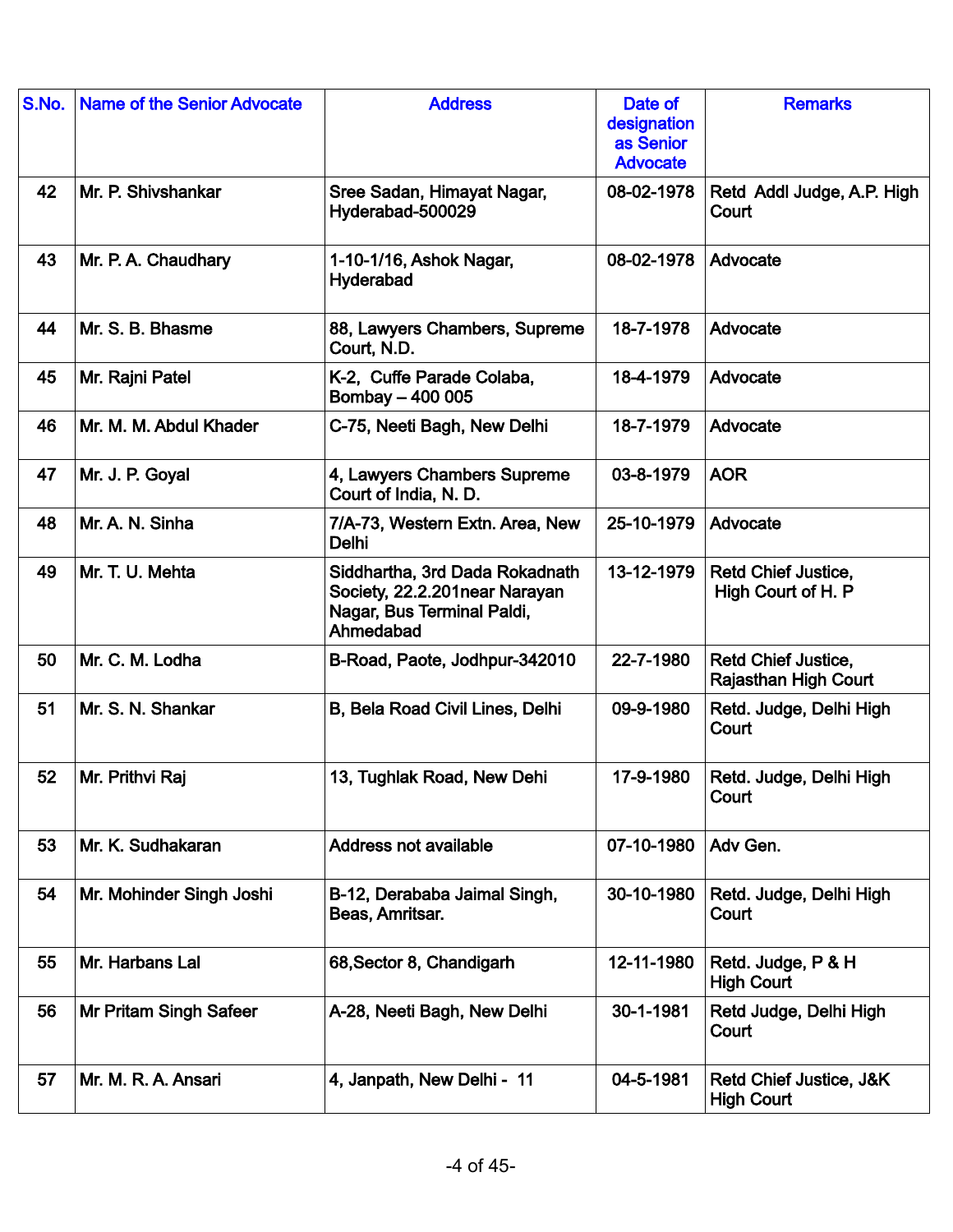| S.No. | Name of the Senior Advocate | Address | Date of designation as Senior Advocate | Remarks |
|---|---|---|---|---|
| 42 | Mr. P. Shivshankar | Sree Sadan, Himayat Nagar, Hyderabad-500029 | 08-02-1978 | Retd Addl Judge, A.P. High Court |
| 43 | Mr. P. A. Chaudhary | 1-10-1/16, Ashok Nagar, Hyderabad | 08-02-1978 | Advocate |
| 44 | Mr. S. B. Bhasme | 88, Lawyers Chambers, Supreme Court, N.D. | 18-7-1978 | Advocate |
| 45 | Mr. Rajni Patel | K-2, Cuffe Parade Colaba, Bombay – 400 005 | 18-4-1979 | Advocate |
| 46 | Mr. M. M. Abdul Khader | C-75, Neeti Bagh, New Delhi | 18-7-1979 | Advocate |
| 47 | Mr. J. P. Goyal | 4, Lawyers Chambers Supreme Court of India, N. D. | 03-8-1979 | AOR |
| 48 | Mr. A. N. Sinha | 7/A-73, Western Extn. Area, New Delhi | 25-10-1979 | Advocate |
| 49 | Mr. T. U. Mehta | Siddhartha, 3rd Dada Rokadnath Society, 22.2.201near Narayan Nagar, Bus Terminal Paldi, Ahmedabad | 13-12-1979 | Retd Chief Justice, High Court of H. P |
| 50 | Mr. C. M. Lodha | B-Road, Paote, Jodhpur-342010 | 22-7-1980 | Retd Chief Justice, Rajasthan High Court |
| 51 | Mr. S. N. Shankar | B, Bela Road Civil Lines, Delhi | 09-9-1980 | Retd. Judge, Delhi High Court |
| 52 | Mr. Prithvi Raj | 13, Tughlak Road, New Dehi | 17-9-1980 | Retd. Judge, Delhi High Court |
| 53 | Mr. K. Sudhakaran | Address not available | 07-10-1980 | Adv Gen. |
| 54 | Mr. Mohinder Singh Joshi | B-12, Derababa Jaimal Singh, Beas, Amritsar. | 30-10-1980 | Retd. Judge, Delhi High Court |
| 55 | Mr. Harbans Lal | 68,Sector 8, Chandigarh | 12-11-1980 | Retd. Judge, P & H High Court |
| 56 | Mr Pritam Singh Safeer | A-28, Neeti Bagh, New Delhi | 30-1-1981 | Retd Judge, Delhi High Court |
| 57 | Mr. M. R. A. Ansari | 4, Janpath, New Delhi - 11 | 04-5-1981 | Retd Chief Justice, J&K High Court |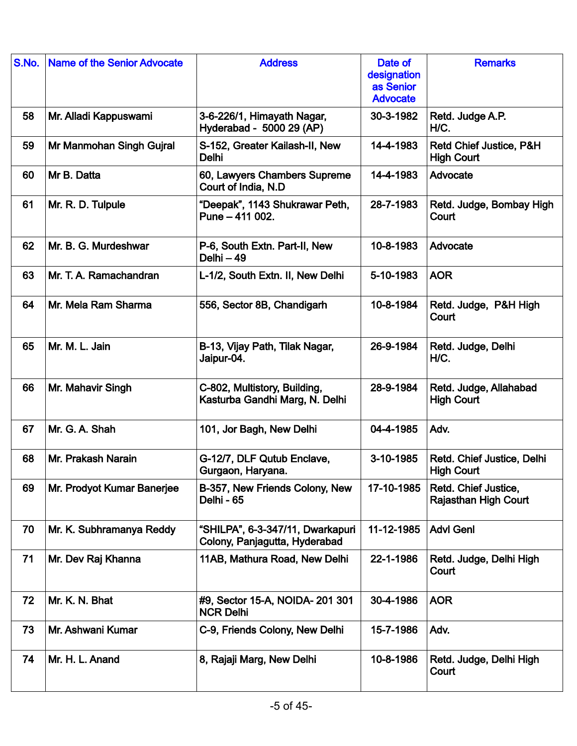| S.No. | Name of the Senior Advocate | Address | Date of designation as Senior Advocate | Remarks |
|---|---|---|---|---|
| 58 | Mr. Alladi Kappuswami | 3-6-226/1, Himayath Nagar, Hyderabad - 5000 29 (AP) | 30-3-1982 | Retd. Judge A.P. H/C. |
| 59 | Mr Manmohan Singh Gujral | S-152, Greater Kailash-II, New Delhi | 14-4-1983 | Retd Chief Justice, P&H High Court |
| 60 | Mr B. Datta | 60, Lawyers Chambers Supreme Court of India, N.D | 14-4-1983 | Advocate |
| 61 | Mr. R. D. Tulpule | "Deepak", 1143 Shukrawar Peth, Pune – 411 002. | 28-7-1983 | Retd. Judge, Bombay High Court |
| 62 | Mr. B. G. Murdeshwar | P-6, South Extn. Part-II, New Delhi – 49 | 10-8-1983 | Advocate |
| 63 | Mr. T. A. Ramachandran | L-1/2, South Extn. II, New Delhi | 5-10-1983 | AOR |
| 64 | Mr. Mela Ram Sharma | 556, Sector 8B, Chandigarh | 10-8-1984 | Retd. Judge, P&H High Court |
| 65 | Mr. M. L. Jain | B-13, Vijay Path, Tilak Nagar, Jaipur-04. | 26-9-1984 | Retd. Judge, Delhi H/C. |
| 66 | Mr. Mahavir Singh | C-802, Multistory, Building, Kasturba Gandhi Marg, N. Delhi | 28-9-1984 | Retd. Judge, Allahabad High Court |
| 67 | Mr. G. A. Shah | 101, Jor Bagh, New Delhi | 04-4-1985 | Adv. |
| 68 | Mr. Prakash Narain | G-12/7, DLF Qutub Enclave, Gurgaon, Haryana. | 3-10-1985 | Retd. Chief Justice, Delhi High Court |
| 69 | Mr. Prodyot Kumar Banerjee | B-357, New Friends Colony, New Delhi - 65 | 17-10-1985 | Retd. Chief Justice, Rajasthan High Court |
| 70 | Mr. K. Subhramanya Reddy | "SHILPA", 6-3-347/11, Dwarkapuri Colony, Panjagutta, Hyderabad | 11-12-1985 | Advl Genl |
| 71 | Mr. Dev Raj Khanna | 11AB, Mathura Road, New Delhi | 22-1-1986 | Retd. Judge, Delhi High Court |
| 72 | Mr. K. N. Bhat | #9, Sector 15-A, NOIDA- 201 301 NCR Delhi | 30-4-1986 | AOR |
| 73 | Mr. Ashwani Kumar | C-9, Friends Colony, New Delhi | 15-7-1986 | Adv. |
| 74 | Mr. H. L. Anand | 8, Rajaji Marg, New Delhi | 10-8-1986 | Retd. Judge, Delhi High Court |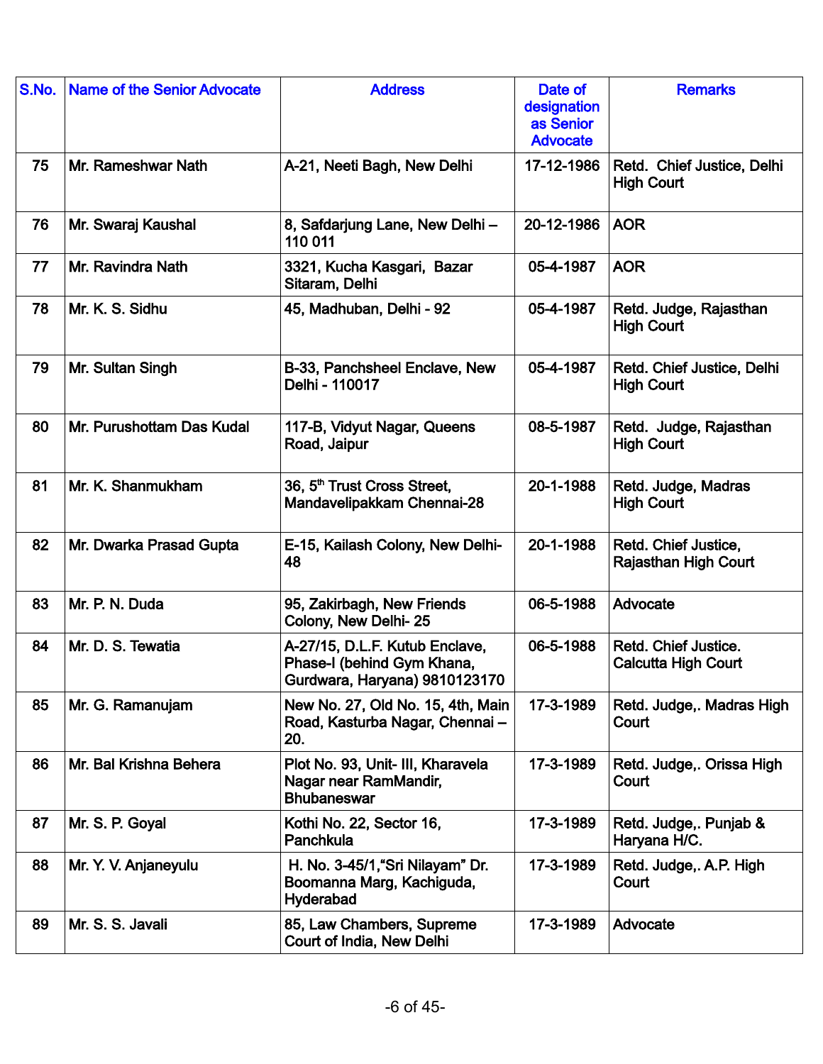| S.No. | Name of the Senior Advocate | Address | Date of designation as Senior Advocate | Remarks |
|---|---|---|---|---|
| 75 | Mr. Rameshwar Nath | A-21, Neeti Bagh, New Delhi | 17-12-1986 | Retd. Chief Justice, Delhi High Court |
| 76 | Mr. Swaraj Kaushal | 8, Safdarjung Lane, New Delhi – 110 011 | 20-12-1986 | AOR |
| 77 | Mr. Ravindra Nath | 3321, Kucha Kasgari, Bazar Sitaram, Delhi | 05-4-1987 | AOR |
| 78 | Mr. K. S. Sidhu | 45, Madhuban, Delhi - 92 | 05-4-1987 | Retd. Judge, Rajasthan High Court |
| 79 | Mr. Sultan Singh | B-33, Panchsheel Enclave, New Delhi - 110017 | 05-4-1987 | Retd. Chief Justice, Delhi High Court |
| 80 | Mr. Purushottam Das Kudal | 117-B, Vidyut Nagar, Queens Road, Jaipur | 08-5-1987 | Retd. Judge, Rajasthan High Court |
| 81 | Mr. K. Shanmukham | 36, 5th Trust Cross Street, Mandavelipakkam Chennai-28 | 20-1-1988 | Retd. Judge, Madras High Court |
| 82 | Mr. Dwarka Prasad Gupta | E-15, Kailash Colony, New Delhi-48 | 20-1-1988 | Retd. Chief Justice, Rajasthan High Court |
| 83 | Mr. P. N. Duda | 95, Zakirbagh, New Friends Colony, New Delhi- 25 | 06-5-1988 | Advocate |
| 84 | Mr. D. S. Tewatia | A-27/15, D.L.F. Kutub Enclave, Phase-I (behind Gym Khana, Gurdwara, Haryana) 9810123170 | 06-5-1988 | Retd. Chief Justice. Calcutta High Court |
| 85 | Mr. G. Ramanujam | New No. 27, Old No. 15, 4th, Main Road, Kasturba Nagar, Chennai – 20. | 17-3-1989 | Retd. Judge,. Madras High Court |
| 86 | Mr. Bal Krishna Behera | Plot No. 93, Unit- III, Kharavela Nagar near RamMandir, Bhubaneswar | 17-3-1989 | Retd. Judge,. Orissa High Court |
| 87 | Mr. S. P. Goyal | Kothi No. 22, Sector 16, Panchkula | 17-3-1989 | Retd. Judge,. Punjab & Haryana H/C. |
| 88 | Mr. Y. V. Anjaneyulu | H. No. 3-45/1,"Sri Nilayam" Dr. Boomanna Marg, Kachiguda, Hyderabad | 17-3-1989 | Retd. Judge,. A.P. High Court |
| 89 | Mr. S. S. Javali | 85, Law Chambers, Supreme Court of India, New Delhi | 17-3-1989 | Advocate |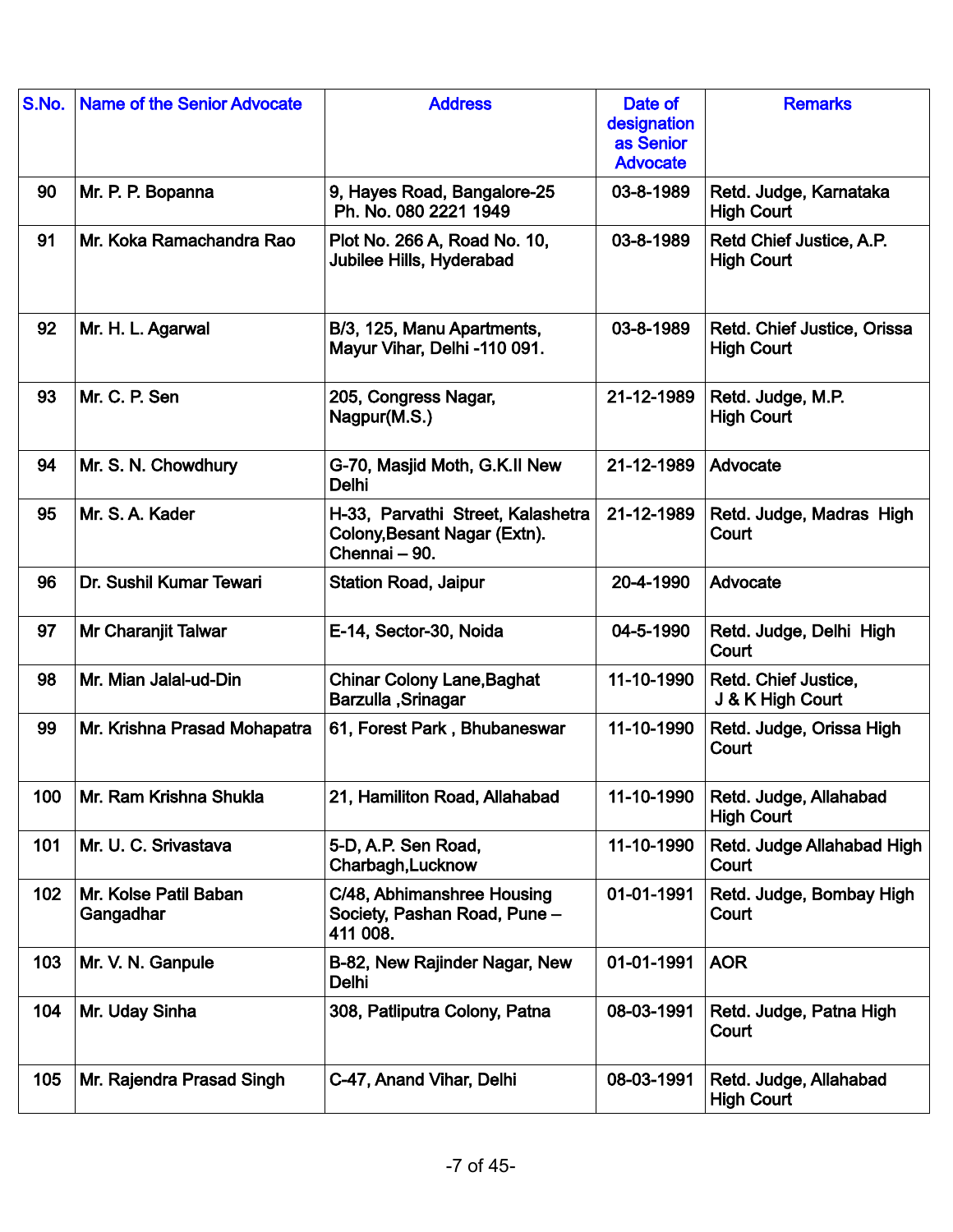| S.No. | Name of the Senior Advocate | Address | Date of designation as Senior Advocate | Remarks |
|---|---|---|---|---|
| 90 | Mr. P. P. Bopanna | 9, Hayes Road, Bangalore-25 Ph. No. 080 2221 1949 | 03-8-1989 | Retd. Judge, Karnataka High Court |
| 91 | Mr. Koka Ramachandra Rao | Plot No. 266 A, Road No. 10, Jubilee Hills, Hyderabad | 03-8-1989 | Retd Chief Justice, A.P. High Court |
| 92 | Mr. H. L. Agarwal | B/3, 125, Manu Apartments, Mayur Vihar, Delhi -110 091. | 03-8-1989 | Retd. Chief Justice, Orissa High Court |
| 93 | Mr. C. P. Sen | 205, Congress Nagar, Nagpur(M.S.) | 21-12-1989 | Retd. Judge, M.P. High Court |
| 94 | Mr. S. N. Chowdhury | G-70, Masjid Moth, G.K.II New Delhi | 21-12-1989 | Advocate |
| 95 | Mr. S. A. Kader | H-33, Parvathi Street, Kalashetra Colony,Besant Nagar (Extn). Chennai – 90. | 21-12-1989 | Retd. Judge, Madras High Court |
| 96 | Dr. Sushil Kumar Tewari | Station Road, Jaipur | 20-4-1990 | Advocate |
| 97 | Mr Charanjit Talwar | E-14, Sector-30, Noida | 04-5-1990 | Retd. Judge, Delhi High Court |
| 98 | Mr. Mian Jalal-ud-Din | Chinar Colony Lane,Baghat Barzulla ,Srinagar | 11-10-1990 | Retd. Chief Justice, J & K High Court |
| 99 | Mr. Krishna Prasad Mohapatra | 61, Forest Park , Bhubaneswar | 11-10-1990 | Retd. Judge, Orissa High Court |
| 100 | Mr. Ram Krishna Shukla | 21, Hamiliton Road, Allahabad | 11-10-1990 | Retd. Judge, Allahabad High Court |
| 101 | Mr. U. C. Srivastava | 5-D, A.P. Sen Road, Charbagh,Lucknow | 11-10-1990 | Retd. Judge Allahabad High Court |
| 102 | Mr. Kolse Patil Baban Gangadhar | C/48, Abhimanshree Housing Society, Pashan Road, Pune – 411 008. | 01-01-1991 | Retd. Judge, Bombay High Court |
| 103 | Mr. V. N. Ganpule | B-82, New Rajinder Nagar, New Delhi | 01-01-1991 | AOR |
| 104 | Mr. Uday Sinha | 308, Patliputra Colony, Patna | 08-03-1991 | Retd. Judge, Patna High Court |
| 105 | Mr. Rajendra Prasad Singh | C-47, Anand Vihar, Delhi | 08-03-1991 | Retd. Judge, Allahabad High Court |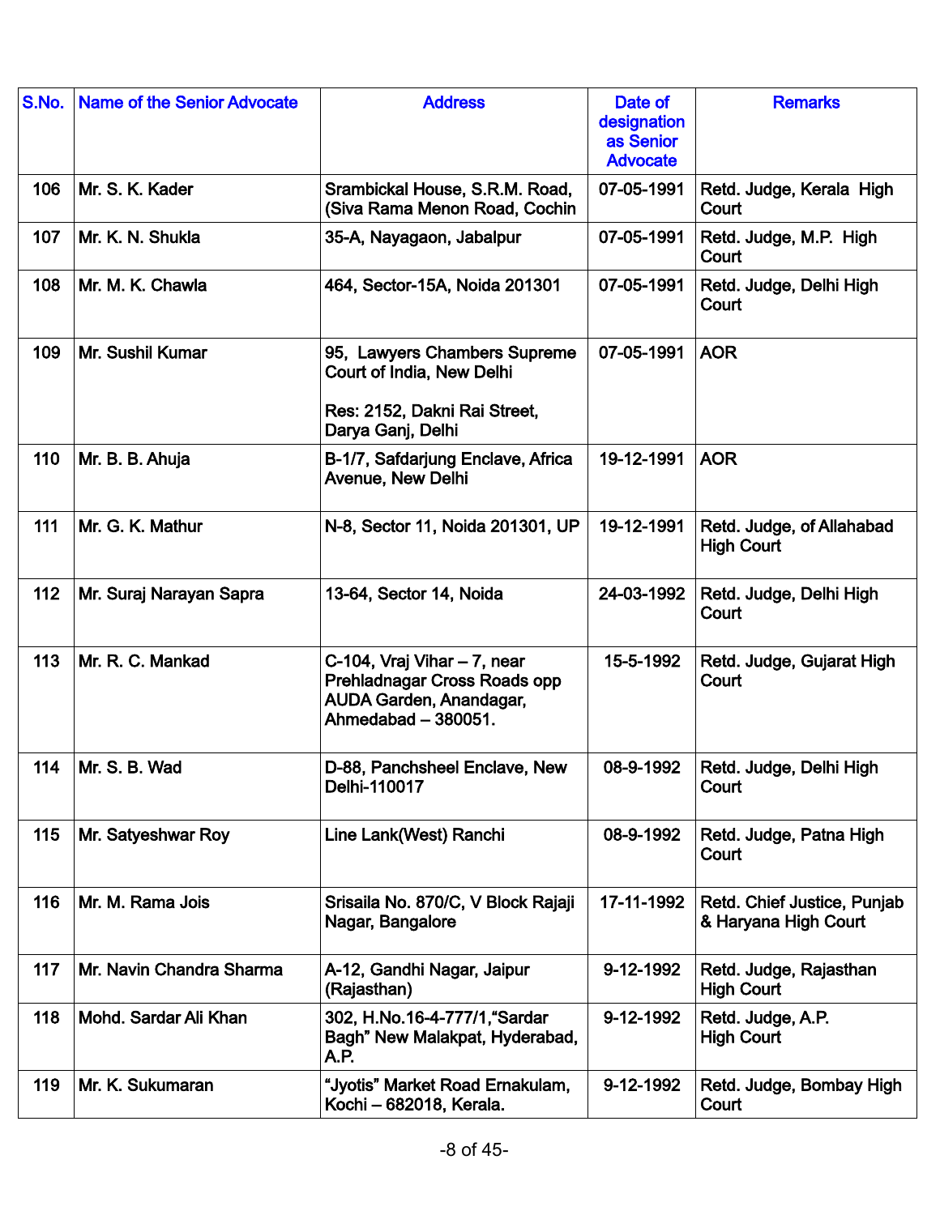| S.No. | Name of the Senior Advocate | Address | Date of designation as Senior Advocate | Remarks |
|---|---|---|---|---|
| 106 | Mr. S. K. Kader | Srambickal House, S.R.M. Road, (Siva Rama Menon Road, Cochin | 07-05-1991 | Retd. Judge, Kerala High Court |
| 107 | Mr. K. N. Shukla | 35-A, Nayagaon, Jabalpur | 07-05-1991 | Retd. Judge, M.P. High Court |
| 108 | Mr. M. K. Chawla | 464, Sector-15A, Noida 201301 | 07-05-1991 | Retd. Judge, Delhi High Court |
| 109 | Mr. Sushil Kumar | 95, Lawyers Chambers Supreme Court of India, New Delhi<br><br>Res: 2152, Dakni Rai Street, Darya Ganj, Delhi | 07-05-1991 | AOR |
| 110 | Mr. B. B. Ahuja | B-1/7, Safdarjung Enclave, Africa Avenue, New Delhi | 19-12-1991 | AOR |
| 111 | Mr. G. K. Mathur | N-8, Sector 11, Noida 201301, UP | 19-12-1991 | Retd. Judge, of Allahabad High Court |
| 112 | Mr. Suraj Narayan Sapra | 13-64, Sector 14, Noida | 24-03-1992 | Retd. Judge, Delhi High Court |
| 113 | Mr. R. C. Mankad | C-104, Vraj Vihar – 7, near Prehladnagar Cross Roads opp AUDA Garden, Anandagar, Ahmedabad – 380051. | 15-5-1992 | Retd. Judge, Gujarat High Court |
| 114 | Mr. S. B. Wad | D-88, Panchsheel Enclave, New Delhi-110017 | 08-9-1992 | Retd. Judge, Delhi High Court |
| 115 | Mr. Satyeshwar Roy | Line Lank(West) Ranchi | 08-9-1992 | Retd. Judge, Patna High Court |
| 116 | Mr. M. Rama Jois | Srisaila No. 870/C, V Block Rajaji Nagar, Bangalore | 17-11-1992 | Retd. Chief Justice, Punjab & Haryana High Court |
| 117 | Mr. Navin Chandra Sharma | A-12, Gandhi Nagar, Jaipur (Rajasthan) | 9-12-1992 | Retd. Judge, Rajasthan High Court |
| 118 | Mohd. Sardar Ali Khan | 302, H.No.16-4-777/1,"Sardar Bagh" New Malakpat, Hyderabad, A.P. | 9-12-1992 | Retd. Judge, A.P. High Court |
| 119 | Mr. K. Sukumaran | "Jyotis" Market Road Ernakulam, Kochi – 682018, Kerala. | 9-12-1992 | Retd. Judge, Bombay High Court |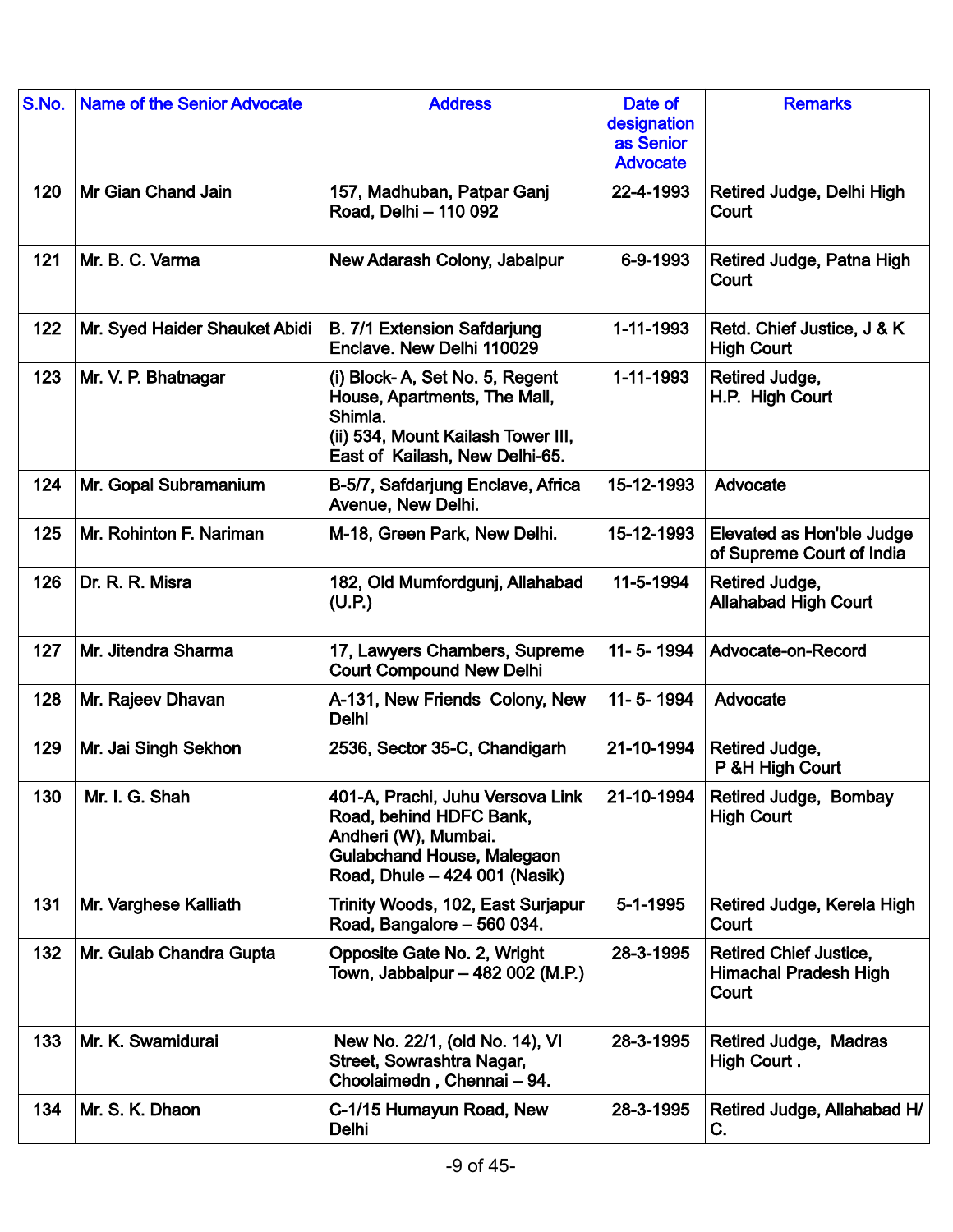| S.No. | Name of the Senior Advocate | Address | Date of designation as Senior Advocate | Remarks |
|---|---|---|---|---|
| 120 | Mr Gian Chand Jain | 157, Madhuban, Patpar Ganj Road, Delhi – 110 092 | 22-4-1993 | Retired Judge, Delhi High Court |
| 121 | Mr. B. C. Varma | New Adarash Colony, Jabalpur | 6-9-1993 | Retired Judge, Patna High Court |
| 122 | Mr. Syed Haider Shauket Abidi | B. 7/1 Extension Safdarjung Enclave. New Delhi 110029 | 1-11-1993 | Retd. Chief Justice, J & K High Court |
| 123 | Mr. V. P. Bhatnagar | (i) Block- A, Set No. 5, Regent House, Apartments, The Mall, Shimla.<br>(ii) 534, Mount Kailash Tower III, East of Kailash, New Delhi-65. | 1-11-1993 | Retired Judge, H.P. High Court |
| 124 | Mr. Gopal Subramanium | B-5/7, Safdarjung Enclave, Africa Avenue, New Delhi. | 15-12-1993 | Advocate |
| 125 | Mr. Rohinton F. Nariman | M-18, Green Park, New Delhi. | 15-12-1993 | Elevated as Hon'ble Judge of Supreme Court of India |
| 126 | Dr. R. R. Misra | 182, Old Mumfordgunj, Allahabad (U.P.) | 11-5-1994 | Retired Judge, Allahabad High Court |
| 127 | Mr. Jitendra Sharma | 17, Lawyers Chambers, Supreme Court Compound New Delhi | 11- 5- 1994 | Advocate-on-Record |
| 128 | Mr. Rajeev Dhavan | A-131, New Friends Colony, New Delhi | 11- 5- 1994 | Advocate |
| 129 | Mr. Jai Singh Sekhon | 2536, Sector 35-C, Chandigarh | 21-10-1994 | Retired Judge, P &H High Court |
| 130 | Mr. I. G. Shah | 401-A, Prachi, Juhu Versova Link Road, behind HDFC Bank, Andheri (W), Mumbai.<br>Gulabchand House, Malegaon Road, Dhule – 424 001 (Nasik) | 21-10-1994 | Retired Judge, Bombay High Court |
| 131 | Mr. Varghese Kalliath | Trinity Woods, 102, East Surjapur Road, Bangalore – 560 034. | 5-1-1995 | Retired Judge, Kerela High Court |
| 132 | Mr. Gulab Chandra Gupta | Opposite Gate No. 2, Wright Town, Jabbalpur – 482 002 (M.P.) | 28-3-1995 | Retired Chief Justice, Himachal Pradesh High Court |
| 133 | Mr. K. Swamidurai | New No. 22/1, (old No. 14), VI Street, Sowrashtra Nagar, Choolaimedn , Chennai – 94. | 28-3-1995 | Retired Judge, Madras High Court . |
| 134 | Mr. S. K. Dhaon | C-1/15 Humayun Road, New Delhi | 28-3-1995 | Retired Judge, Allahabad H/C. |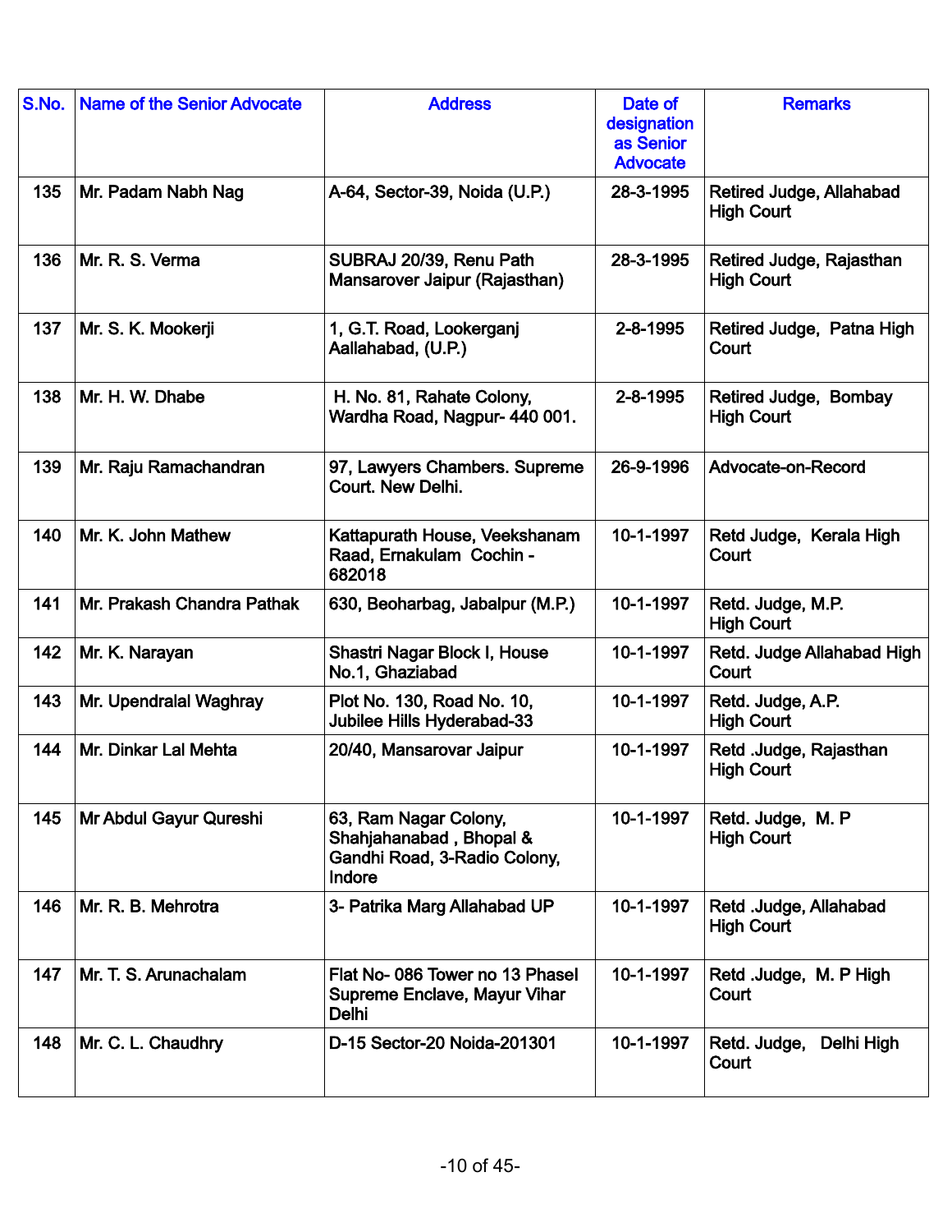| S.No. | Name of the Senior Advocate | Address | Date of designation as Senior Advocate | Remarks |
|---|---|---|---|---|
| 135 | Mr. Padam Nabh Nag | A-64, Sector-39, Noida (U.P.) | 28-3-1995 | Retired Judge, Allahabad High Court |
| 136 | Mr. R. S. Verma | SUBRAJ 20/39, Renu Path Mansarover Jaipur (Rajasthan) | 28-3-1995 | Retired Judge, Rajasthan High Court |
| 137 | Mr. S. K. Mookerji | 1, G.T. Road, Lookerganj Aallahabad, (U.P.) | 2-8-1995 | Retired Judge, Patna High Court |
| 138 | Mr. H. W. Dhabe | H. No. 81, Rahate Colony, Wardha Road, Nagpur- 440 001. | 2-8-1995 | Retired Judge, Bombay High Court |
| 139 | Mr. Raju Ramachandran | 97, Lawyers Chambers. Supreme Court. New Delhi. | 26-9-1996 | Advocate-on-Record |
| 140 | Mr. K. John Mathew | Kattapurath House, Veekshanam Raad, Ernakulam Cochin - 682018 | 10-1-1997 | Retd Judge, Kerala High Court |
| 141 | Mr. Prakash Chandra Pathak | 630, Beoharbag, Jabalpur (M.P.) | 10-1-1997 | Retd. Judge, M.P. High Court |
| 142 | Mr. K. Narayan | Shastri Nagar Block I, House No.1, Ghaziabad | 10-1-1997 | Retd. Judge Allahabad High Court |
| 143 | Mr. Upendralal Waghray | Plot No. 130, Road No. 10, Jubilee Hills Hyderabad-33 | 10-1-1997 | Retd. Judge, A.P. High Court |
| 144 | Mr. Dinkar Lal Mehta | 20/40, Mansarovar Jaipur | 10-1-1997 | Retd .Judge, Rajasthan High Court |
| 145 | Mr Abdul Gayur Qureshi | 63, Ram Nagar Colony, Shahjahanabad , Bhopal & Gandhi Road, 3-Radio Colony, Indore | 10-1-1997 | Retd. Judge, M. P High Court |
| 146 | Mr. R. B. Mehrotra | 3- Patrika Marg Allahabad UP | 10-1-1997 | Retd .Judge, Allahabad High Court |
| 147 | Mr. T. S. Arunachalam | Flat No- 086 Tower no 13 PhaseI Supreme Enclave, Mayur Vihar Delhi | 10-1-1997 | Retd .Judge, M. P High Court |
| 148 | Mr. C. L. Chaudhry | D-15 Sector-20 Noida-201301 | 10-1-1997 | Retd. Judge, Delhi High Court |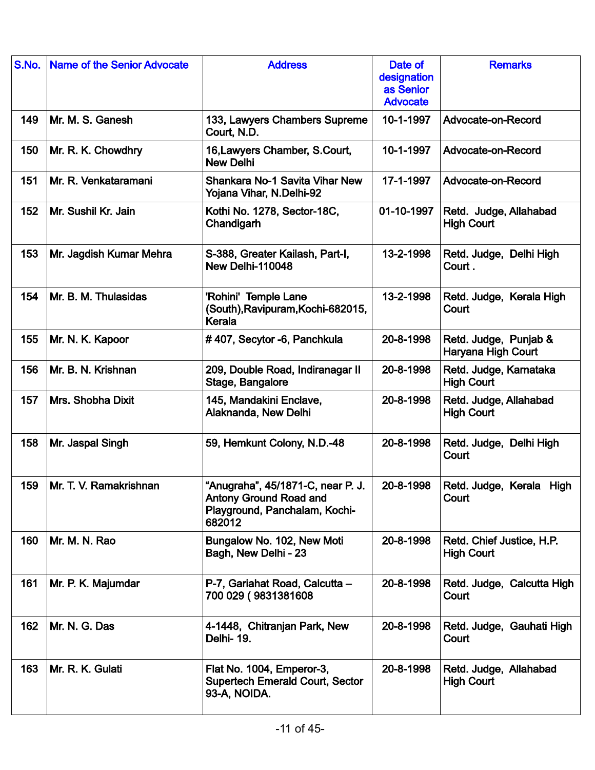| S.No. | Name of the Senior Advocate | Address | Date of designation as Senior Advocate | Remarks |
|---|---|---|---|---|
| 149 | Mr. M. S. Ganesh | 133, Lawyers Chambers Supreme Court, N.D. | 10-1-1997 | Advocate-on-Record |
| 150 | Mr. R. K. Chowdhry | 16,Lawyers Chamber, S.Court, New Delhi | 10-1-1997 | Advocate-on-Record |
| 151 | Mr. R. Venkataramani | Shankara No-1 Savita Vihar New Yojana Vihar, N.Delhi-92 | 17-1-1997 | Advocate-on-Record |
| 152 | Mr. Sushil Kr. Jain | Kothi No. 1278, Sector-18C, Chandigarh | 01-10-1997 | Retd. Judge, Allahabad High Court |
| 153 | Mr. Jagdish Kumar Mehra | S-388, Greater Kailash, Part-I, New Delhi-110048 | 13-2-1998 | Retd. Judge, Delhi High Court . |
| 154 | Mr. B. M. Thulasidas | 'Rohini' Temple Lane (South),Ravipuram,Kochi-682015, Kerala | 13-2-1998 | Retd. Judge, Kerala High Court |
| 155 | Mr. N. K. Kapoor | # 407, Secytor -6, Panchkula | 20-8-1998 | Retd. Judge, Punjab & Haryana High Court |
| 156 | Mr. B. N. Krishnan | 209, Double Road, Indiranagar II Stage, Bangalore | 20-8-1998 | Retd. Judge, Karnataka High Court |
| 157 | Mrs. Shobha Dixit | 145, Mandakini Enclave, Alaknanda, New Delhi | 20-8-1998 | Retd. Judge, Allahabad High Court |
| 158 | Mr. Jaspal Singh | 59, Hemkunt Colony, N.D.-48 | 20-8-1998 | Retd. Judge, Delhi High Court |
| 159 | Mr. T. V. Ramakrishnan | "Anugraha", 45/1871-C, near P. J. Antony Ground Road and Playground, Panchalam, Kochi-682012 | 20-8-1998 | Retd. Judge, Kerala High Court |
| 160 | Mr. M. N. Rao | Bungalow No. 102, New Moti Bagh, New Delhi - 23 | 20-8-1998 | Retd. Chief Justice, H.P. High Court |
| 161 | Mr. P. K. Majumdar | P-7, Gariahat Road, Calcutta – 700 029 ( 9831381608 | 20-8-1998 | Retd. Judge, Calcutta High Court |
| 162 | Mr. N. G. Das | 4-1448, Chitranjan Park, New Delhi- 19. | 20-8-1998 | Retd. Judge, Gauhati High Court |
| 163 | Mr. R. K. Gulati | Flat No. 1004, Emperor-3, Supertech Emerald Court, Sector 93-A, NOIDA. | 20-8-1998 | Retd. Judge, Allahabad High Court |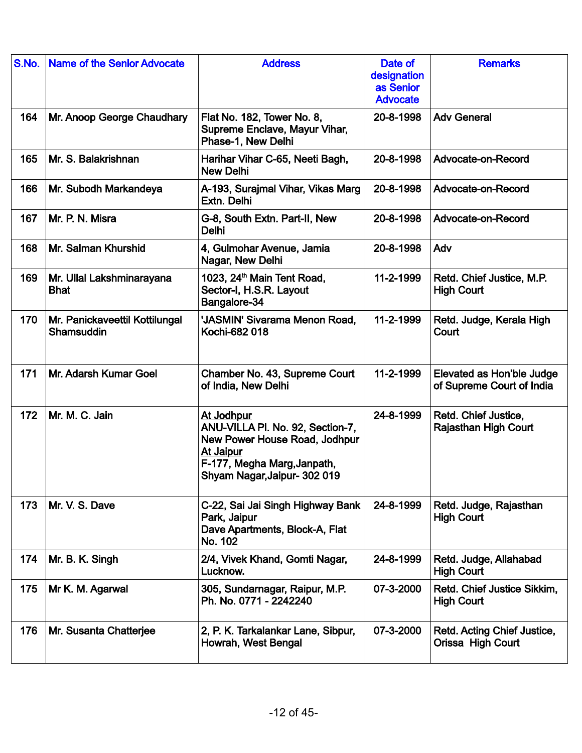| S.No. | Name of the Senior Advocate | Address | Date of designation as Senior Advocate | Remarks |
|---|---|---|---|---|
| 164 | Mr. Anoop George Chaudhary | Flat No. 182, Tower No. 8, Supreme Enclave, Mayur Vihar, Phase-1, New Delhi | 20-8-1998 | Adv General |
| 165 | Mr. S. Balakrishnan | Harihar Vihar C-65, Neeti Bagh, New Delhi | 20-8-1998 | Advocate-on-Record |
| 166 | Mr. Subodh Markandeya | A-193, Surajmal Vihar, Vikas Marg Extn. Delhi | 20-8-1998 | Advocate-on-Record |
| 167 | Mr. P. N. Misra | G-8, South Extn. Part-II, New Delhi | 20-8-1998 | Advocate-on-Record |
| 168 | Mr. Salman Khurshid | 4, Gulmohar Avenue, Jamia Nagar, New Delhi | 20-8-1998 | Adv |
| 169 | Mr. Ullal Lakshminarayana Bhat | 1023, 24th Main Tent Road, Sector-I, H.S.R. Layout Bangalore-34 | 11-2-1999 | Retd. Chief Justice, M.P. High Court |
| 170 | Mr. Panickaveettil Kottilungal Shamsuddin | 'JASMIN' Sivarama Menon Road, Kochi-682 018 | 11-2-1999 | Retd. Judge, Kerala High Court |
| 171 | Mr. Adarsh Kumar Goel | Chamber No. 43, Supreme Court of India, New Delhi | 11-2-1999 | Elevated as Hon'ble Judge of Supreme Court of India |
| 172 | Mr. M. C. Jain | At Jodhpur ANU-VILLA Pl. No. 92, Section-7, New Power House Road, Jodhpur At Jaipur F-177, Megha Marg,Janpath, Shyam Nagar,Jaipur- 302 019 | 24-8-1999 | Retd. Chief Justice, Rajasthan High Court |
| 173 | Mr. V. S. Dave | C-22, Sai Jai Singh Highway Bank Park, Jaipur Dave Apartments, Block-A, Flat No. 102 | 24-8-1999 | Retd. Judge, Rajasthan High Court |
| 174 | Mr. B. K. Singh | 2/4, Vivek Khand, Gomti Nagar, Lucknow. | 24-8-1999 | Retd. Judge, Allahabad High Court |
| 175 | Mr K. M. Agarwal | 305, Sundarnagar, Raipur, M.P. Ph. No. 0771 - 2242240 | 07-3-2000 | Retd. Chief Justice Sikkim, High Court |
| 176 | Mr. Susanta Chatterjee | 2, P. K. Tarkalankar Lane, Sibpur, Howrah, West Bengal | 07-3-2000 | Retd. Acting Chief Justice, Orissa High Court |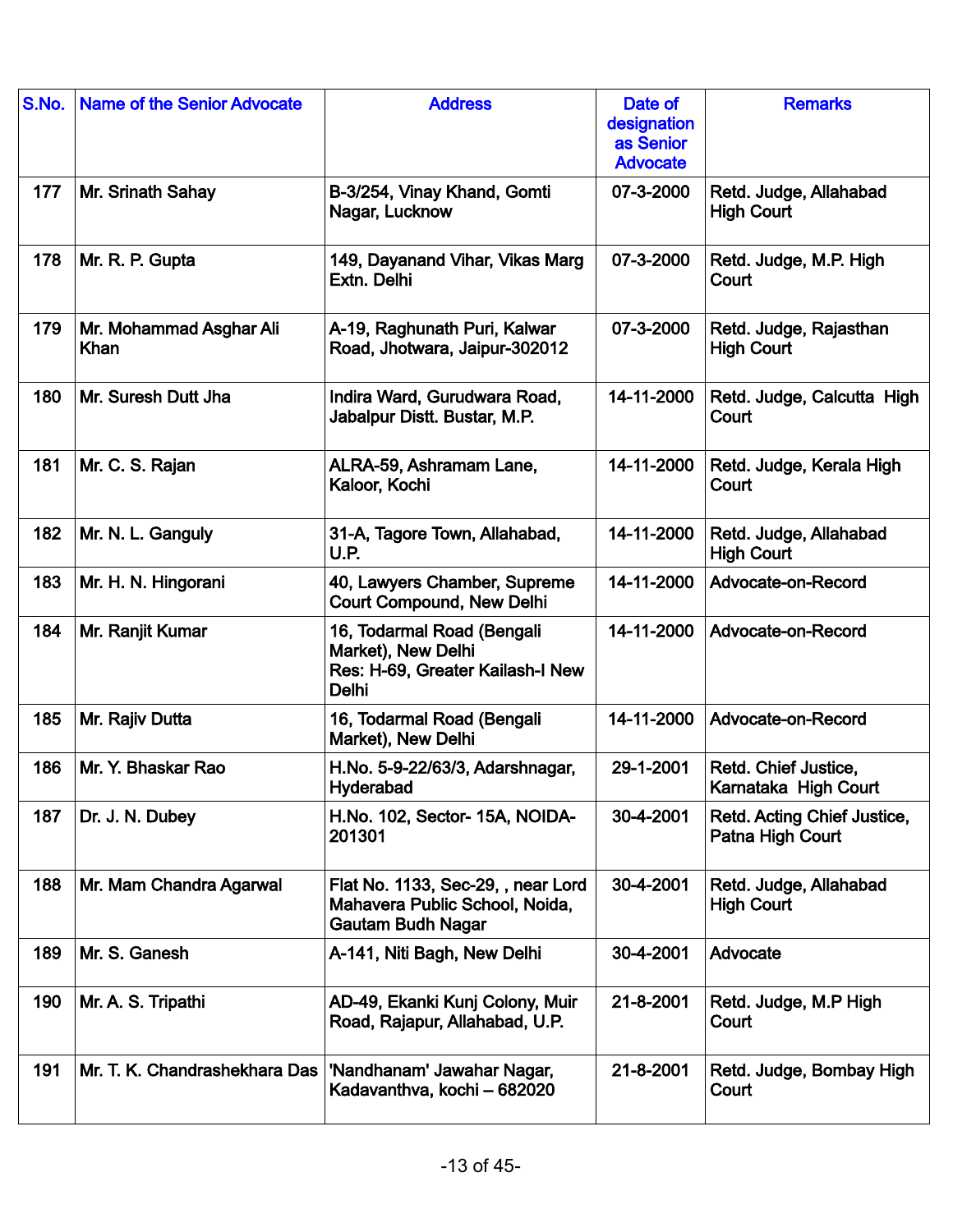| S.No. | Name of the Senior Advocate | Address | Date of designation as Senior Advocate | Remarks |
|---|---|---|---|---|
| 177 | Mr. Srinath Sahay | B-3/254, Vinay Khand, Gomti Nagar, Lucknow | 07-3-2000 | Retd. Judge, Allahabad High Court |
| 178 | Mr. R. P. Gupta | 149, Dayanand Vihar, Vikas Marg Extn. Delhi | 07-3-2000 | Retd. Judge, M.P. High Court |
| 179 | Mr. Mohammad Asghar Ali Khan | A-19, Raghunath Puri, Kalwar Road, Jhotwara, Jaipur-302012 | 07-3-2000 | Retd. Judge, Rajasthan High Court |
| 180 | Mr. Suresh Dutt Jha | Indira Ward, Gurudwara Road, Jabalpur Distt. Bustar, M.P. | 14-11-2000 | Retd. Judge, Calcutta High Court |
| 181 | Mr. C. S. Rajan | ALRA-59, Ashramam Lane, Kaloor, Kochi | 14-11-2000 | Retd. Judge, Kerala High Court |
| 182 | Mr. N. L. Ganguly | 31-A, Tagore Town, Allahabad, U.P. | 14-11-2000 | Retd. Judge, Allahabad High Court |
| 183 | Mr. H. N. Hingorani | 40, Lawyers Chamber, Supreme Court Compound, New Delhi | 14-11-2000 | Advocate-on-Record |
| 184 | Mr. Ranjit Kumar | 16, Todarmal Road (Bengali Market), New Delhi<br>Res: H-69, Greater Kailash-I New Delhi | 14-11-2000 | Advocate-on-Record |
| 185 | Mr. Rajiv Dutta | 16, Todarmal Road (Bengali Market), New Delhi | 14-11-2000 | Advocate-on-Record |
| 186 | Mr. Y. Bhaskar Rao | H.No. 5-9-22/63/3, Adarshnagar, Hyderabad | 29-1-2001 | Retd. Chief Justice, Karnataka High Court |
| 187 | Dr. J. N. Dubey | H.No. 102, Sector- 15A, NOIDA-201301 | 30-4-2001 | Retd. Acting Chief Justice, Patna High Court |
| 188 | Mr. Mam Chandra Agarwal | Flat No. 1133, Sec-29, , near Lord Mahavera Public School, Noida, Gautam Budh Nagar | 30-4-2001 | Retd. Judge, Allahabad High Court |
| 189 | Mr. S. Ganesh | A-141, Niti Bagh, New Delhi | 30-4-2001 | Advocate |
| 190 | Mr. A. S. Tripathi | AD-49, Ekanki Kunj Colony, Muir Road, Rajapur, Allahabad, U.P. | 21-8-2001 | Retd. Judge, M.P High Court |
| 191 | Mr. T. K. Chandrashekhara Das | 'Nandhanam' Jawahar Nagar, Kadavanthva, kochi – 682020 | 21-8-2001 | Retd. Judge, Bombay High Court |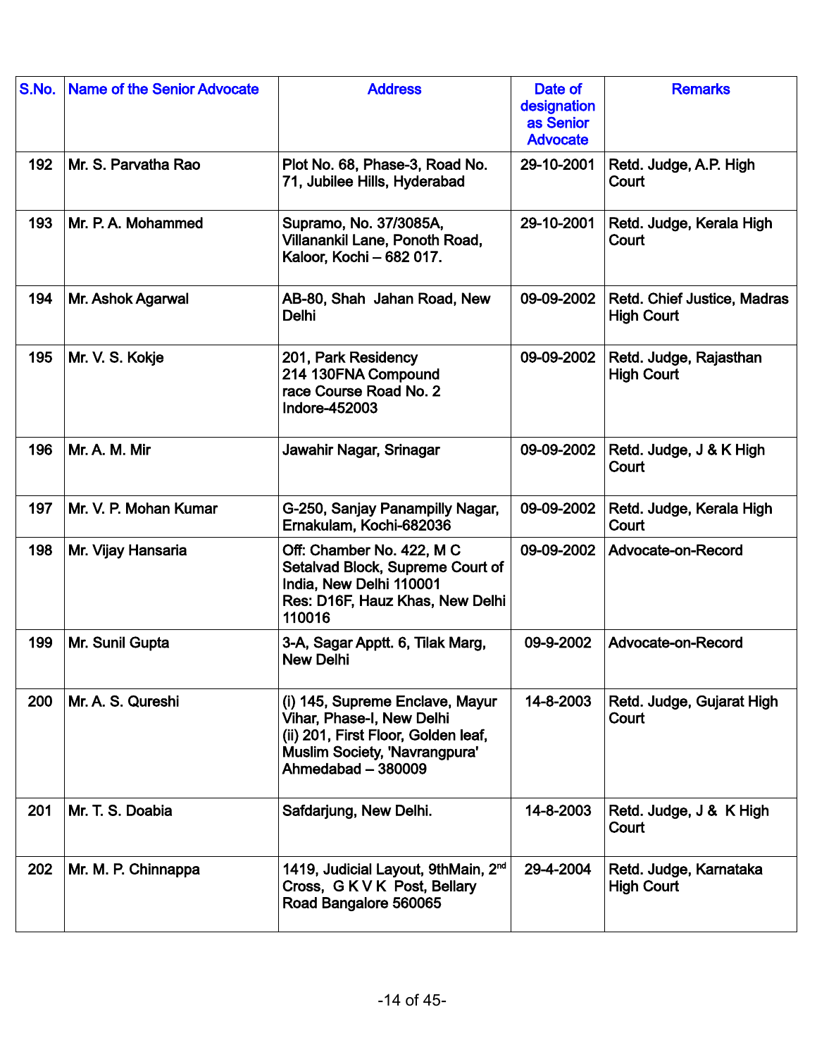| S.No. | Name of the Senior Advocate | Address | Date of designation as Senior Advocate | Remarks |
|---|---|---|---|---|
| 192 | Mr. S. Parvatha Rao | Plot No. 68, Phase-3, Road No. 71, Jubilee Hills, Hyderabad | 29-10-2001 | Retd. Judge, A.P. High Court |
| 193 | Mr. P. A. Mohammed | Supramo, No. 37/3085A, Villanankil Lane, Ponoth Road, Kaloor, Kochi – 682 017. | 29-10-2001 | Retd. Judge, Kerala High Court |
| 194 | Mr. Ashok Agarwal | AB-80, Shah Jahan Road, New Delhi | 09-09-2002 | Retd. Chief Justice, Madras High Court |
| 195 | Mr. V. S. Kokje | 201, Park Residency 214 130FNA Compound race Course Road No. 2 Indore-452003 | 09-09-2002 | Retd. Judge, Rajasthan High Court |
| 196 | Mr. A. M. Mir | Jawahir Nagar, Srinagar | 09-09-2002 | Retd. Judge, J & K High Court |
| 197 | Mr. V. P. Mohan Kumar | G-250, Sanjay Panampilly Nagar, Ernakulam, Kochi-682036 | 09-09-2002 | Retd. Judge, Kerala High Court |
| 198 | Mr. Vijay Hansaria | Off: Chamber No. 422, M C Setalvad Block, Supreme Court of India, New Delhi 110001<br>Res: D16F, Hauz Khas, New Delhi 110016 | 09-09-2002 | Advocate-on-Record |
| 199 | Mr. Sunil Gupta | 3-A, Sagar Apptt. 6, Tilak Marg, New Delhi | 09-9-2002 | Advocate-on-Record |
| 200 | Mr. A. S. Qureshi | (i) 145, Supreme Enclave, Mayur Vihar, Phase-I, New Delhi<br>(ii) 201, First Floor, Golden leaf, Muslim Society, 'Navrangpura' Ahmedabad – 380009 | 14-8-2003 | Retd. Judge, Gujarat High Court |
| 201 | Mr. T. S. Doabia | Safdarjung, New Delhi. | 14-8-2003 | Retd. Judge, J & K High Court |
| 202 | Mr. M. P. Chinnappa | 1419, Judicial Layout, 9thMain, 2nd Cross, G K V K Post, Bellary Road Bangalore 560065 | 29-4-2004 | Retd. Judge, Karnataka High Court |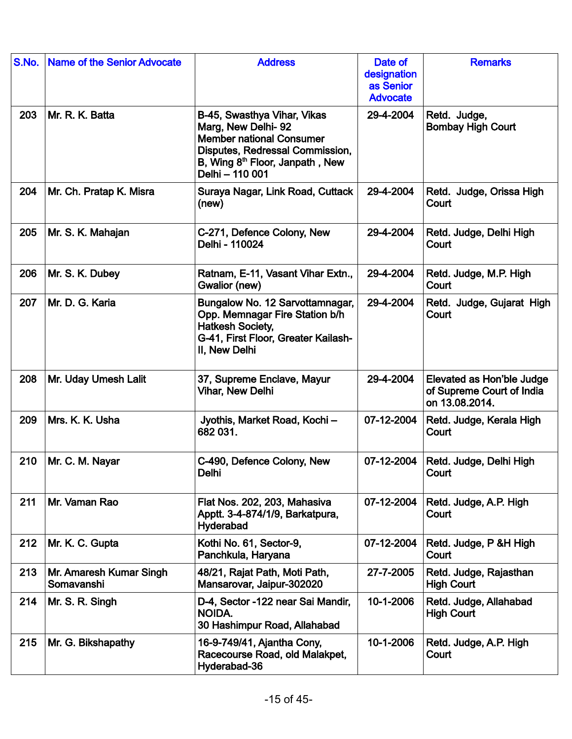| S.No. | Name of the Senior Advocate | Address | Date of designation as Senior Advocate | Remarks |
|---|---|---|---|---|
| 203 | Mr. R. K. Batta | B-45, Swasthya Vihar, Vikas Marg, New Delhi- 92<br>Member national Consumer Disputes, Redressal Commission, B, Wing 8th Floor, Janpath , New Delhi – 110 001 | 29-4-2004 | Retd. Judge, Bombay High Court |
| 204 | Mr. Ch. Pratap K. Misra | Suraya Nagar, Link Road, Cuttack (new) | 29-4-2004 | Retd. Judge, Orissa High Court |
| 205 | Mr. S. K. Mahajan | C-271, Defence Colony, New Delhi - 110024 | 29-4-2004 | Retd. Judge, Delhi High Court |
| 206 | Mr. S. K. Dubey | Ratnam, E-11, Vasant Vihar Extn., Gwalior (new) | 29-4-2004 | Retd. Judge, M.P. High Court |
| 207 | Mr. D. G. Karia | Bungalow No. 12 Sarvottamnagar, Opp. Memnagar Fire Station b/h Hatkesh Society,<br>G-41, First Floor, Greater Kailash-II, New Delhi | 29-4-2004 | Retd. Judge, Gujarat High Court |
| 208 | Mr. Uday Umesh Lalit | 37, Supreme Enclave, Mayur Vihar, New Delhi | 29-4-2004 | Elevated as Hon'ble Judge of Supreme Court of India on 13.08.2014. |
| 209 | Mrs. K. K. Usha | Jyothis, Market Road, Kochi – 682 031. | 07-12-2004 | Retd. Judge, Kerala High Court |
| 210 | Mr. C. M. Nayar | C-490, Defence Colony, New Delhi | 07-12-2004 | Retd. Judge, Delhi High Court |
| 211 | Mr. Vaman Rao | Flat Nos. 202, 203, Mahasiva Apptt. 3-4-874/1/9, Barkatpura, Hyderabad | 07-12-2004 | Retd. Judge, A.P. High Court |
| 212 | Mr. K. C. Gupta | Kothi No. 61, Sector-9, Panchkula, Haryana | 07-12-2004 | Retd. Judge, P &H High Court |
| 213 | Mr. Amaresh Kumar Singh Somavanshi | 48/21, Rajat Path, Moti Path, Mansarovar, Jaipur-302020 | 27-7-2005 | Retd. Judge, Rajasthan High Court |
| 214 | Mr. S. R. Singh | D-4, Sector -122 near Sai Mandir, NOIDA.<br>30 Hashimpur Road, Allahabad | 10-1-2006 | Retd. Judge, Allahabad High Court |
| 215 | Mr. G. Bikshapathy | 16-9-749/41, Ajantha Cony, Racecourse Road, old Malakpet, Hyderabad-36 | 10-1-2006 | Retd. Judge, A.P. High Court |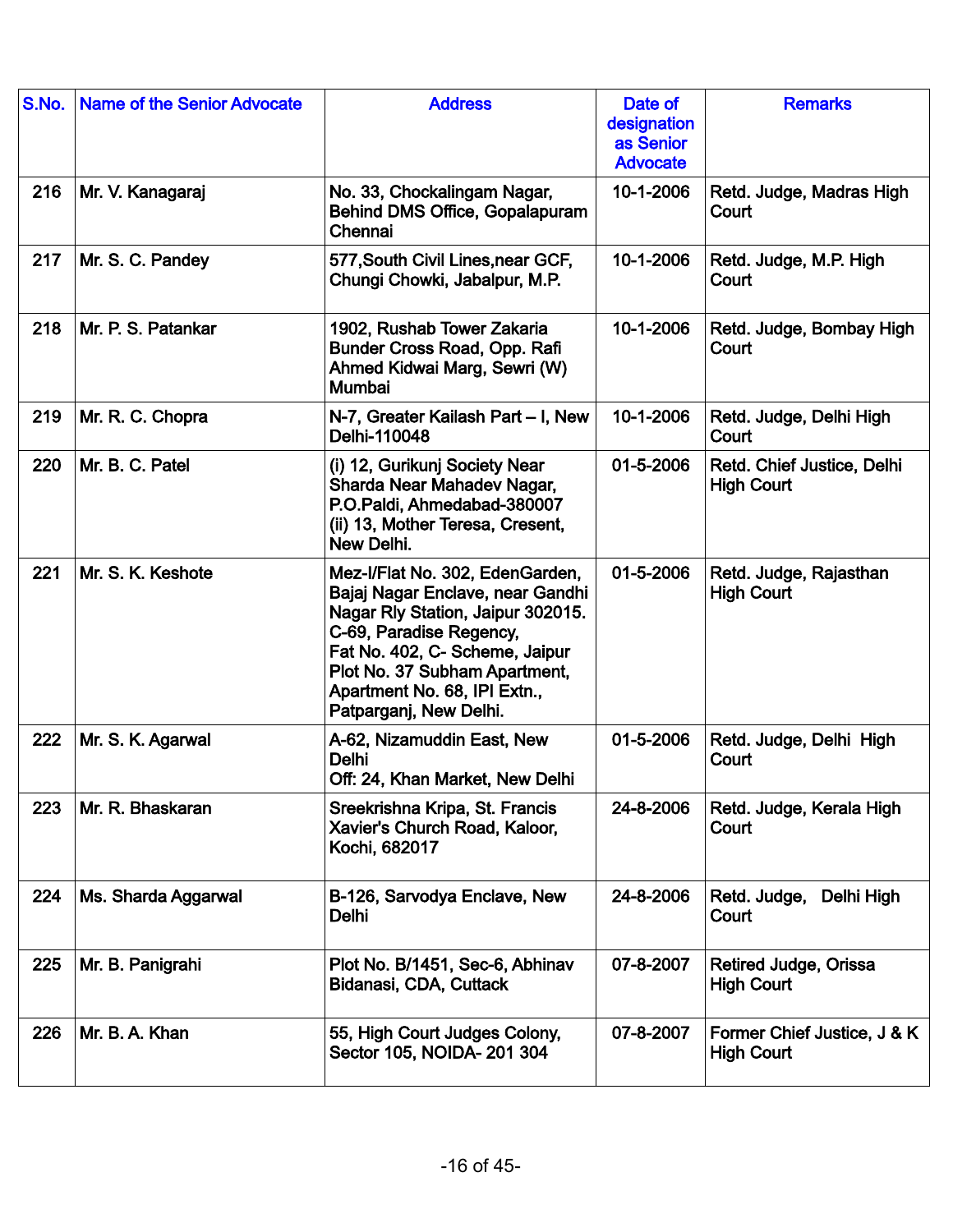| S.No. | Name of the Senior Advocate | Address | Date of designation as Senior Advocate | Remarks |
|---|---|---|---|---|
| 216 | Mr. V. Kanagaraj | No. 33, Chockalingam Nagar, Behind DMS Office, Gopalapuram Chennai | 10-1-2006 | Retd. Judge, Madras High Court |
| 217 | Mr. S. C. Pandey | 577,South Civil Lines,near GCF, Chungi Chowki, Jabalpur, M.P. | 10-1-2006 | Retd. Judge, M.P. High Court |
| 218 | Mr. P. S. Patankar | 1902, Rushab Tower Zakaria Bunder Cross Road, Opp. Rafi Ahmed Kidwai Marg, Sewri (W) Mumbai | 10-1-2006 | Retd. Judge, Bombay High Court |
| 219 | Mr. R. C. Chopra | N-7, Greater Kailash Part – I, New Delhi-110048 | 10-1-2006 | Retd. Judge, Delhi High Court |
| 220 | Mr. B. C. Patel | (i) 12, Gurikunj Society Near Sharda Near Mahadev Nagar, P.O.Paldi, Ahmedabad-380007<br>(ii) 13, Mother Teresa, Cresent, New Delhi. | 01-5-2006 | Retd. Chief Justice, Delhi High Court |
| 221 | Mr. S. K. Keshote | Mez-I/Flat No. 302, EdenGarden, Bajaj Nagar Enclave, near Gandhi Nagar Rly Station, Jaipur 302015.<br>C-69, Paradise Regency, Fat No. 402, C- Scheme, Jaipur<br>Plot No. 37 Subham Apartment, Apartment No. 68, IPI Extn., Patparganj, New Delhi. | 01-5-2006 | Retd. Judge, Rajasthan High Court |
| 222 | Mr. S. K. Agarwal | A-62, Nizamuddin East, New Delhi<br>Off: 24, Khan Market, New Delhi | 01-5-2006 | Retd. Judge, Delhi High Court |
| 223 | Mr. R. Bhaskaran | Sreekrishna Kripa, St. Francis Xavier's Church Road, Kaloor, Kochi, 682017 | 24-8-2006 | Retd. Judge, Kerala High Court |
| 224 | Ms. Sharda Aggarwal | B-126, Sarvodya Enclave, New Delhi | 24-8-2006 | Retd. Judge, Delhi High Court |
| 225 | Mr. B. Panigrahi | Plot No. B/1451, Sec-6, Abhinav Bidanasi, CDA, Cuttack | 07-8-2007 | Retired Judge, Orissa High Court |
| 226 | Mr. B. A. Khan | 55, High Court Judges Colony, Sector 105, NOIDA- 201 304 | 07-8-2007 | Former Chief Justice, J & K High Court |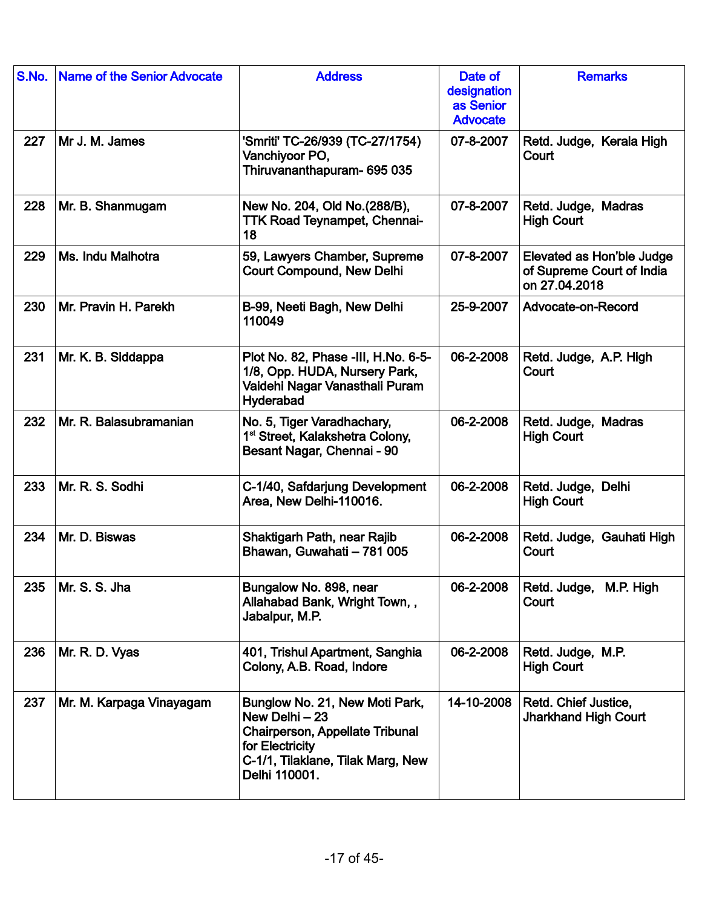| S.No. | Name of the Senior Advocate | Address | Date of designation as Senior Advocate | Remarks |
|---|---|---|---|---|
| 227 | Mr J. M. James | 'Smriti' TC-26/939 (TC-27/1754) Vanchiyoor PO, Thiruvananthapuram- 695 035 | 07-8-2007 | Retd. Judge, Kerala High Court |
| 228 | Mr. B. Shanmugam | New No. 204, Old No.(288/B), TTK Road Teynampet, Chennai-18 | 07-8-2007 | Retd. Judge, Madras High Court |
| 229 | Ms. Indu Malhotra | 59, Lawyers Chamber, Supreme Court Compound, New Delhi | 07-8-2007 | Elevated as Hon'ble Judge of Supreme Court of India on 27.04.2018 |
| 230 | Mr. Pravin H. Parekh | B-99, Neeti Bagh, New Delhi 110049 | 25-9-2007 | Advocate-on-Record |
| 231 | Mr. K. B. Siddappa | Plot No. 82, Phase -III, H.No. 6-5-1/8, Opp. HUDA, Nursery Park, Vaidehi Nagar Vanasthali Puram Hyderabad | 06-2-2008 | Retd. Judge, A.P. High Court |
| 232 | Mr. R. Balasubramanian | No. 5, Tiger Varadhachary, 1st Street, Kalakshetra Colony, Besant Nagar, Chennai - 90 | 06-2-2008 | Retd. Judge, Madras High Court |
| 233 | Mr. R. S. Sodhi | C-1/40, Safdarjung Development Area, New Delhi-110016. | 06-2-2008 | Retd. Judge, Delhi High Court |
| 234 | Mr. D. Biswas | Shaktigarh Path, near Rajib Bhawan, Guwahati – 781 005 | 06-2-2008 | Retd. Judge, Gauhati High Court |
| 235 | Mr. S. S. Jha | Bungalow No. 898, near Allahabad Bank, Wright Town, , Jabalpur, M.P. | 06-2-2008 | Retd. Judge, M.P. High Court |
| 236 | Mr. R. D. Vyas | 401, Trishul Apartment, Sanghia Colony, A.B. Road, Indore | 06-2-2008 | Retd. Judge, M.P. High Court |
| 237 | Mr. M. Karpaga Vinayagam | Bunglow No. 21, New Moti Park, New Delhi – 23 Chairperson, Appellate Tribunal for Electricity C-1/1, Tilaklane, Tilak Marg, New Delhi 110001. | 14-10-2008 | Retd. Chief Justice, Jharkhand High Court |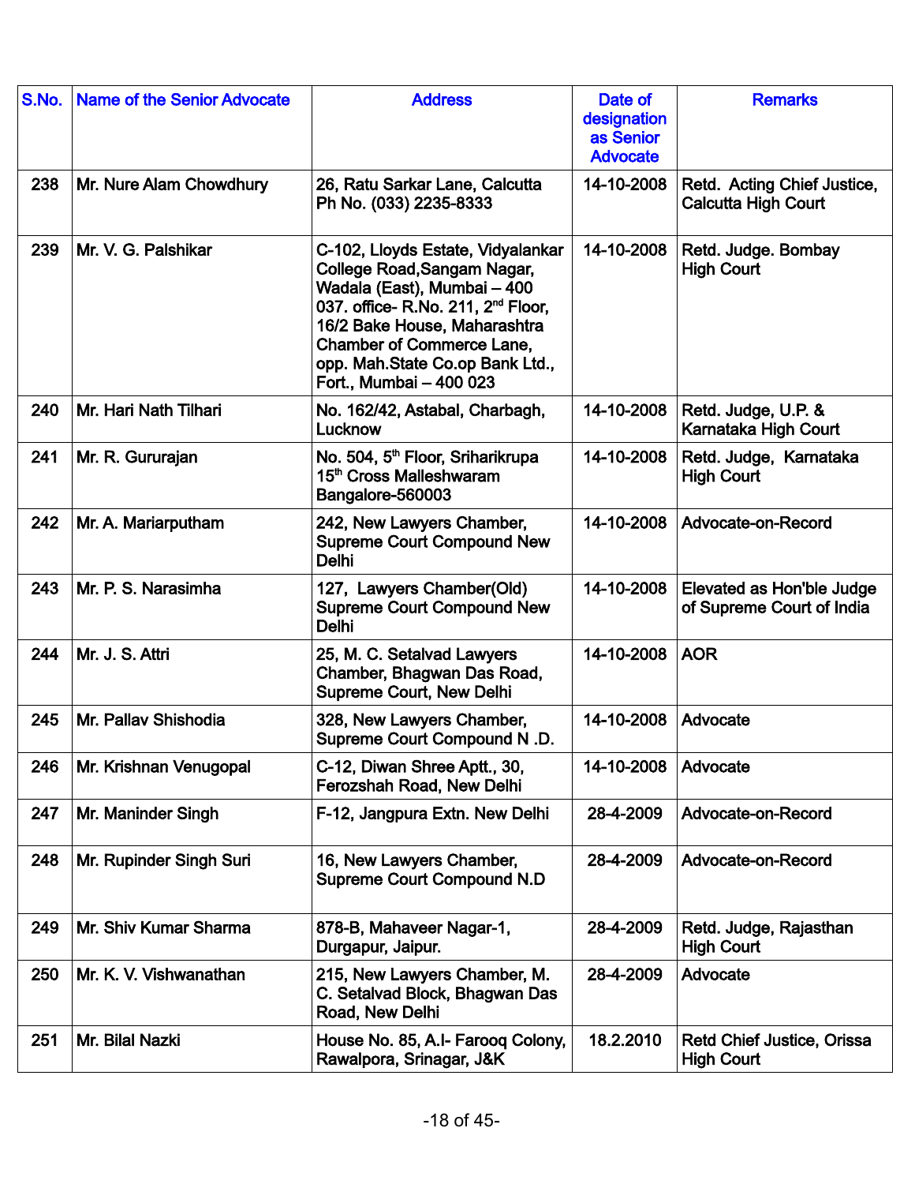| S.No. | Name of the Senior Advocate | Address | Date of designation as Senior Advocate | Remarks |
|---|---|---|---|---|
| 238 | Mr. Nure Alam Chowdhury | 26, Ratu Sarkar Lane, Calcutta Ph No. (033) 2235-8333 | 14-10-2008 | Retd. Acting Chief Justice, Calcutta High Court |
| 239 | Mr. V. G. Palshikar | C-102, Lloyds Estate, Vidyalankar College Road,Sangam Nagar, Wadala (East), Mumbai – 400 037. office- R.No. 211, 2nd Floor, 16/2 Bake House, Maharashtra Chamber of Commerce Lane, opp. Mah.State Co.op Bank Ltd., Fort., Mumbai – 400 023 | 14-10-2008 | Retd. Judge. Bombay High Court |
| 240 | Mr. Hari Nath Tilhari | No. 162/42, Astabal, Charbagh, Lucknow | 14-10-2008 | Retd. Judge, U.P. & Karnataka High Court |
| 241 | Mr. R. Gururajan | No. 504, 5th Floor, Sriharikrupa 15th Cross Malleshwaram Bangalore-560003 | 14-10-2008 | Retd. Judge, Karnataka High Court |
| 242 | Mr. A. Mariarputham | 242, New Lawyers Chamber, Supreme Court Compound New Delhi | 14-10-2008 | Advocate-on-Record |
| 243 | Mr. P. S. Narasimha | 127, Lawyers Chamber(Old) Supreme Court Compound New Delhi | 14-10-2008 | Elevated as Hon'ble Judge of Supreme Court of India |
| 244 | Mr. J. S. Attri | 25, M. C. Setalvad Lawyers Chamber, Bhagwan Das Road, Supreme Court, New Delhi | 14-10-2008 | AOR |
| 245 | Mr. Pallav Shishodia | 328, New Lawyers Chamber, Supreme Court Compound N .D. | 14-10-2008 | Advocate |
| 246 | Mr. Krishnan Venugopal | C-12, Diwan Shree Aptt., 30, Ferozshah Road, New Delhi | 14-10-2008 | Advocate |
| 247 | Mr. Maninder Singh | F-12, Jangpura Extn. New Delhi | 28-4-2009 | Advocate-on-Record |
| 248 | Mr. Rupinder Singh Suri | 16, New Lawyers Chamber, Supreme Court Compound N.D | 28-4-2009 | Advocate-on-Record |
| 249 | Mr. Shiv Kumar Sharma | 878-B, Mahaveer Nagar-1, Durgapur, Jaipur. | 28-4-2009 | Retd. Judge, Rajasthan High Court |
| 250 | Mr. K. V. Vishwanathan | 215, New Lawyers Chamber, M. C. Setalvad Block, Bhagwan Das Road, New Delhi | 28-4-2009 | Advocate |
| 251 | Mr. Bilal Nazki | House No. 85, A.I- Farooq Colony, Rawalpora, Srinagar, J&K | 18.2.2010 | Retd Chief Justice, Orissa High Court |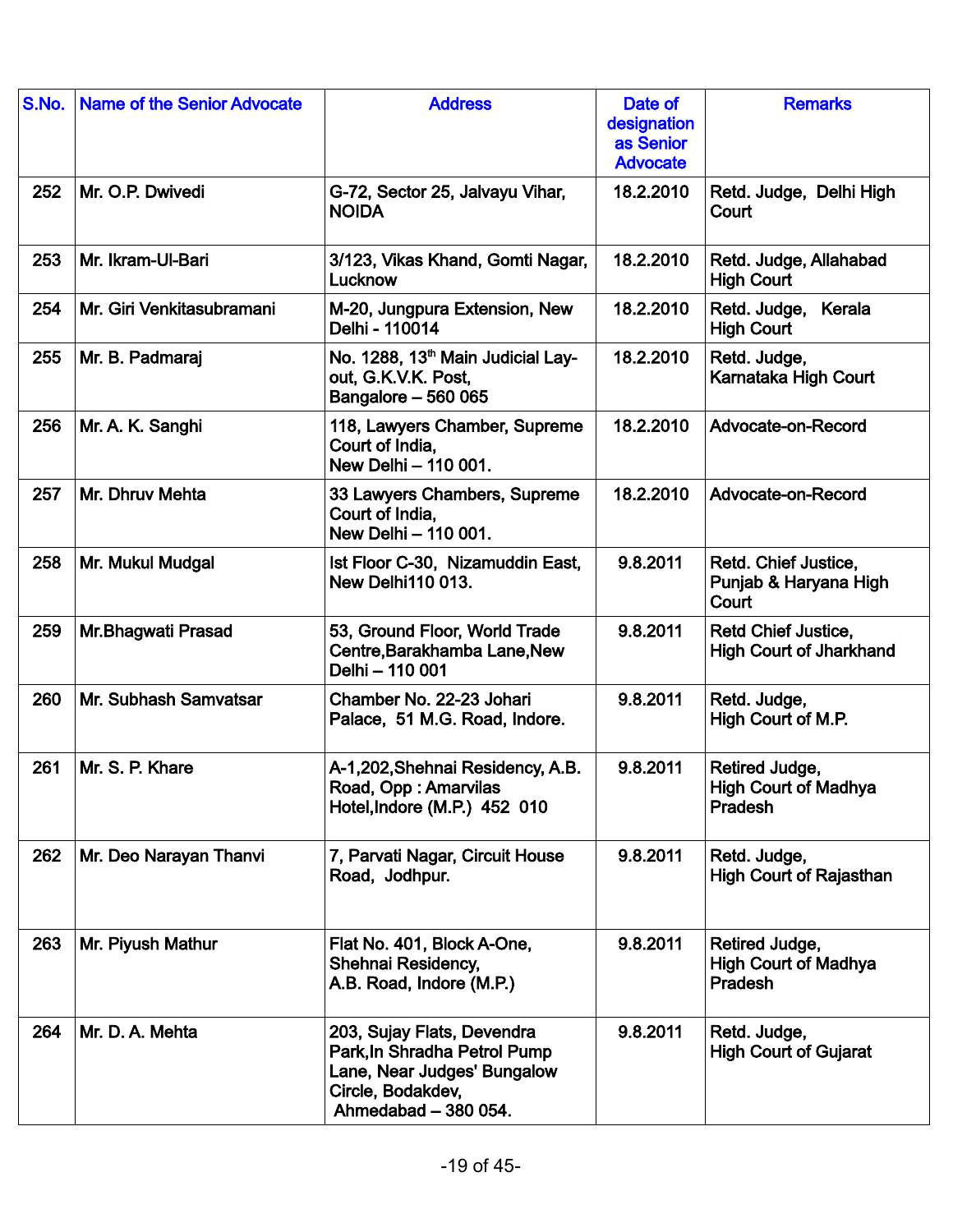| S.No. | Name of the Senior Advocate | Address | Date of designation as Senior Advocate | Remarks |
|---|---|---|---|---|
| 252 | Mr. O.P. Dwivedi | G-72, Sector 25, Jalvayu Vihar, NOIDA | 18.2.2010 | Retd. Judge, Delhi High Court |
| 253 | Mr. Ikram-Ul-Bari | 3/123, Vikas Khand, Gomti Nagar, Lucknow | 18.2.2010 | Retd. Judge, Allahabad High Court |
| 254 | Mr. Giri Venkitasubramani | M-20, Jungpura Extension, New Delhi - 110014 | 18.2.2010 | Retd. Judge, Kerala High Court |
| 255 | Mr. B. Padmaraj | No. 1288, 13th Main Judicial Lay-out, G.K.V.K. Post, Bangalore – 560 065 | 18.2.2010 | Retd. Judge, Karnataka High Court |
| 256 | Mr. A. K. Sanghi | 118, Lawyers Chamber, Supreme Court of India, New Delhi – 110 001. | 18.2.2010 | Advocate-on-Record |
| 257 | Mr. Dhruv Mehta | 33 Lawyers Chambers, Supreme Court of India, New Delhi – 110 001. | 18.2.2010 | Advocate-on-Record |
| 258 | Mr. Mukul Mudgal | Ist Floor C-30, Nizamuddin East, New Delhi110 013. | 9.8.2011 | Retd. Chief Justice, Punjab & Haryana High Court |
| 259 | Mr.Bhagwati Prasad | 53, Ground Floor, World Trade Centre,Barakhamba Lane,New Delhi – 110 001 | 9.8.2011 | Retd Chief Justice, High Court of Jharkhand |
| 260 | Mr. Subhash Samvatsar | Chamber No. 22-23 Johari Palace, 51 M.G. Road, Indore. | 9.8.2011 | Retd. Judge, High Court of M.P. |
| 261 | Mr. S. P. Khare | A-1,202,Shehnai Residency, A.B. Road, Opp : Amarvilas Hotel,Indore (M.P.) 452 010 | 9.8.2011 | Retired Judge, High Court of Madhya Pradesh |
| 262 | Mr. Deo Narayan Thanvi | 7, Parvati Nagar, Circuit House Road, Jodhpur. | 9.8.2011 | Retd. Judge, High Court of Rajasthan |
| 263 | Mr. Piyush Mathur | Flat No. 401, Block A-One, Shehnai Residency, A.B. Road, Indore (M.P.) | 9.8.2011 | Retired Judge, High Court of Madhya Pradesh |
| 264 | Mr. D. A. Mehta | 203, Sujay Flats, Devendra Park,In Shradha Petrol Pump Lane, Near Judges' Bungalow Circle, Bodakdev, Ahmedabad – 380 054. | 9.8.2011 | Retd. Judge, High Court of Gujarat |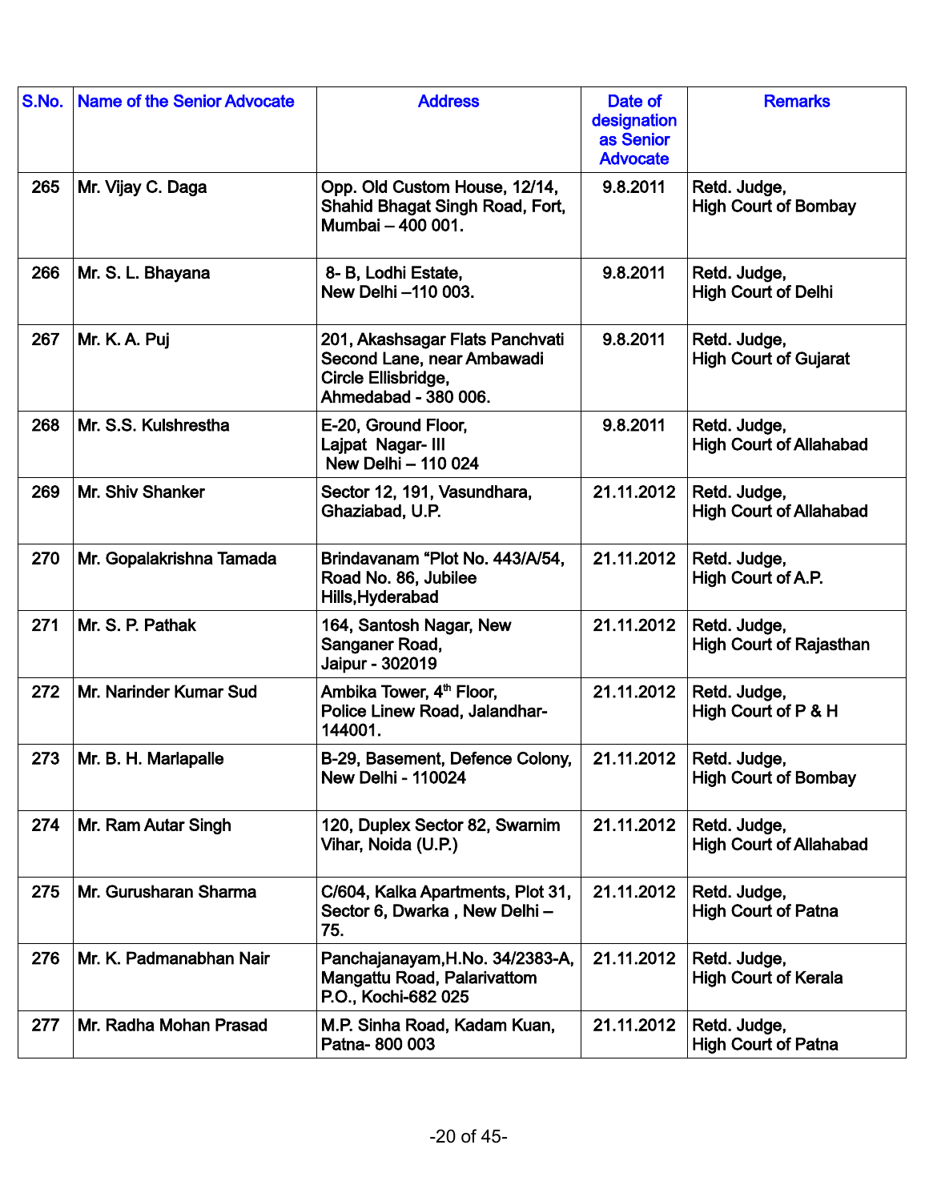| S.No. | Name of the Senior Advocate | Address | Date of designation as Senior Advocate | Remarks |
|---|---|---|---|---|
| 265 | Mr. Vijay C. Daga | Opp. Old Custom House, 12/14, Shahid Bhagat Singh Road, Fort, Mumbai – 400 001. | 9.8.2011 | Retd. Judge, High Court of Bombay |
| 266 | Mr. S. L. Bhayana | 8- B, Lodhi Estate, New Delhi –110 003. | 9.8.2011 | Retd. Judge, High Court of Delhi |
| 267 | Mr. K. A. Puj | 201, Akashsagar Flats Panchvati Second Lane, near Ambawadi Circle Ellisbridge, Ahmedabad - 380 006. | 9.8.2011 | Retd. Judge, High Court of Gujarat |
| 268 | Mr. S.S. Kulshrestha | E-20, Ground Floor, Lajpat Nagar- III New Delhi – 110 024 | 9.8.2011 | Retd. Judge, High Court of Allahabad |
| 269 | Mr. Shiv Shanker | Sector 12, 191, Vasundhara, Ghaziabad, U.P. | 21.11.2012 | Retd. Judge, High Court of Allahabad |
| 270 | Mr. Gopalakrishna Tamada | Brindavanam "Plot No. 443/A/54, Road No. 86, Jubilee Hills,Hyderabad | 21.11.2012 | Retd. Judge, High Court of A.P. |
| 271 | Mr. S. P. Pathak | 164, Santosh Nagar, New Sanganer Road, Jaipur - 302019 | 21.11.2012 | Retd. Judge, High Court of Rajasthan |
| 272 | Mr. Narinder Kumar Sud | Ambika Tower, 4th Floor, Police Linew Road, Jalandhar-144001. | 21.11.2012 | Retd. Judge, High Court of P & H |
| 273 | Mr. B. H. Marlapalle | B-29, Basement, Defence Colony, New Delhi - 110024 | 21.11.2012 | Retd. Judge, High Court of Bombay |
| 274 | Mr. Ram Autar Singh | 120, Duplex Sector 82, Swarnim Vihar, Noida (U.P.) | 21.11.2012 | Retd. Judge, High Court of Allahabad |
| 275 | Mr. Gurusharan Sharma | C/604, Kalka Apartments, Plot 31, Sector 6, Dwarka , New Delhi – 75. | 21.11.2012 | Retd. Judge, High Court of Patna |
| 276 | Mr. K. Padmanabhan Nair | Panchajanayam,H.No. 34/2383-A, Mangattu Road, Palarivattom P.O., Kochi-682 025 | 21.11.2012 | Retd. Judge, High Court of Kerala |
| 277 | Mr. Radha Mohan Prasad | M.P. Sinha Road, Kadam Kuan, Patna- 800 003 | 21.11.2012 | Retd. Judge, High Court of Patna |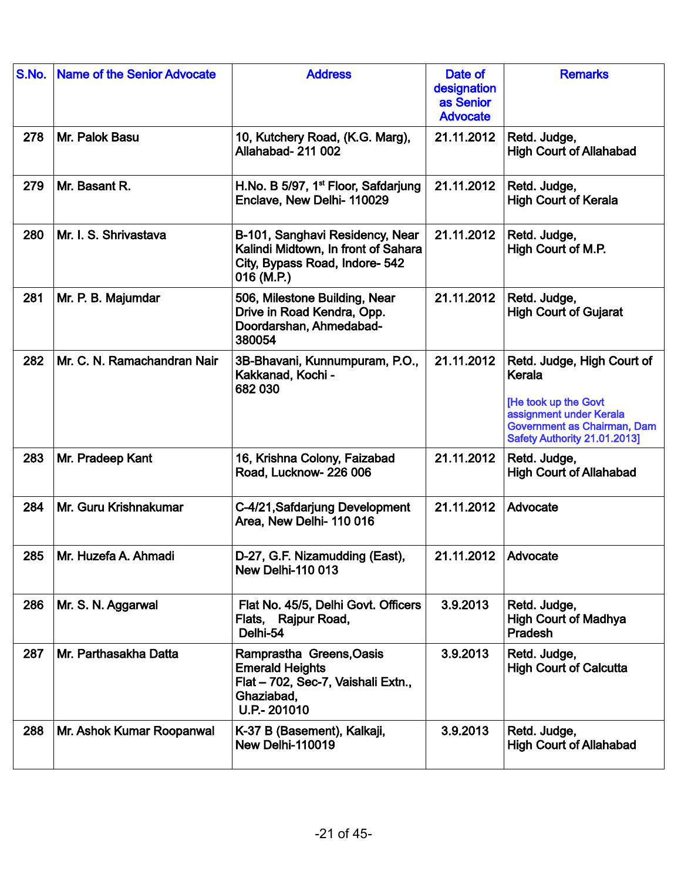| S.No. | Name of the Senior Advocate | Address | Date of designation as Senior Advocate | Remarks |
|---|---|---|---|---|
| 278 | Mr. Palok Basu | 10, Kutchery Road, (K.G. Marg), Allahabad- 211 002 | 21.11.2012 | Retd. Judge, High Court of Allahabad |
| 279 | Mr. Basant R. | H.No. B 5/97, 1st Floor, Safdarjung Enclave, New Delhi- 110029 | 21.11.2012 | Retd. Judge, High Court of Kerala |
| 280 | Mr. I. S. Shrivastava | B-101, Sanghavi Residency, Near Kalindi Midtown, In front of Sahara City, Bypass Road, Indore- 542 016 (M.P.) | 21.11.2012 | Retd. Judge, High Court of M.P. |
| 281 | Mr. P. B. Majumdar | 506, Milestone Building, Near Drive in Road Kendra, Opp. Doordarshan, Ahmedabad- 380054 | 21.11.2012 | Retd. Judge, High Court of Gujarat |
| 282 | Mr. C. N. Ramachandran Nair | 3B-Bhavani, Kunnumpuram, P.O., Kakkanad, Kochi - 682 030 | 21.11.2012 | Retd. Judge, High Court of Kerala [He took up the Govt assignment under Kerala Government as Chairman, Dam Safety Authority 21.01.2013] |
| 283 | Mr. Pradeep Kant | 16, Krishna Colony, Faizabad Road, Lucknow- 226 006 | 21.11.2012 | Retd. Judge, High Court of Allahabad |
| 284 | Mr. Guru Krishnakumar | C-4/21,Safdarjung Development Area, New Delhi- 110 016 | 21.11.2012 | Advocate |
| 285 | Mr. Huzefa A. Ahmadi | D-27, G.F. Nizamudding (East), New Delhi-110 013 | 21.11.2012 | Advocate |
| 286 | Mr. S. N. Aggarwal | Flat No. 45/5, Delhi Govt. Officers Flats, Rajpur Road, Delhi-54 | 3.9.2013 | Retd. Judge, High Court of Madhya Pradesh |
| 287 | Mr. Parthasakha Datta | Ramprastha Greens,Oasis Emerald Heights Flat – 702, Sec-7, Vaishali Extn., Ghaziabad, U.P.- 201010 | 3.9.2013 | Retd. Judge, High Court of Calcutta |
| 288 | Mr. Ashok Kumar Roopanwal | K-37 B (Basement), Kalkaji, New Delhi-110019 | 3.9.2013 | Retd. Judge, High Court of Allahabad |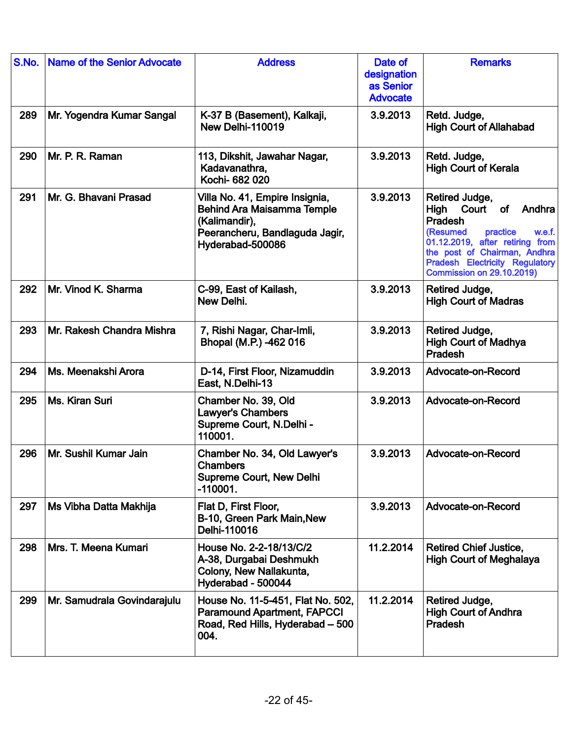| S.No. | Name of the Senior Advocate | Address | Date of designation as Senior Advocate | Remarks |
|---|---|---|---|---|
| 289 | Mr. Yogendra Kumar Sangal | K-37 B (Basement), Kalkaji, New Delhi-110019 | 3.9.2013 | Retd. Judge, High Court of Allahabad |
| 290 | Mr. P. R. Raman | 113, Dikshit, Jawahar Nagar, Kadavanathra, Kochi- 682 020 | 3.9.2013 | Retd. Judge, High Court of Kerala |
| 291 | Mr. G. Bhavani Prasad | Villa No. 41, Empire Insignia, Behind Ara Maisamma Temple (Kalimandir), Peerancheru, Bandlaguda Jagir, Hyderabad-500086 | 3.9.2013 | Retired Judge, High Court of Andhra Pradesh (Resumed practice w.e.f. 01.12.2019, after retiring from the post of Chairman, Andhra Pradesh Electricity Regulatory Commission on 29.10.2019) |
| 292 | Mr. Vinod K. Sharma | C-99, East of Kailash, New Delhi. | 3.9.2013 | Retired Judge, High Court of Madras |
| 293 | Mr. Rakesh Chandra Mishra | 7, Rishi Nagar, Char-Imli, Bhopal (M.P.) -462 016 | 3.9.2013 | Retired Judge, High Court of Madhya Pradesh |
| 294 | Ms. Meenakshi Arora | D-14, First Floor, Nizamuddin East, N.Delhi-13 | 3.9.2013 | Advocate-on-Record |
| 295 | Ms. Kiran Suri | Chamber No. 39, Old Lawyer's Chambers Supreme Court, N.Delhi - 110001. | 3.9.2013 | Advocate-on-Record |
| 296 | Mr. Sushil Kumar Jain | Chamber No. 34, Old Lawyer's Chambers Supreme Court, New Delhi -110001. | 3.9.2013 | Advocate-on-Record |
| 297 | Ms Vibha Datta Makhija | Flat D, First Floor, B-10, Green Park Main,New Delhi-110016 | 3.9.2013 | Advocate-on-Record |
| 298 | Mrs. T. Meena Kumari | House No. 2-2-18/13/C/2 A-38, Durgabai Deshmukh Colony, New Nallakunta, Hyderabad - 500044 | 11.2.2014 | Retired Chief Justice, High Court of Meghalaya |
| 299 | Mr. Samudrala Govindarajulu | House No. 11-5-451, Flat No. 502, Paramound Apartment, FAPCCI Road, Red Hills, Hyderabad – 500 004. | 11.2.2014 | Retired Judge, High Court of Andhra Pradesh |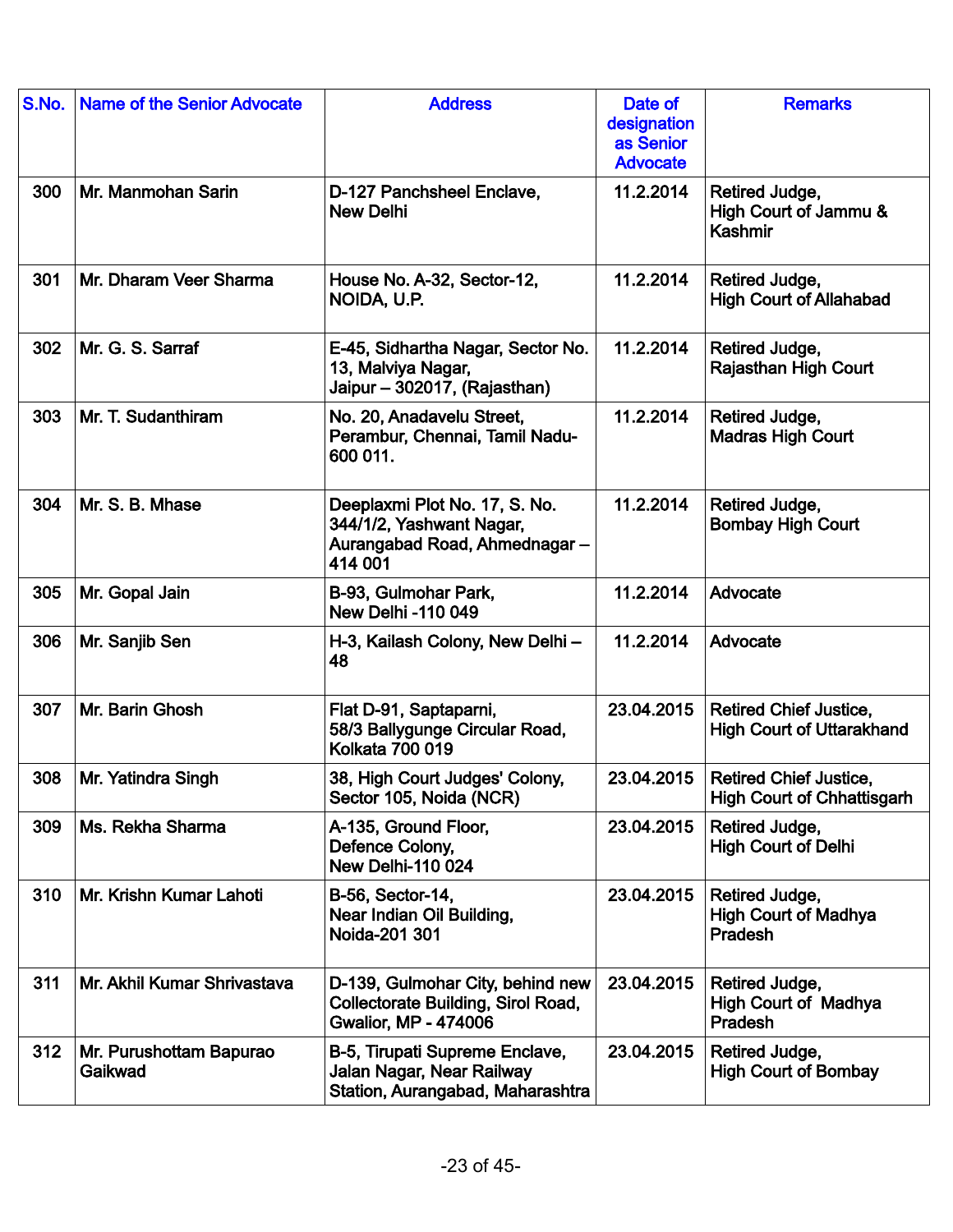| S.No. | Name of the Senior Advocate | Address | Date of designation as Senior Advocate | Remarks |
|---|---|---|---|---|
| 300 | Mr. Manmohan Sarin | D-127 Panchsheel Enclave, New Delhi | 11.2.2014 | Retired Judge, High Court of Jammu & Kashmir |
| 301 | Mr. Dharam Veer Sharma | House No. A-32, Sector-12, NOIDA, U.P. | 11.2.2014 | Retired Judge, High Court of Allahabad |
| 302 | Mr. G. S. Sarraf | E-45, Sidhartha Nagar, Sector No. 13, Malviya Nagar, Jaipur – 302017, (Rajasthan) | 11.2.2014 | Retired Judge, Rajasthan High Court |
| 303 | Mr. T. Sudanthiram | No. 20, Anadavelu Street, Perambur, Chennai, Tamil Nadu-600 011. | 11.2.2014 | Retired Judge, Madras High Court |
| 304 | Mr. S. B. Mhase | Deeplaxmi Plot No. 17, S. No. 344/1/2, Yashwant Nagar, Aurangabad Road, Ahmednagar – 414 001 | 11.2.2014 | Retired Judge, Bombay High Court |
| 305 | Mr. Gopal Jain | B-93, Gulmohar Park, New Delhi -110 049 | 11.2.2014 | Advocate |
| 306 | Mr. Sanjib Sen | H-3, Kailash Colony, New Delhi – 48 | 11.2.2014 | Advocate |
| 307 | Mr. Barin Ghosh | Flat D-91, Saptaparni, 58/3 Ballygunge Circular Road, Kolkata 700 019 | 23.04.2015 | Retired Chief Justice, High Court of Uttarakhand |
| 308 | Mr. Yatindra Singh | 38, High Court Judges' Colony, Sector 105, Noida (NCR) | 23.04.2015 | Retired Chief Justice, High Court of Chhattisgarh |
| 309 | Ms. Rekha Sharma | A-135, Ground Floor, Defence Colony, New Delhi-110 024 | 23.04.2015 | Retired Judge, High Court of Delhi |
| 310 | Mr. Krishn Kumar Lahoti | B-56, Sector-14, Near Indian Oil Building, Noida-201 301 | 23.04.2015 | Retired Judge, High Court of Madhya Pradesh |
| 311 | Mr. Akhil Kumar Shrivastava | D-139, Gulmohar City, behind new Collectorate Building, Sirol Road, Gwalior, MP - 474006 | 23.04.2015 | Retired Judge, High Court of Madhya Pradesh |
| 312 | Mr. Purushottam Bapurao Gaikwad | B-5, Tirupati Supreme Enclave, Jalan Nagar, Near Railway Station, Aurangabad, Maharashtra | 23.04.2015 | Retired Judge, High Court of Bombay |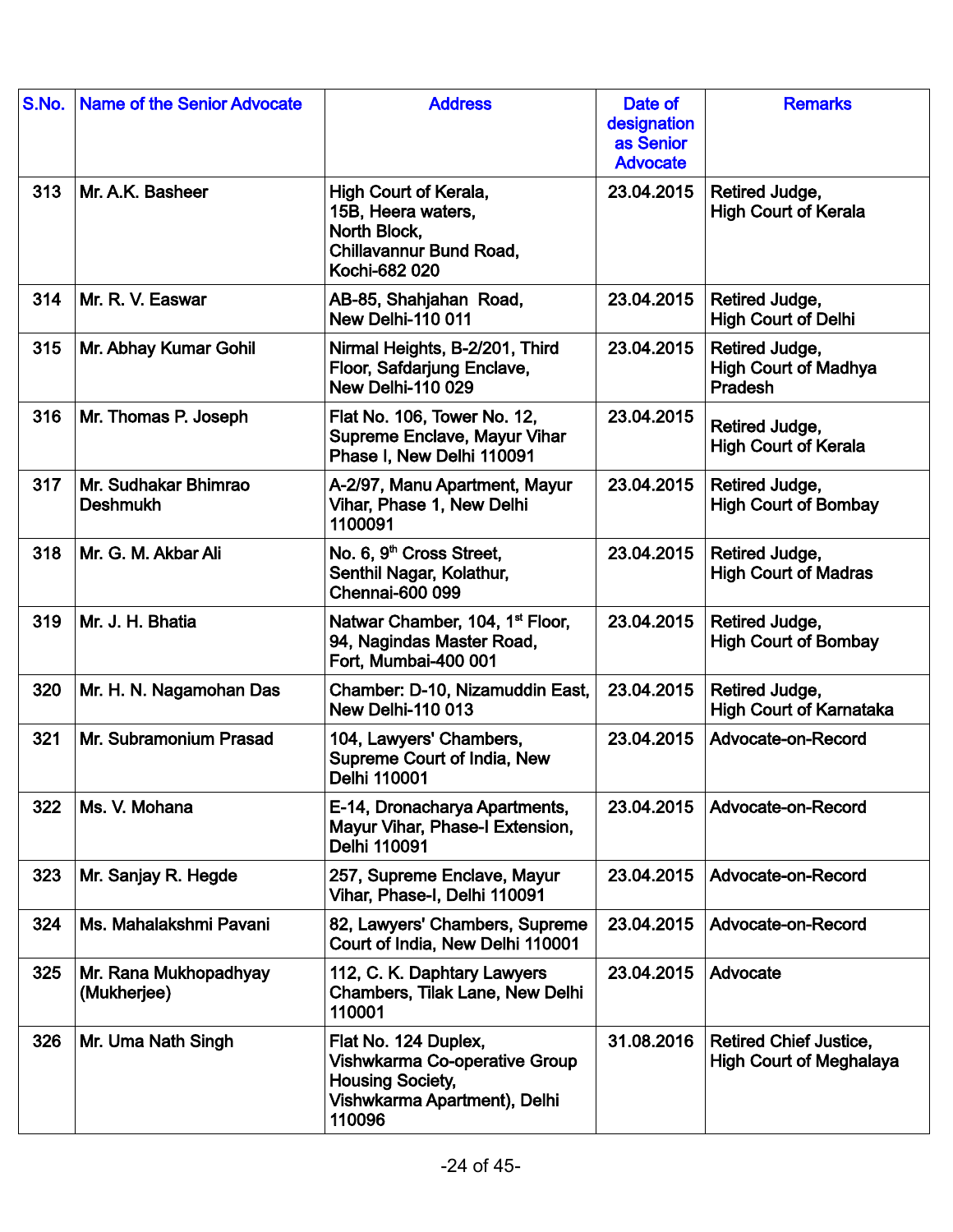| S.No. | Name of the Senior Advocate | Address | Date of designation as Senior Advocate | Remarks |
|---|---|---|---|---|
| 313 | Mr. A.K. Basheer | High Court of Kerala, 15B, Heera waters, North Block, Chillavannur Bund Road, Kochi-682 020 | 23.04.2015 | Retired Judge, High Court of Kerala |
| 314 | Mr. R. V. Easwar | AB-85, Shahjahan Road, New Delhi-110 011 | 23.04.2015 | Retired Judge, High Court of Delhi |
| 315 | Mr. Abhay Kumar Gohil | Nirmal Heights, B-2/201, Third Floor, Safdarjung Enclave, New Delhi-110 029 | 23.04.2015 | Retired Judge, High Court of Madhya Pradesh |
| 316 | Mr. Thomas P. Joseph | Flat No. 106, Tower No. 12, Supreme Enclave, Mayur Vihar Phase I, New Delhi 110091 | 23.04.2015 | Retired Judge, High Court of Kerala |
| 317 | Mr. Sudhakar Bhimrao Deshmukh | A-2/97, Manu Apartment, Mayur Vihar, Phase 1, New Delhi 1100091 | 23.04.2015 | Retired Judge, High Court of Bombay |
| 318 | Mr. G. M. Akbar Ali | No. 6, 9th Cross Street, Senthil Nagar, Kolathur, Chennai-600 099 | 23.04.2015 | Retired Judge, High Court of Madras |
| 319 | Mr. J. H. Bhatia | Natwar Chamber, 104, 1st Floor, 94, Nagindas Master Road, Fort, Mumbai-400 001 | 23.04.2015 | Retired Judge, High Court of Bombay |
| 320 | Mr. H. N. Nagamohan Das | Chamber: D-10, Nizamuddin East, New Delhi-110 013 | 23.04.2015 | Retired Judge, High Court of Karnataka |
| 321 | Mr. Subramonium Prasad | 104, Lawyers' Chambers, Supreme Court of India, New Delhi 110001 | 23.04.2015 | Advocate-on-Record |
| 322 | Ms. V. Mohana | E-14, Dronacharya Apartments, Mayur Vihar, Phase-I Extension, Delhi 110091 | 23.04.2015 | Advocate-on-Record |
| 323 | Mr. Sanjay R. Hegde | 257, Supreme Enclave, Mayur Vihar, Phase-I, Delhi 110091 | 23.04.2015 | Advocate-on-Record |
| 324 | Ms. Mahalakshmi Pavani | 82, Lawyers' Chambers, Supreme Court of India, New Delhi 110001 | 23.04.2015 | Advocate-on-Record |
| 325 | Mr. Rana Mukhopadhyay (Mukherjee) | 112, C. K. Daphtary Lawyers Chambers, Tilak Lane, New Delhi 110001 | 23.04.2015 | Advocate |
| 326 | Mr. Uma Nath Singh | Flat No. 124 Duplex, Vishwkarma Co-operative Group Housing Society, Vishwkarma Apartment), Delhi 110096 | 31.08.2016 | Retired Chief Justice, High Court of Meghalaya |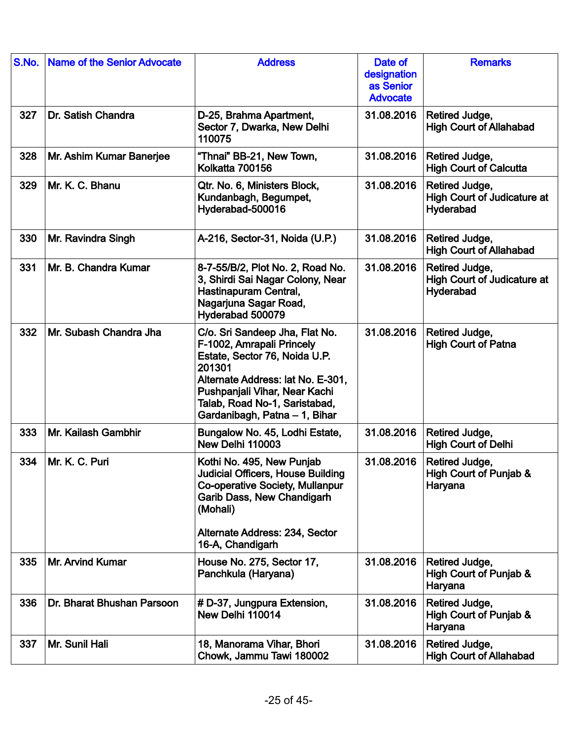| S.No. | Name of the Senior Advocate | Address | Date of designation as Senior Advocate | Remarks |
|---|---|---|---|---|
| 327 | Dr. Satish Chandra | D-25, Brahma Apartment, Sector 7, Dwarka, New Delhi 110075 | 31.08.2016 | Retired Judge, High Court of Allahabad |
| 328 | Mr. Ashim Kumar Banerjee | "Thnai" BB-21, New Town, Kolkatta 700156 | 31.08.2016 | Retired Judge, High Court of Calcutta |
| 329 | Mr. K. C. Bhanu | Qtr. No. 6, Ministers Block, Kundanbagh, Begumpet, Hyderabad-500016 | 31.08.2016 | Retired Judge, High Court of Judicature at Hyderabad |
| 330 | Mr. Ravindra Singh | A-216, Sector-31, Noida (U.P.) | 31.08.2016 | Retired Judge, High Court of Allahabad |
| 331 | Mr. B. Chandra Kumar | 8-7-55/B/2, Plot No. 2, Road No. 3, Shirdi Sai Nagar Colony, Near Hastinapuram Central, Nagarjuna Sagar Road, Hyderabad 500079 | 31.08.2016 | Retired Judge, High Court of Judicature at Hyderabad |
| 332 | Mr. Subash Chandra Jha | C/o. Sri Sandeep Jha, Flat No. F-1002, Amrapali Princely Estate, Sector 76, Noida U.P. 201301 Alternate Address: lat No. E-301, Pushpanjali Vihar, Near Kachi Talab, Road No-1, Saristabad, Gardanibagh, Patna – 1, Bihar | 31.08.2016 | Retired Judge, High Court of Patna |
| 333 | Mr. Kailash Gambhir | Bungalow No. 45, Lodhi Estate, New Delhi 110003 | 31.08.2016 | Retired Judge, High Court of Delhi |
| 334 | Mr. K. C. Puri | Kothi No. 495, New Punjab Judicial Officers, House Building Co-operative Society, Mullanpur Garib Dass, New Chandigarh (Mohali) Alternate Address: 234, Sector 16-A, Chandigarh | 31.08.2016 | Retired Judge, High Court of Punjab & Haryana |
| 335 | Mr. Arvind Kumar | House No. 275, Sector 17, Panchkula (Haryana) | 31.08.2016 | Retired Judge, High Court of Punjab & Haryana |
| 336 | Dr. Bharat Bhushan Parsoon | # D-37, Jungpura Extension, New Delhi 110014 | 31.08.2016 | Retired Judge, High Court of Punjab & Haryana |
| 337 | Mr. Sunil Hali | 18, Manorama Vihar, Bhori Chowk, Jammu Tawi 180002 | 31.08.2016 | Retired Judge, High Court of Allahabad |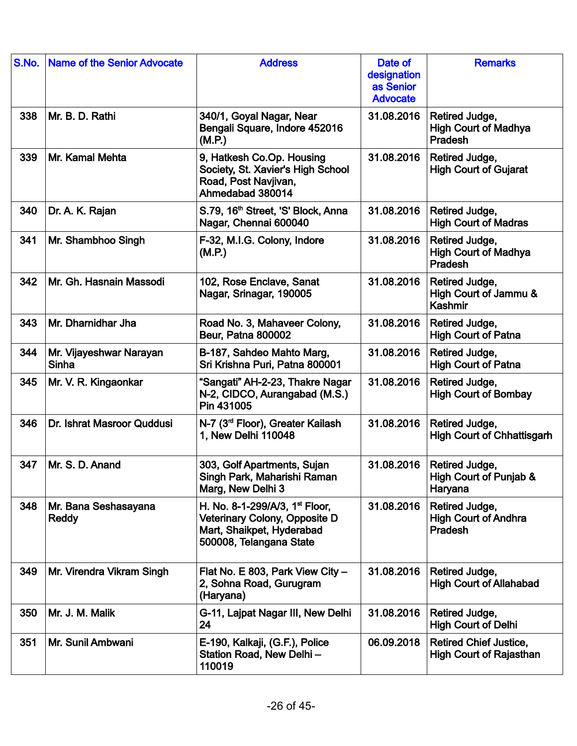| S.No. | Name of the Senior Advocate | Address | Date of designation as Senior Advocate | Remarks |
|---|---|---|---|---|
| 338 | Mr. B. D. Rathi | 340/1, Goyal Nagar, Near Bengali Square, Indore 452016 (M.P.) | 31.08.2016 | Retired Judge, High Court of Madhya Pradesh |
| 339 | Mr. Kamal Mehta | 9, Hatkesh Co.Op. Housing Society, St. Xavier's High School Road, Post Navjivan, Ahmedabad 380014 | 31.08.2016 | Retired Judge, High Court of Gujarat |
| 340 | Dr. A. K. Rajan | S.79, 16th Street, 'S' Block, Anna Nagar, Chennai 600040 | 31.08.2016 | Retired Judge, High Court of Madras |
| 341 | Mr. Shambhoo Singh | F-32, M.I.G. Colony, Indore (M.P.) | 31.08.2016 | Retired Judge, High Court of Madhya Pradesh |
| 342 | Mr. Gh. Hasnain Massodi | 102, Rose Enclave, Sanat Nagar, Srinagar, 190005 | 31.08.2016 | Retired Judge, High Court of Jammu & Kashmir |
| 343 | Mr. Dharnidhar Jha | Road No. 3, Mahaveer Colony, Beur, Patna 800002 | 31.08.2016 | Retired Judge, High Court of Patna |
| 344 | Mr. Vijayeshwar Narayan Sinha | B-187, Sahdeo Mahto Marg, Sri Krishna Puri, Patna 800001 | 31.08.2016 | Retired Judge, High Court of Patna |
| 345 | Mr. V. R. Kingaonkar | "Sangati" AH-2-23, Thakre Nagar N-2, CIDCO, Aurangabad (M.S.) Pin 431005 | 31.08.2016 | Retired Judge, High Court of Bombay |
| 346 | Dr. Ishrat Masroor Quddusi | N-7 (3rd Floor), Greater Kailash 1, New Delhi 110048 | 31.08.2016 | Retired Judge, High Court of Chhattisgarh |
| 347 | Mr. S. D. Anand | 303, Golf Apartments, Sujan Singh Park, Maharishi Raman Marg, New Delhi 3 | 31.08.2016 | Retired Judge, High Court of Punjab & Haryana |
| 348 | Mr. Bana Seshasayana Reddy | H. No. 8-1-299/A/3, 1st Floor, Veterinary Colony, Opposite D Mart, Shaikpet, Hyderabad 500008, Telangana State | 31.08.2016 | Retired Judge, High Court of Andhra Pradesh |
| 349 | Mr. Virendra Vikram Singh | Flat No. E 803, Park View City – 2, Sohna Road, Gurugram (Haryana) | 31.08.2016 | Retired Judge, High Court of Allahabad |
| 350 | Mr. J. M. Malik | G-11, Lajpat Nagar III, New Delhi 24 | 31.08.2016 | Retired Judge, High Court of Delhi |
| 351 | Mr. Sunil Ambwani | E-190, Kalkaji, (G.F.), Police Station Road, New Delhi – 110019 | 06.09.2018 | Retired Chief Justice, High Court of Rajasthan |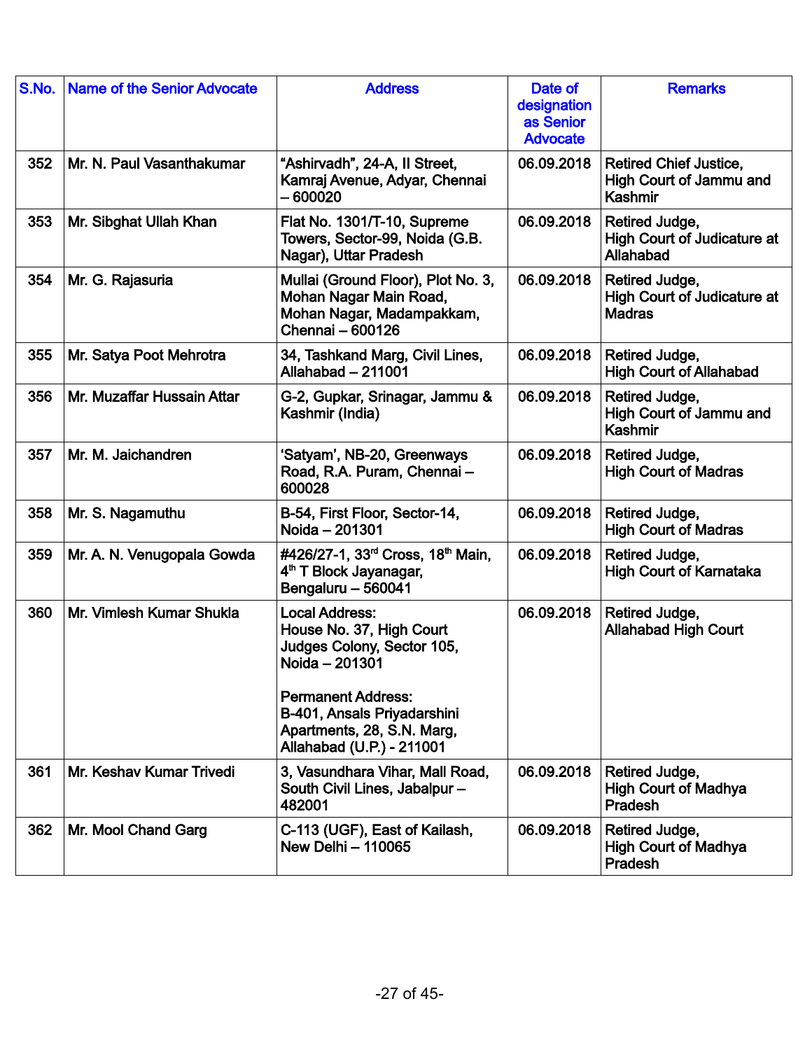| S.No. | Name of the Senior Advocate | Address | Date of designation as Senior Advocate | Remarks |
|---|---|---|---|---|
| 352 | Mr. N. Paul Vasanthakumar | "Ashirvadh", 24-A, II Street, Kamraj Avenue, Adyar, Chennai – 600020 | 06.09.2018 | Retired Chief Justice, High Court of Jammu and Kashmir |
| 353 | Mr. Sibghat Ullah Khan | Flat No. 1301/T-10, Supreme Towers, Sector-99, Noida (G.B. Nagar), Uttar Pradesh | 06.09.2018 | Retired Judge, High Court of Judicature at Allahabad |
| 354 | Mr. G. Rajasuria | Mullai (Ground Floor), Plot No. 3, Mohan Nagar Main Road, Mohan Nagar, Madampakkam, Chennai – 600126 | 06.09.2018 | Retired Judge, High Court of Judicature at Madras |
| 355 | Mr. Satya Poot Mehrotra | 34, Tashkand Marg, Civil Lines, Allahabad – 211001 | 06.09.2018 | Retired Judge, High Court of Allahabad |
| 356 | Mr. Muzaffar Hussain Attar | G-2, Gupkar, Srinagar, Jammu & Kashmir (India) | 06.09.2018 | Retired Judge, High Court of Jammu and Kashmir |
| 357 | Mr. M. Jaichandren | 'Satyam', NB-20, Greenways Road, R.A. Puram, Chennai – 600028 | 06.09.2018 | Retired Judge, High Court of Madras |
| 358 | Mr. S. Nagamuthu | B-54, First Floor, Sector-14, Noida – 201301 | 06.09.2018 | Retired Judge, High Court of Madras |
| 359 | Mr. A. N. Venugopala Gowda | #426/27-1, 33rd Cross, 18th Main, 4th T Block Jayanagar, Bengaluru – 560041 | 06.09.2018 | Retired Judge, High Court of Karnataka |
| 360 | Mr. Vimlesh Kumar Shukla | Local Address: House No. 37, High Court Judges Colony, Sector 105, Noida – 201301<br><br>Permanent Address: B-401, Ansals Priyadarshini Apartments, 28, S.N. Marg, Allahabad (U.P.) - 211001 | 06.09.2018 | Retired Judge, Allahabad High Court |
| 361 | Mr. Keshav Kumar Trivedi | 3, Vasundhara Vihar, Mall Road, South Civil Lines, Jabalpur – 482001 | 06.09.2018 | Retired Judge, High Court of Madhya Pradesh |
| 362 | Mr. Mool Chand Garg | C-113 (UGF), East of Kailash, New Delhi – 110065 | 06.09.2018 | Retired Judge, High Court of Madhya Pradesh |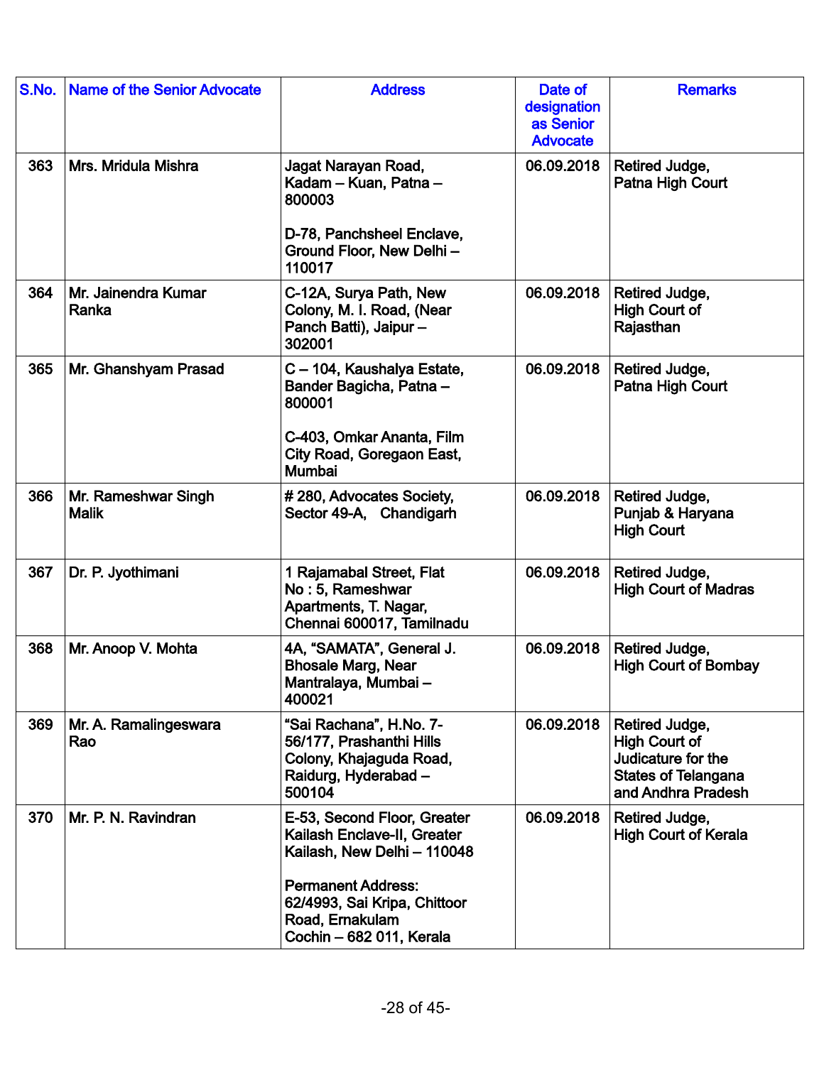| S.No. | Name of the Senior Advocate | Address | Date of designation as Senior Advocate | Remarks |
|---|---|---|---|---|
| 363 | Mrs. Mridula Mishra | Jagat Narayan Road, Kadam – Kuan, Patna – 800003<br><br>D-78, Panchsheel Enclave, Ground Floor, New Delhi – 110017 | 06.09.2018 | Retired Judge, Patna High Court |
| 364 | Mr. Jainendra Kumar Ranka | C-12A, Surya Path, New Colony, M. I. Road, (Near Panch Batti), Jaipur – 302001 | 06.09.2018 | Retired Judge, High Court of Rajasthan |
| 365 | Mr. Ghanshyam Prasad | C – 104, Kaushalya Estate, Bander Bagicha, Patna – 800001<br><br>C-403, Omkar Ananta, Film City Road, Goregaon East, Mumbai | 06.09.2018 | Retired Judge, Patna High Court |
| 366 | Mr. Rameshwar Singh Malik | # 280, Advocates Society, Sector 49-A, Chandigarh | 06.09.2018 | Retired Judge, Punjab & Haryana High Court |
| 367 | Dr. P. Jyothimani | 1 Rajamabal Street, Flat No : 5, Rameshwar Apartments, T. Nagar, Chennai 600017, Tamilnadu | 06.09.2018 | Retired Judge, High Court of Madras |
| 368 | Mr. Anoop V. Mohta | 4A, "SAMATA", General J. Bhosale Marg, Near Mantralaya, Mumbai – 400021 | 06.09.2018 | Retired Judge, High Court of Bombay |
| 369 | Mr. A. Ramalingeswara Rao | "Sai Rachana", H.No. 7-56/177, Prashanthi Hills Colony, Khajaguda Road, Raidurg, Hyderabad – 500104 | 06.09.2018 | Retired Judge, High Court of Judicature for the States of Telangana and Andhra Pradesh |
| 370 | Mr. P. N. Ravindran | E-53, Second Floor, Greater Kailash Enclave-II, Greater Kailash, New Delhi – 110048<br><br>Permanent Address: 62/4993, Sai Kripa, Chittoor Road, Ernakulam Cochin – 682 011, Kerala | 06.09.2018 | Retired Judge, High Court of Kerala |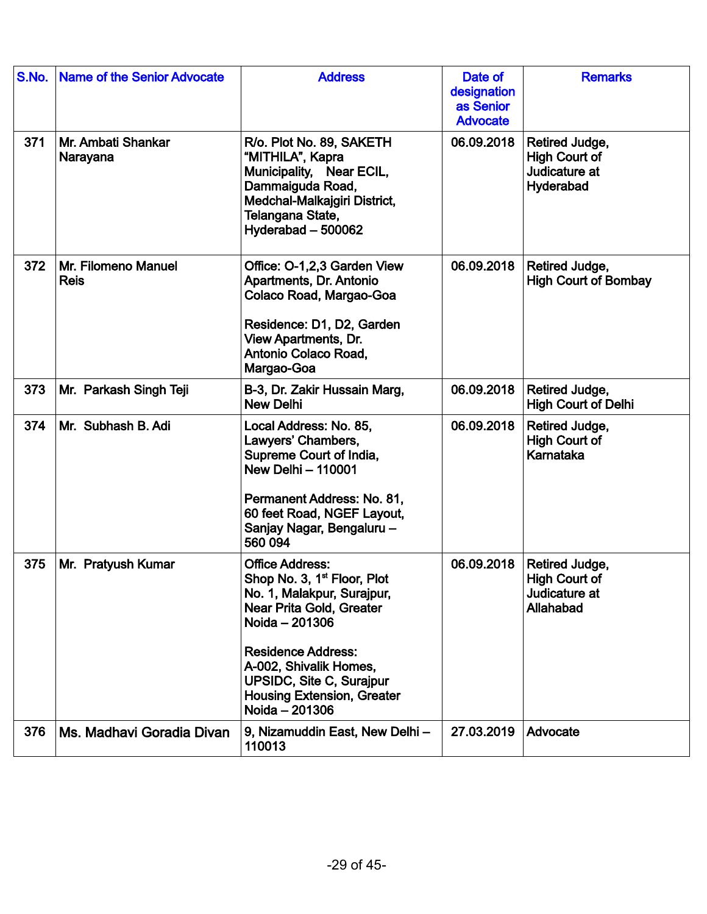| S.No. | Name of the Senior Advocate | Address | Date of designation as Senior Advocate | Remarks |
|---|---|---|---|---|
| 371 | Mr. Ambati Shankar Narayana | R/o. Plot No. 89, SAKETH "MITHILA", Kapra Municipality, Near ECIL, Dammaiguda Road, Medchal-Malkajgiri District, Telangana State, Hyderabad – 500062 | 06.09.2018 | Retired Judge, High Court of Judicature at Hyderabad |
| 372 | Mr. Filomeno Manuel Reis | Office: O-1,2,3 Garden View Apartments, Dr. Antonio Colaco Road, Margao-Goa<br><br>Residence: D1, D2, Garden View Apartments, Dr. Antonio Colaco Road, Margao-Goa | 06.09.2018 | Retired Judge, High Court of Bombay |
| 373 | Mr. Parkash Singh Teji | B-3, Dr. Zakir Hussain Marg, New Delhi | 06.09.2018 | Retired Judge, High Court of Delhi |
| 374 | Mr. Subhash B. Adi | Local Address: No. 85, Lawyers' Chambers, Supreme Court of India, New Delhi – 110001<br><br>Permanent Address: No. 81, 60 feet Road, NGEF Layout, Sanjay Nagar, Bengaluru – 560 094 | 06.09.2018 | Retired Judge, High Court of Karnataka |
| 375 | Mr. Pratyush Kumar | Office Address:<br>Shop No. 3, 1st Floor, Plot No. 1, Malakpur, Surajpur, Near Prita Gold, Greater Noida – 201306<br><br>Residence Address:<br>A-002, Shivalik Homes, UPSIDC, Site C, Surajpur Housing Extension, Greater Noida – 201306 | 06.09.2018 | Retired Judge, High Court of Judicature at Allahabad |
| 376 | Ms. Madhavi Goradia Divan | 9, Nizamuddin East, New Delhi – 110013 | 27.03.2019 | Advocate |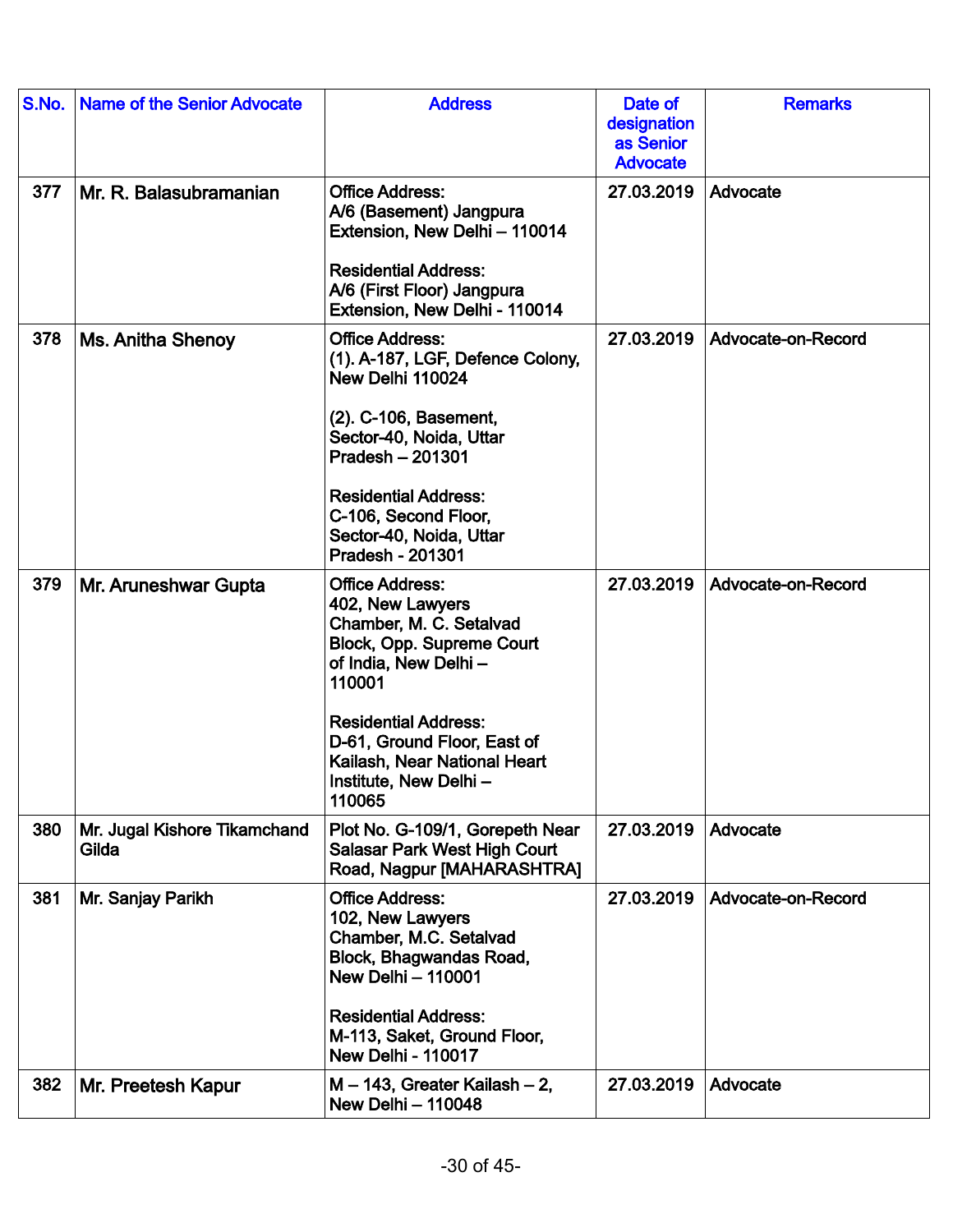| S.No. | Name of the Senior Advocate | Address | Date of designation as Senior Advocate | Remarks |
|---|---|---|---|---|
| 377 | Mr. R. Balasubramanian | Office Address:<br>A/6 (Basement) Jangpura Extension, New Delhi – 110014<br><br>Residential Address:<br>A/6 (First Floor) Jangpura Extension, New Delhi - 110014 | 27.03.2019 | Advocate |
| 378 | Ms. Anitha Shenoy | Office Address:<br>(1). A-187, LGF, Defence Colony, New Delhi 110024<br><br>(2). C-106, Basement, Sector-40, Noida, Uttar Pradesh – 201301<br><br>Residential Address:<br>C-106, Second Floor, Sector-40, Noida, Uttar Pradesh - 201301 | 27.03.2019 | Advocate-on-Record |
| 379 | Mr. Aruneshwar Gupta | Office Address:<br>402, New Lawyers Chamber, M. C. Setalvad Block, Opp. Supreme Court of India, New Delhi – 110001<br><br>Residential Address:<br>D-61, Ground Floor, East of Kailash, Near National Heart Institute, New Delhi – 110065 | 27.03.2019 | Advocate-on-Record |
| 380 | Mr. Jugal Kishore Tikamchand Gilda | Plot No. G-109/1, Gorepeth Near Salasar Park West High Court Road, Nagpur [MAHARASHTRA] | 27.03.2019 | Advocate |
| 381 | Mr. Sanjay Parikh | Office Address:<br>102, New Lawyers Chamber, M.C. Setalvad Block, Bhagwandas Road, New Delhi – 110001<br><br>Residential Address:<br>M-113, Saket, Ground Floor, New Delhi - 110017 | 27.03.2019 | Advocate-on-Record |
| 382 | Mr. Preetesh Kapur | M – 143, Greater Kailash – 2, New Delhi – 110048 | 27.03.2019 | Advocate |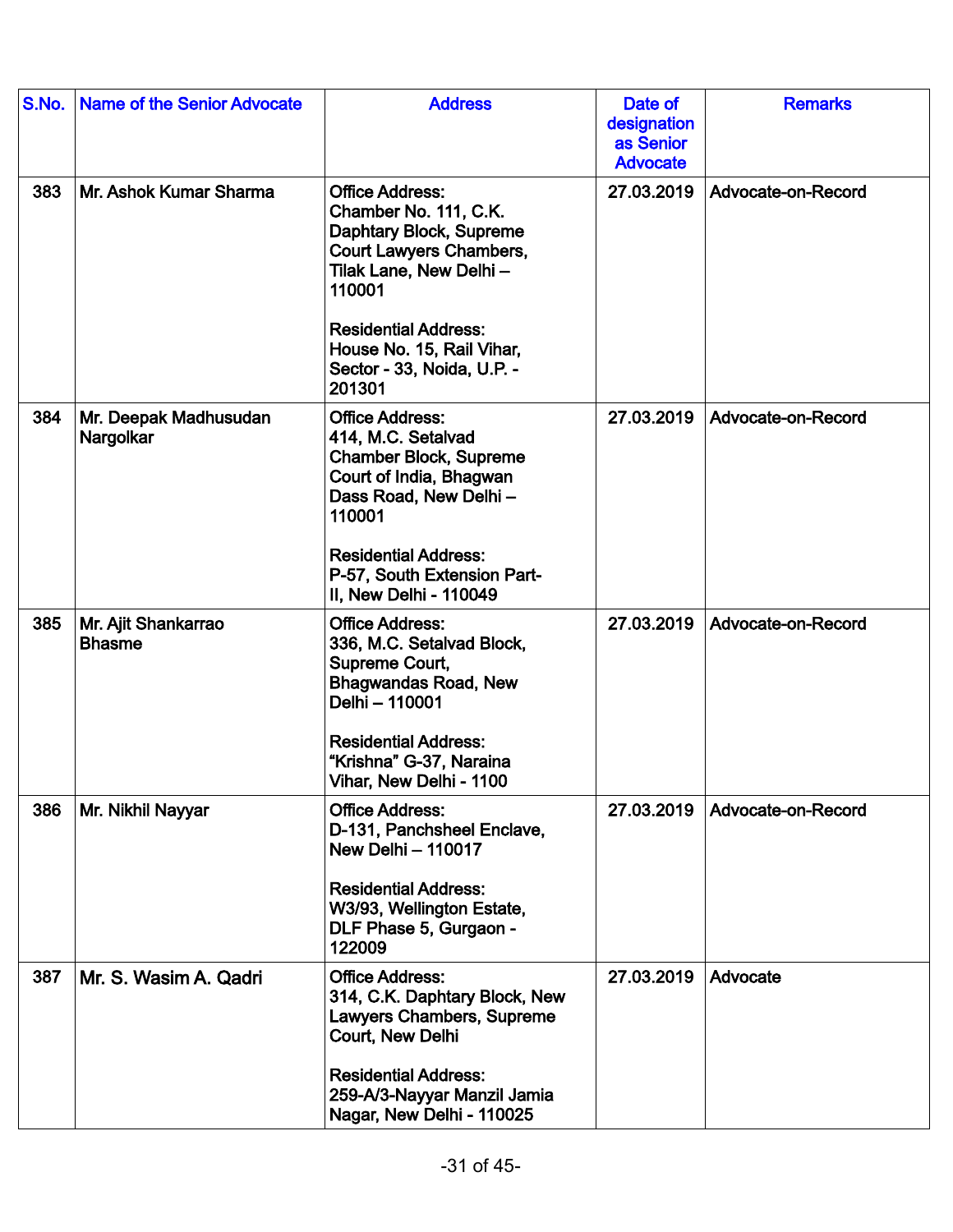| S.No. | Name of the Senior Advocate | Address | Date of designation as Senior Advocate | Remarks |
|---|---|---|---|---|
| 383 | Mr. Ashok Kumar Sharma | **Office Address:** Chamber No. 111, C.K. Daphtary Block, Supreme Court Lawyers Chambers, Tilak Lane, New Delhi – 110001<br><br>**Residential Address:** House No. 15, Rail Vihar, Sector - 33, Noida, U.P. - 201301 | 27.03.2019 | Advocate-on-Record |
| 384 | Mr. Deepak Madhusudan Nargolkar | **Office Address:** 414, M.C. Setalvad Chamber Block, Supreme Court of India, Bhagwan Dass Road, New Delhi – 110001<br><br>**Residential Address:** P-57, South Extension Part-II, New Delhi - 110049 | 27.03.2019 | Advocate-on-Record |
| 385 | Mr. Ajit Shankarrao Bhasme | **Office Address:** 336, M.C. Setalvad Block, Supreme Court, Bhagwandas Road, New Delhi – 110001<br><br>**Residential Address:** "Krishna" G-37, Naraina Vihar, New Delhi - 1100 | 27.03.2019 | Advocate-on-Record |
| 386 | Mr. Nikhil Nayyar | **Office Address:** D-131, Panchsheel Enclave, New Delhi – 110017<br><br>**Residential Address:** W3/93, Wellington Estate, DLF Phase 5, Gurgaon - 122009 | 27.03.2019 | Advocate-on-Record |
| 387 | Mr. S. Wasim A. Qadri | **Office Address:** 314, C.K. Daphtary Block, New Lawyers Chambers, Supreme Court, New Delhi<br><br>**Residential Address:** 259-A/3-Nayyar Manzil Jamia Nagar, New Delhi - 110025 | 27.03.2019 | Advocate |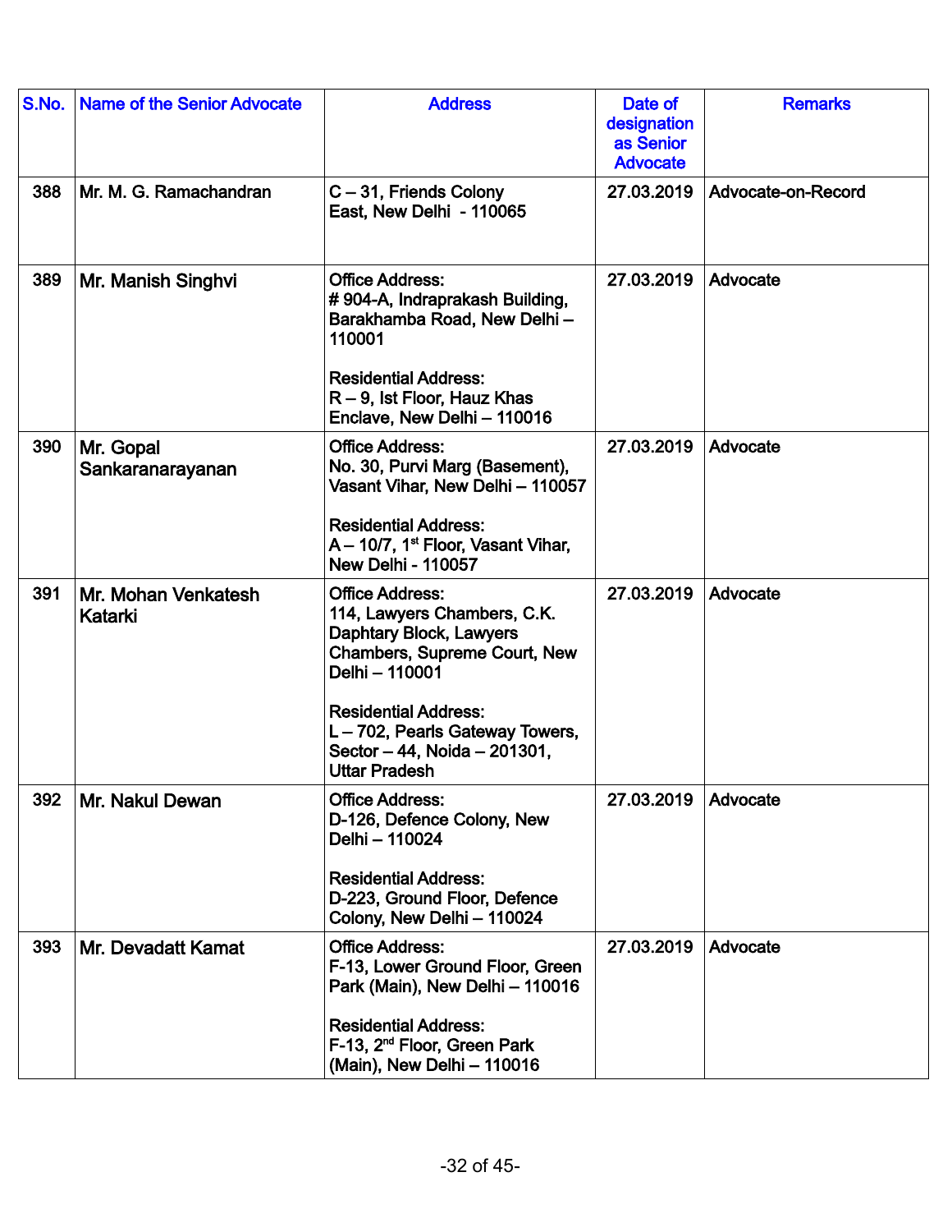| S.No. | Name of the Senior Advocate | Address | Date of designation as Senior Advocate | Remarks |
|---|---|---|---|---|
| 388 | Mr. M. G. Ramachandran | C – 31, Friends Colony East, New Delhi - 110065 | 27.03.2019 | Advocate-on-Record |
| 389 | Mr. Manish Singhvi | Office Address: # 904-A, Indraprakash Building, Barakhamba Road, New Delhi – 110001<br><br>Residential Address: R – 9, Ist Floor, Hauz Khas Enclave, New Delhi – 110016 | 27.03.2019 | Advocate |
| 390 | Mr. Gopal Sankaranarayanan | Office Address: No. 30, Purvi Marg (Basement), Vasant Vihar, New Delhi – 110057<br><br>Residential Address: A – 10/7, 1st Floor, Vasant Vihar, New Delhi - 110057 | 27.03.2019 | Advocate |
| 391 | Mr. Mohan Venkatesh Katarki | Office Address: 114, Lawyers Chambers, C.K. Daphtary Block, Lawyers Chambers, Supreme Court, New Delhi – 110001<br><br>Residential Address: L – 702, Pearls Gateway Towers, Sector – 44, Noida – 201301, Uttar Pradesh | 27.03.2019 | Advocate |
| 392 | Mr. Nakul Dewan | Office Address: D-126, Defence Colony, New Delhi – 110024<br><br>Residential Address: D-223, Ground Floor, Defence Colony, New Delhi – 110024 | 27.03.2019 | Advocate |
| 393 | Mr. Devadatt Kamat | Office Address: F-13, Lower Ground Floor, Green Park (Main), New Delhi – 110016<br><br>Residential Address: F-13, 2nd Floor, Green Park (Main), New Delhi – 110016 | 27.03.2019 | Advocate |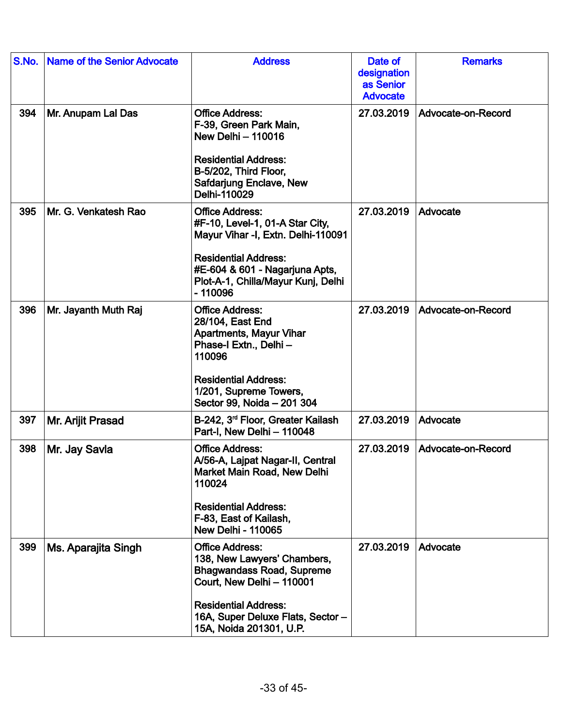| S.No. | Name of the Senior Advocate | Address | Date of designation as Senior Advocate | Remarks |
|---|---|---|---|---|
| 394 | Mr. Anupam Lal Das | Office Address:<br>F-39, Green Park Main,<br>New Delhi – 110016<br><br>Residential Address:<br>B-5/202, Third Floor,<br>Safdarjung Enclave, New Delhi-110029 | 27.03.2019 | Advocate-on-Record |
| 395 | Mr. G. Venkatesh Rao | Office Address:<br>#F-10, Level-1, 01-A Star City,<br>Mayur Vihar -I, Extn. Delhi-110091<br><br>Residential Address:<br>#E-604 & 601 - Nagarjuna Apts,<br>Plot-A-1, Chilla/Mayur Kunj, Delhi - 110096 | 27.03.2019 | Advocate |
| 396 | Mr. Jayanth Muth Raj | Office Address:<br>28/104, East End Apartments, Mayur Vihar Phase-I Extn., Delhi – 110096<br><br>Residential Address:<br>1/201, Supreme Towers,<br>Sector 99, Noida – 201 304 | 27.03.2019 | Advocate-on-Record |
| 397 | Mr. Arijit Prasad | B-242, 3rd Floor, Greater Kailash Part-I, New Delhi – 110048 | 27.03.2019 | Advocate |
| 398 | Mr. Jay Savla | Office Address:<br>A/56-A, Lajpat Nagar-II, Central Market Main Road, New Delhi 110024<br><br>Residential Address:<br>F-83, East of Kailash,<br>New Delhi - 110065 | 27.03.2019 | Advocate-on-Record |
| 399 | Ms. Aparajita Singh | Office Address:<br>138, New Lawyers' Chambers, Bhagwandass Road, Supreme Court, New Delhi – 110001<br><br>Residential Address:<br>16A, Super Deluxe Flats, Sector – 15A, Noida 201301, U.P. | 27.03.2019 | Advocate |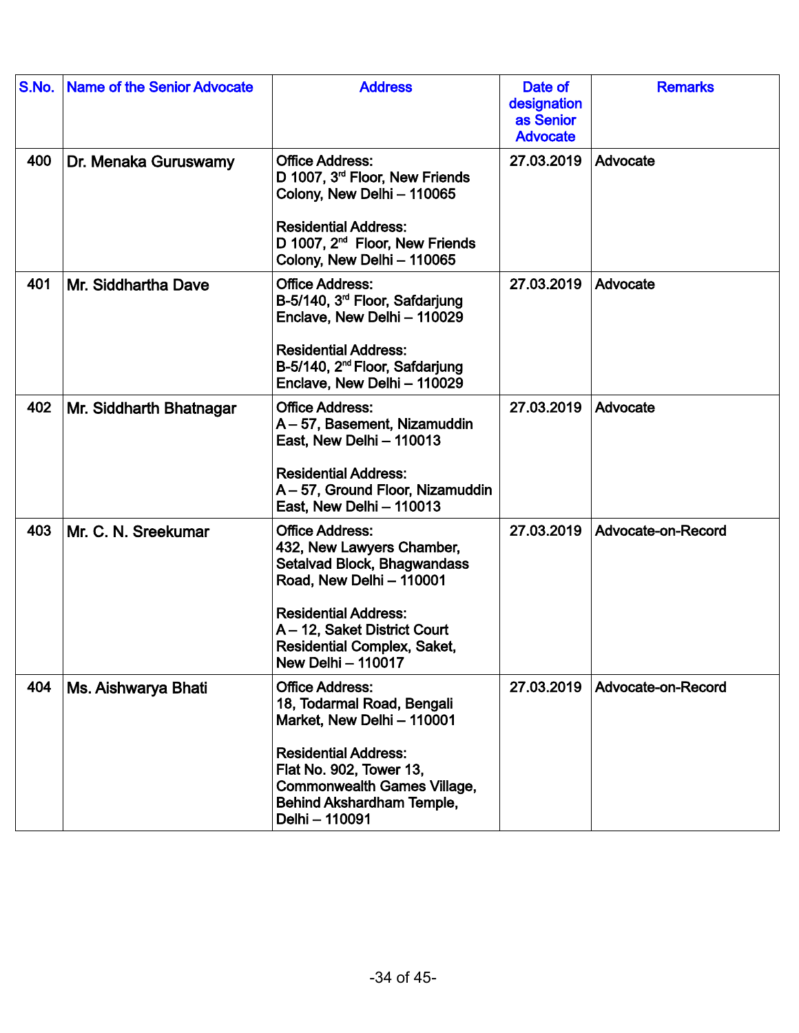| S.No. | Name of the Senior Advocate | Address | Date of designation as Senior Advocate | Remarks |
|---|---|---|---|---|
| 400 | Dr. Menaka Guruswamy | **Office Address:**<br>D 1007, 3rd Floor, New Friends Colony, New Delhi – 110065<br><br>**Residential Address:**<br>D 1007, 2nd Floor, New Friends Colony, New Delhi – 110065 | 27.03.2019 | Advocate |
| 401 | Mr. Siddhartha Dave | **Office Address:**<br>B-5/140, 3rd Floor, Safdarjung Enclave, New Delhi – 110029<br><br>**Residential Address:**<br>B-5/140, 2nd Floor, Safdarjung Enclave, New Delhi – 110029 | 27.03.2019 | Advocate |
| 402 | Mr. Siddharth Bhatnagar | **Office Address:**<br>A – 57, Basement, Nizamuddin East, New Delhi – 110013<br><br>**Residential Address:**<br>A – 57, Ground Floor, Nizamuddin East, New Delhi – 110013 | 27.03.2019 | Advocate |
| 403 | Mr. C. N. Sreekumar | **Office Address:**<br>432, New Lawyers Chamber, Setalvad Block, Bhagwandass Road, New Delhi – 110001<br><br>**Residential Address:**<br>A – 12, Saket District Court Residential Complex, Saket, New Delhi – 110017 | 27.03.2019 | Advocate-on-Record |
| 404 | Ms. Aishwarya Bhati | **Office Address:**<br>18, Todarmal Road, Bengali Market, New Delhi – 110001<br><br>**Residential Address:**<br>Flat No. 902, Tower 13, Commonwealth Games Village, Behind Akshardham Temple, Delhi – 110091 | 27.03.2019 | Advocate-on-Record |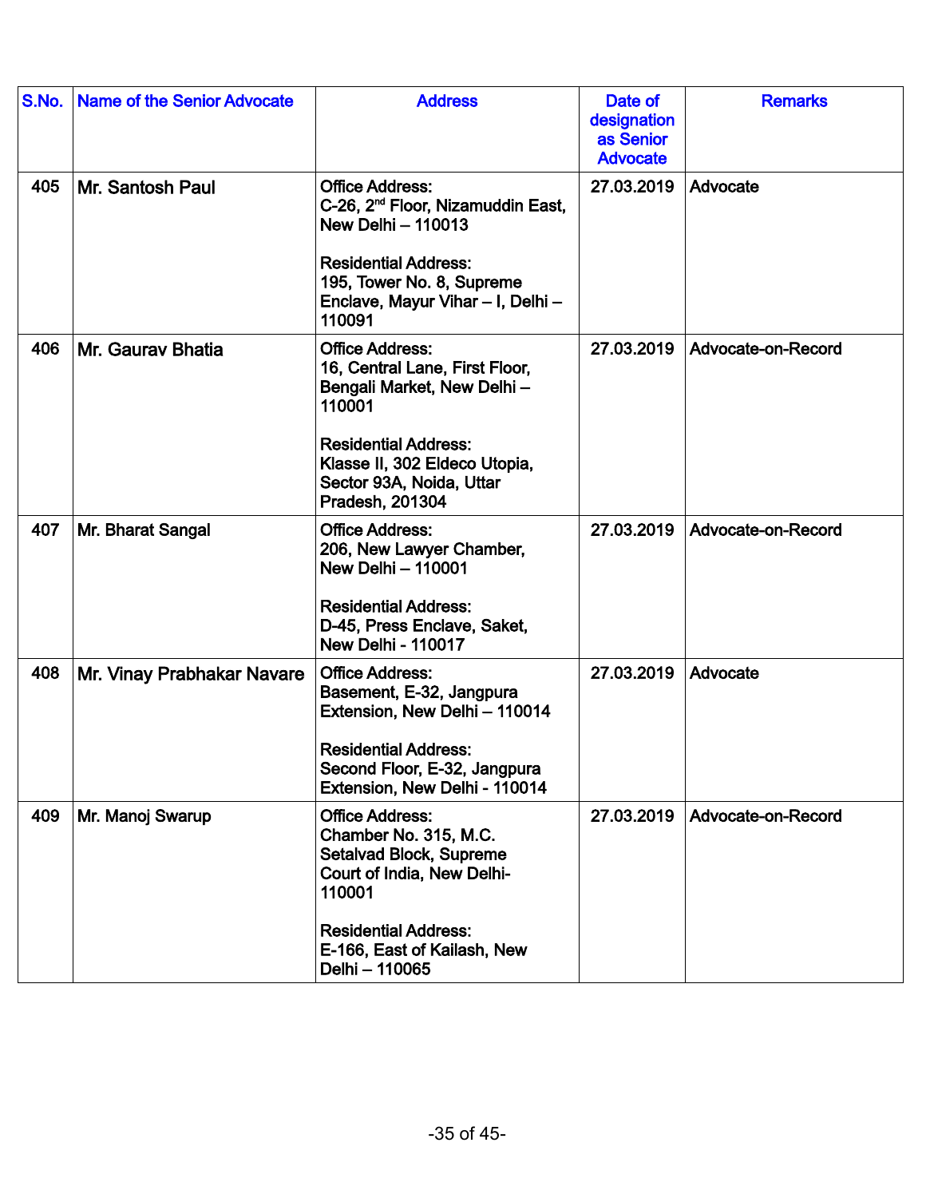| S.No. | Name of the Senior Advocate | Address | Date of designation as Senior Advocate | Remarks |
|---|---|---|---|---|
| 405 | Mr. Santosh Paul | **Office Address:** C-26, 2nd Floor, Nizamuddin East, New Delhi – 110013<br><br>**Residential Address:** 195, Tower No. 8, Supreme Enclave, Mayur Vihar – I, Delhi – 110091 | 27.03.2019 | Advocate |
| 406 | Mr. Gaurav Bhatia | **Office Address:** 16, Central Lane, First Floor, Bengali Market, New Delhi – 110001<br><br>**Residential Address:** Klasse II, 302 Eldeco Utopia, Sector 93A, Noida, Uttar Pradesh, 201304 | 27.03.2019 | Advocate-on-Record |
| 407 | Mr. Bharat Sangal | **Office Address:** 206, New Lawyer Chamber, New Delhi – 110001<br><br>**Residential Address:** D-45, Press Enclave, Saket, New Delhi - 110017 | 27.03.2019 | Advocate-on-Record |
| 408 | Mr. Vinay Prabhakar Navare | **Office Address:** Basement, E-32, Jangpura Extension, New Delhi – 110014<br><br>**Residential Address:** Second Floor, E-32, Jangpura Extension, New Delhi - 110014 | 27.03.2019 | Advocate |
| 409 | Mr. Manoj Swarup | **Office Address:** Chamber No. 315, M.C. Setalvad Block, Supreme Court of India, New Delhi- 110001<br><br>**Residential Address:** E-166, East of Kailash, New Delhi – 110065 | 27.03.2019 | Advocate-on-Record |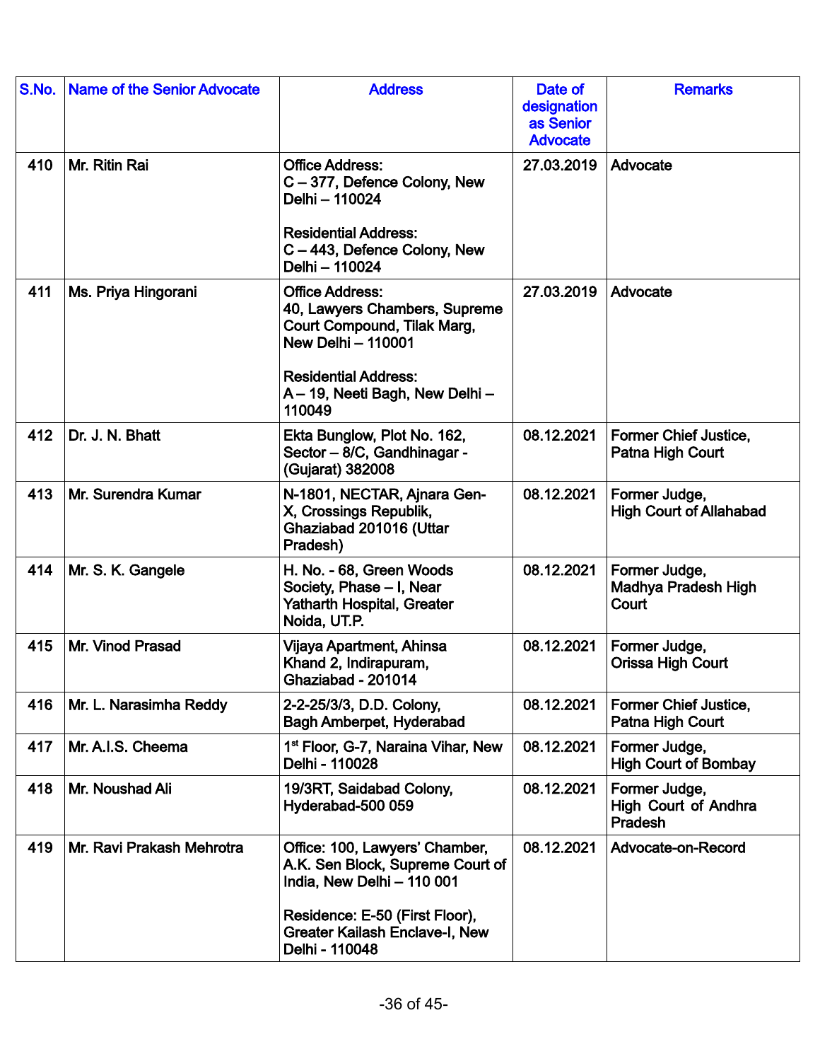| S.No. | Name of the Senior Advocate | Address | Date of designation as Senior Advocate | Remarks |
|---|---|---|---|---|
| 410 | Mr. Ritin Rai | Office Address: C – 377, Defence Colony, New Delhi – 110024<br><br>Residential Address: C – 443, Defence Colony, New Delhi – 110024 | 27.03.2019 | Advocate |
| 411 | Ms. Priya Hingorani | Office Address: 40, Lawyers Chambers, Supreme Court Compound, Tilak Marg, New Delhi – 110001<br><br>Residential Address: A – 19, Neeti Bagh, New Delhi – 110049 | 27.03.2019 | Advocate |
| 412 | Dr. J. N. Bhatt | Ekta Bunglow, Plot No. 162, Sector – 8/C, Gandhinagar - (Gujarat) 382008 | 08.12.2021 | Former Chief Justice, Patna High Court |
| 413 | Mr. Surendra Kumar | N-1801, NECTAR, Ajnara Gen-X, Crossings Republik, Ghaziabad 201016 (Uttar Pradesh) | 08.12.2021 | Former Judge, High Court of Allahabad |
| 414 | Mr. S. K. Gangele | H. No. - 68, Green Woods Society, Phase – I, Near Yatharth Hospital, Greater Noida, UT.P. | 08.12.2021 | Former Judge, Madhya Pradesh High Court |
| 415 | Mr. Vinod Prasad | Vijaya Apartment, Ahinsa Khand 2, Indirapuram, Ghaziabad - 201014 | 08.12.2021 | Former Judge, Orissa High Court |
| 416 | Mr. L. Narasimha Reddy | 2-2-25/3/3, D.D. Colony, Bagh Amberpet, Hyderabad | 08.12.2021 | Former Chief Justice, Patna High Court |
| 417 | Mr. A.I.S. Cheema | 1st Floor, G-7, Naraina Vihar, New Delhi - 110028 | 08.12.2021 | Former Judge, High Court of Bombay |
| 418 | Mr. Noushad Ali | 19/3RT, Saidabad Colony, Hyderabad-500 059 | 08.12.2021 | Former Judge, High Court of Andhra Pradesh |
| 419 | Mr. Ravi Prakash Mehrotra | Office: 100, Lawyers' Chamber, A.K. Sen Block, Supreme Court of India, New Delhi – 110 001<br><br>Residence: E-50 (First Floor), Greater Kailash Enclave-I, New Delhi - 110048 | 08.12.2021 | Advocate-on-Record |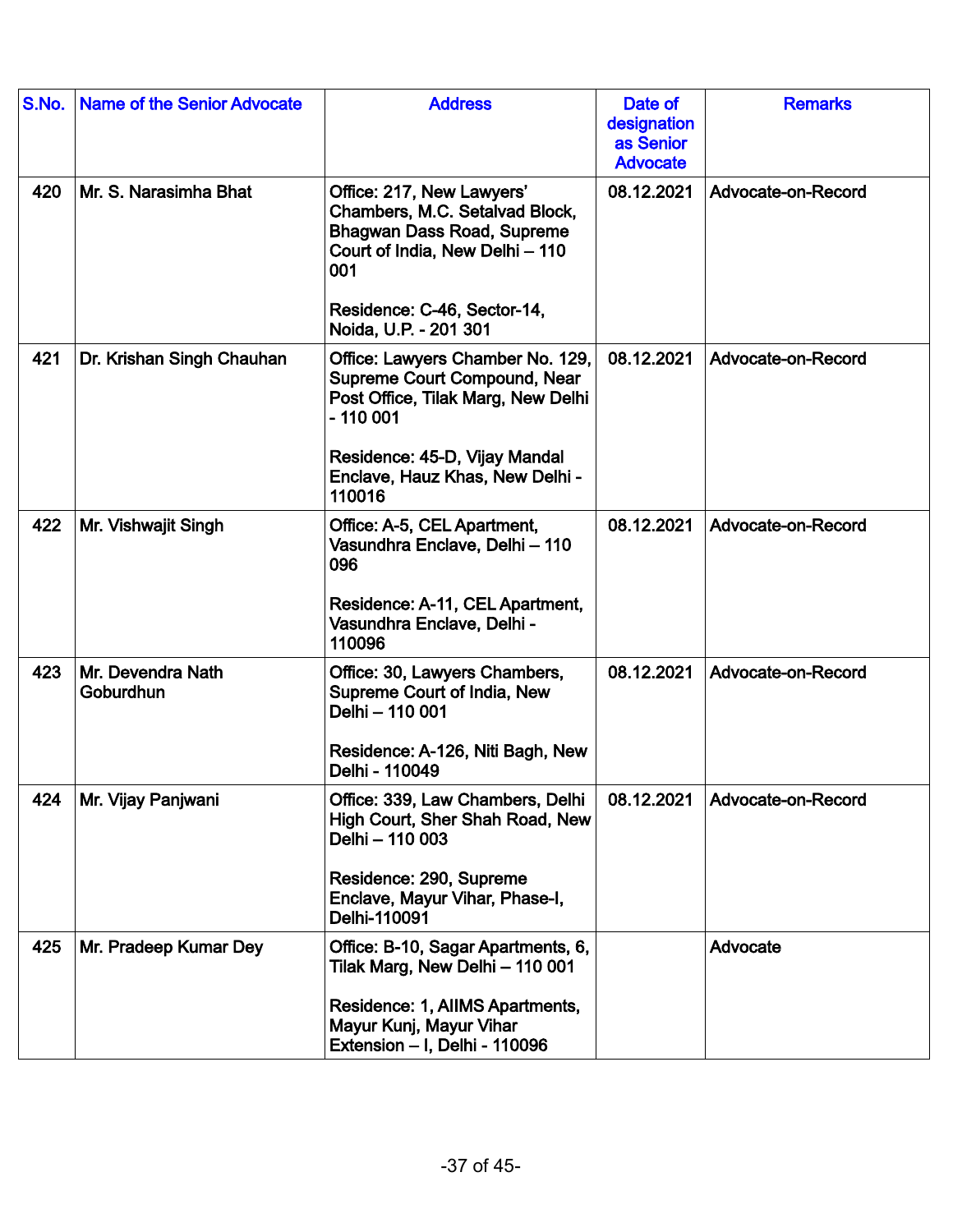| S.No. | Name of the Senior Advocate | Address | Date of designation as Senior Advocate | Remarks |
|---|---|---|---|---|
| 420 | Mr. S. Narasimha Bhat | Office: 217, New Lawyers' Chambers, M.C. Setalvad Block, Bhagwan Dass Road, Supreme Court of India, New Delhi – 110 001<br><br>Residence: C-46, Sector-14, Noida, U.P. - 201 301 | 08.12.2021 | Advocate-on-Record |
| 421 | Dr. Krishan Singh Chauhan | Office: Lawyers Chamber No. 129, Supreme Court Compound, Near Post Office, Tilak Marg, New Delhi - 110 001<br><br>Residence: 45-D, Vijay Mandal Enclave, Hauz Khas, New Delhi - 110016 | 08.12.2021 | Advocate-on-Record |
| 422 | Mr. Vishwajit Singh | Office: A-5, CEL Apartment, Vasundhra Enclave, Delhi – 110 096<br><br>Residence: A-11, CEL Apartment, Vasundhra Enclave, Delhi - 110096 | 08.12.2021 | Advocate-on-Record |
| 423 | Mr. Devendra Nath Goburdhun | Office: 30, Lawyers Chambers, Supreme Court of India, New Delhi – 110 001<br><br>Residence: A-126, Niti Bagh, New Delhi - 110049 | 08.12.2021 | Advocate-on-Record |
| 424 | Mr. Vijay Panjwani | Office: 339, Law Chambers, Delhi High Court, Sher Shah Road, New Delhi – 110 003<br><br>Residence: 290, Supreme Enclave, Mayur Vihar, Phase-I, Delhi-110091 | 08.12.2021 | Advocate-on-Record |
| 425 | Mr. Pradeep Kumar Dey | Office: B-10, Sagar Apartments, 6, Tilak Marg, New Delhi – 110 001<br><br>Residence: 1, AIIMS Apartments, Mayur Kunj, Mayur Vihar Extension – I, Delhi - 110096 | | Advocate |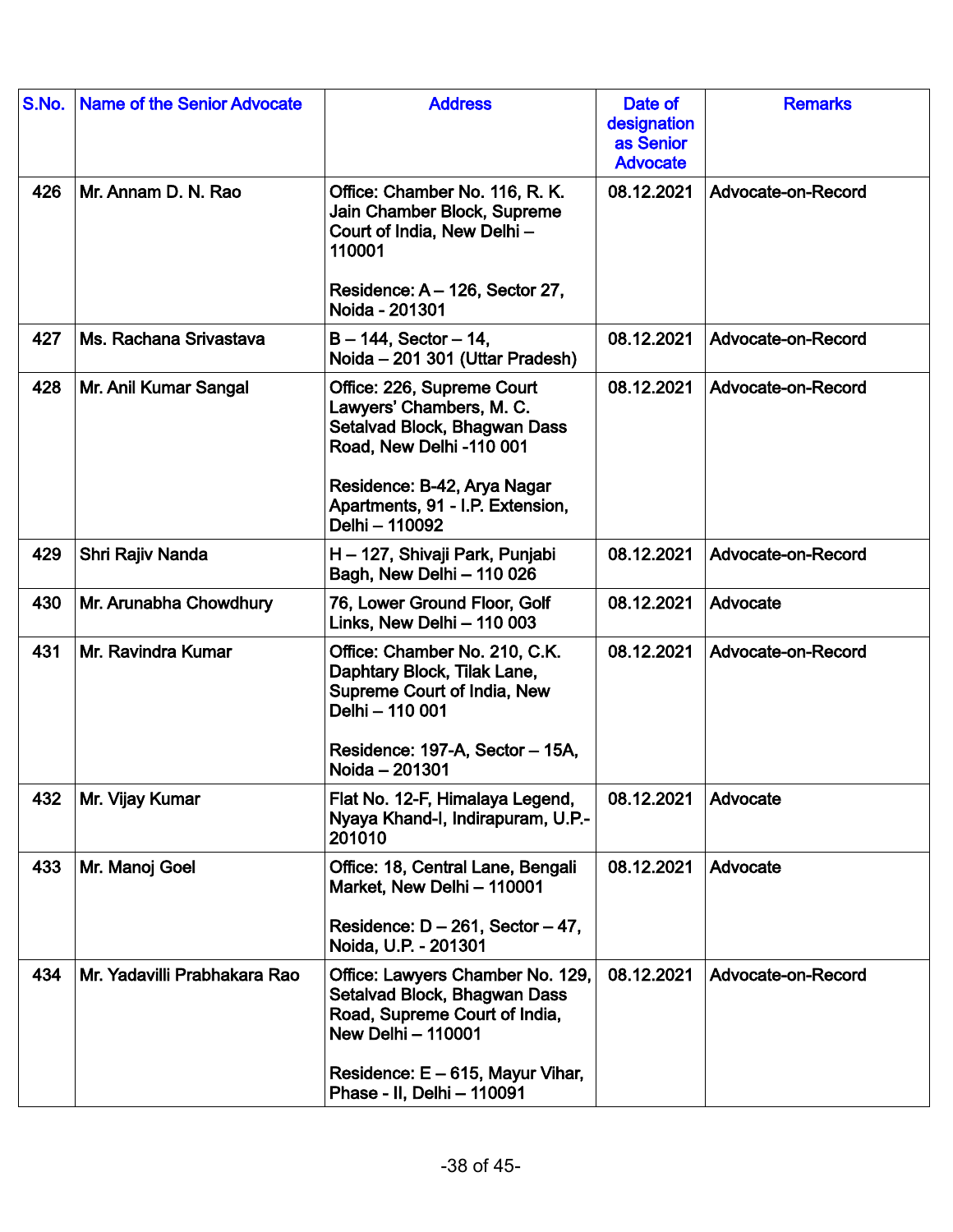| S.No. | Name of the Senior Advocate | Address | Date of designation as Senior Advocate | Remarks |
|---|---|---|---|---|
| 426 | Mr. Annam D. N. Rao | Office: Chamber No. 116, R. K. Jain Chamber Block, Supreme Court of India, New Delhi – 110001<br><br>Residence: A – 126, Sector 27, Noida - 201301 | 08.12.2021 | Advocate-on-Record |
| 427 | Ms. Rachana Srivastava | B – 144, Sector – 14,<br>Noida – 201 301 (Uttar Pradesh) | 08.12.2021 | Advocate-on-Record |
| 428 | Mr. Anil Kumar Sangal | Office: 226, Supreme Court Lawyers' Chambers, M. C. Setalvad Block, Bhagwan Dass Road, New Delhi -110 001<br><br>Residence: B-42, Arya Nagar Apartments, 91 - I.P. Extension, Delhi – 110092 | 08.12.2021 | Advocate-on-Record |
| 429 | Shri Rajiv Nanda | H – 127, Shivaji Park, Punjabi Bagh, New Delhi – 110 026 | 08.12.2021 | Advocate-on-Record |
| 430 | Mr. Arunabha Chowdhury | 76, Lower Ground Floor, Golf Links, New Delhi – 110 003 | 08.12.2021 | Advocate |
| 431 | Mr. Ravindra Kumar | Office: Chamber No. 210, C.K. Daphtary Block, Tilak Lane, Supreme Court of India, New Delhi – 110 001<br><br>Residence: 197-A, Sector – 15A, Noida – 201301 | 08.12.2021 | Advocate-on-Record |
| 432 | Mr. Vijay Kumar | Flat No. 12-F, Himalaya Legend, Nyaya Khand-I, Indirapuram, U.P.-201010 | 08.12.2021 | Advocate |
| 433 | Mr. Manoj Goel | Office: 18, Central Lane, Bengali Market, New Delhi – 110001<br><br>Residence: D – 261, Sector – 47, Noida, U.P. - 201301 | 08.12.2021 | Advocate |
| 434 | Mr. Yadavilli Prabhakara Rao | Office: Lawyers Chamber No. 129, Setalvad Block, Bhagwan Dass Road, Supreme Court of India, New Delhi – 110001<br><br>Residence: E – 615, Mayur Vihar, Phase - II, Delhi – 110091 | 08.12.2021 | Advocate-on-Record |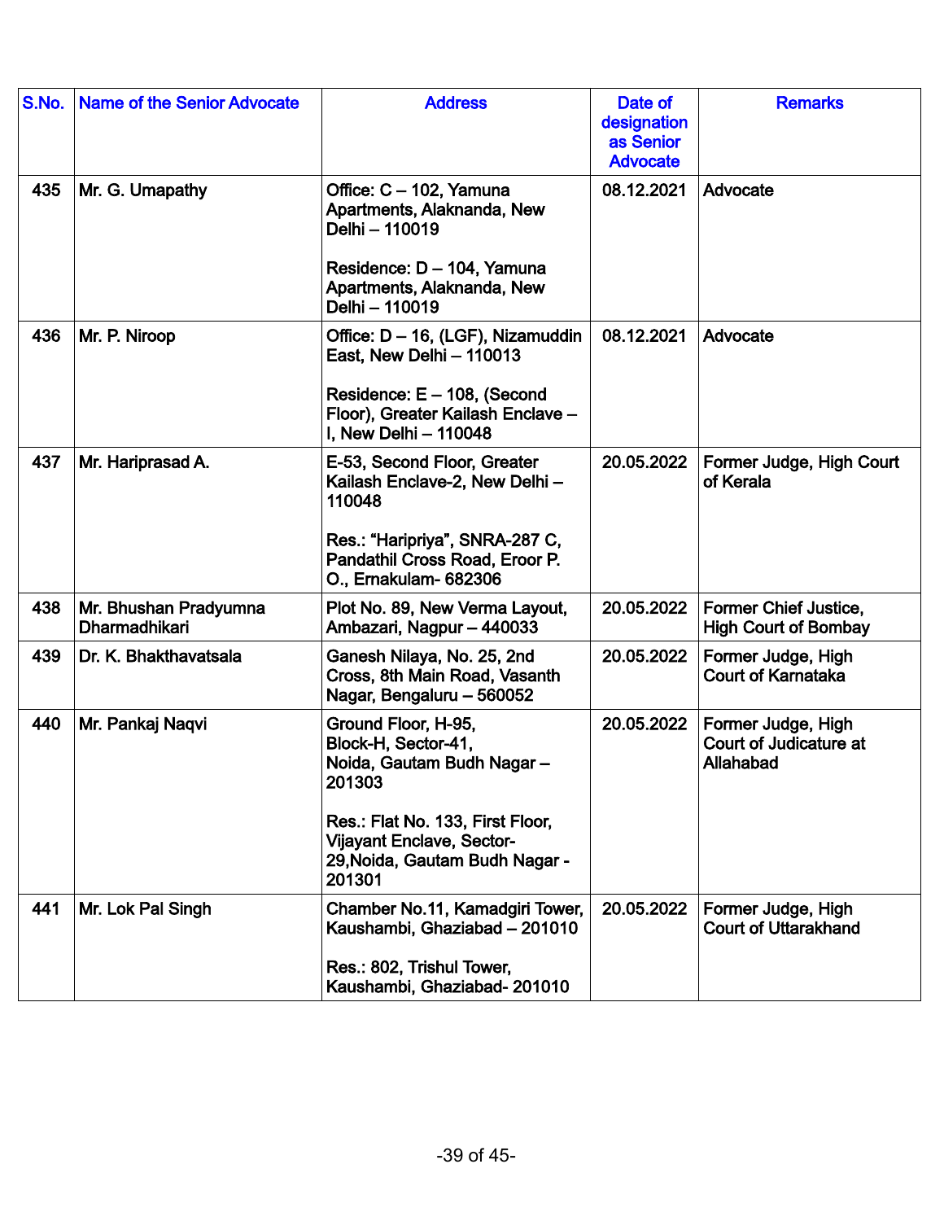| S.No. | Name of the Senior Advocate | Address | Date of designation as Senior Advocate | Remarks |
|---|---|---|---|---|
| 435 | Mr. G. Umapathy | Office: C – 102, Yamuna Apartments, Alaknanda, New Delhi – 110019<br><br>Residence: D – 104, Yamuna Apartments, Alaknanda, New Delhi – 110019 | 08.12.2021 | Advocate |
| 436 | Mr. P. Niroop | Office: D – 16, (LGF), Nizamuddin East, New Delhi – 110013<br><br>Residence: E – 108, (Second Floor), Greater Kailash Enclave – I, New Delhi – 110048 | 08.12.2021 | Advocate |
| 437 | Mr. Hariprasad A. | E-53, Second Floor, Greater Kailash Enclave-2, New Delhi – 110048<br><br>Res.: "Haripriya", SNRA-287 C, Pandathil Cross Road, Eroor P. O., Ernakulam- 682306 | 20.05.2022 | Former Judge, High Court of Kerala |
| 438 | Mr. Bhushan Pradyumna Dharmadhikari | Plot No. 89, New Verma Layout, Ambazari, Nagpur – 440033 | 20.05.2022 | Former Chief Justice, High Court of Bombay |
| 439 | Dr. K. Bhakthavatsala | Ganesh Nilaya, No. 25, 2nd Cross, 8th Main Road, Vasanth Nagar, Bengaluru – 560052 | 20.05.2022 | Former Judge, High Court of Karnataka |
| 440 | Mr. Pankaj Naqvi | Ground Floor, H-95, Block-H, Sector-41, Noida, Gautam Budh Nagar – 201303<br><br>Res.: Flat No. 133, First Floor, Vijayant Enclave, Sector-29,Noida, Gautam Budh Nagar - 201301 | 20.05.2022 | Former Judge, High Court of Judicature at Allahabad |
| 441 | Mr. Lok Pal Singh | Chamber No.11, Kamadgiri Tower, Kaushambi, Ghaziabad – 201010<br><br>Res.: 802, Trishul Tower, Kaushambi, Ghaziabad- 201010 | 20.05.2022 | Former Judge, High Court of Uttarakhand |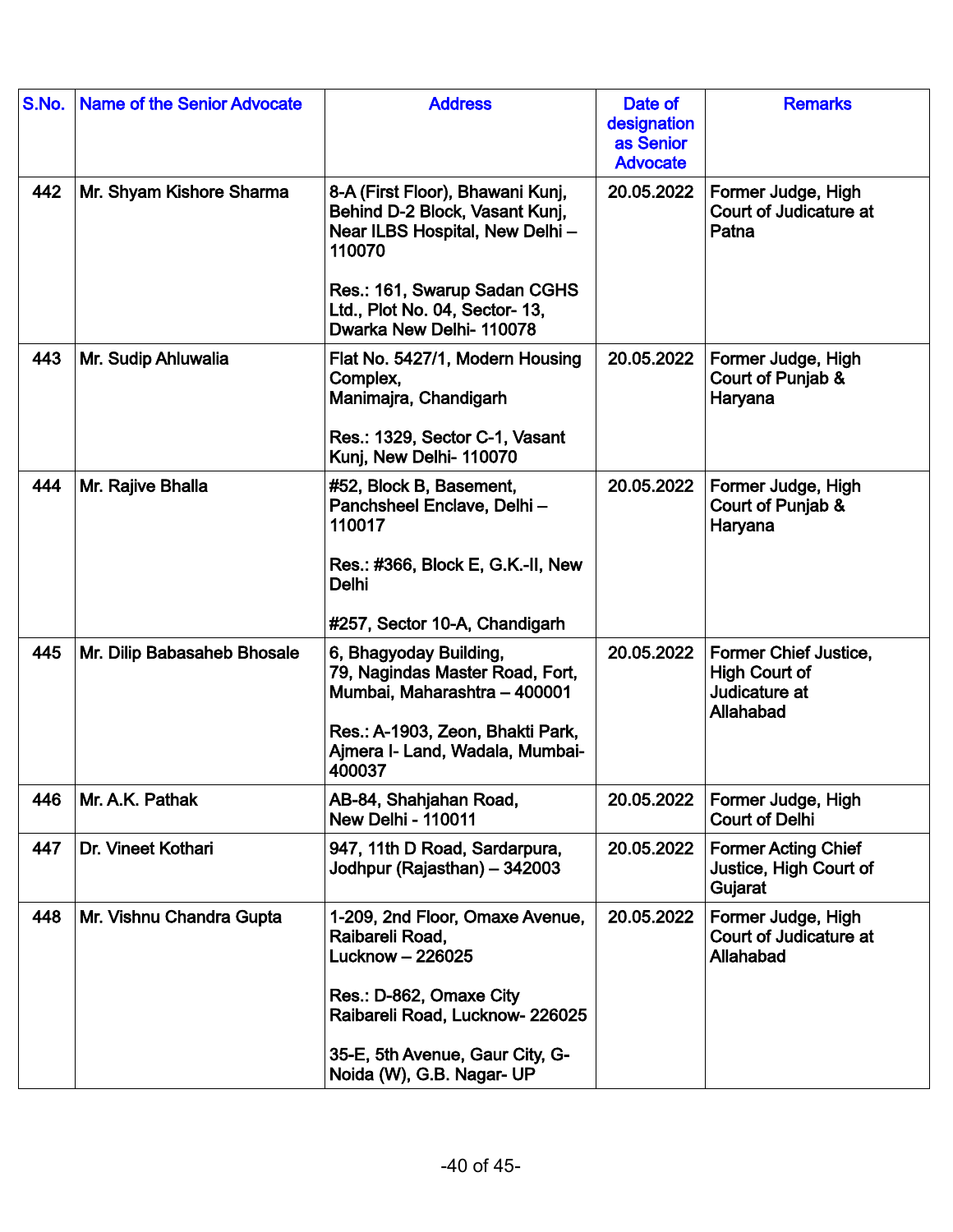| S.No. | Name of the Senior Advocate | Address | Date of designation as Senior Advocate | Remarks |
|---|---|---|---|---|
| 442 | Mr. Shyam Kishore Sharma | 8-A (First Floor), Bhawani Kunj, Behind D-2 Block, Vasant Kunj, Near ILBS Hospital, New Delhi – 110070<br><br>Res.: 161, Swarup Sadan CGHS Ltd., Plot No. 04, Sector- 13, Dwarka New Delhi- 110078 | 20.05.2022 | Former Judge, High Court of Judicature at Patna |
| 443 | Mr. Sudip Ahluwalia | Flat No. 5427/1, Modern Housing Complex,<br>Manimajra, Chandigarh<br><br>Res.: 1329, Sector C-1, Vasant Kunj, New Delhi- 110070 | 20.05.2022 | Former Judge, High Court of Punjab & Haryana |
| 444 | Mr. Rajive Bhalla | #52, Block B, Basement, Panchsheel Enclave, Delhi – 110017<br><br>Res.: #366, Block E, G.K.-II, New Delhi<br><br>#257, Sector 10-A, Chandigarh | 20.05.2022 | Former Judge, High Court of Punjab & Haryana |
| 445 | Mr. Dilip Babasaheb Bhosale | 6, Bhagyoday Building,<br>79, Nagindas Master Road, Fort, Mumbai, Maharashtra – 400001<br><br>Res.: A-1903, Zeon, Bhakti Park, Ajmera I- Land, Wadala, Mumbai- 400037 | 20.05.2022 | Former Chief Justice, High Court of Judicature at Allahabad |
| 446 | Mr. A.K. Pathak | AB-84, Shahjahan Road,<br>New Delhi - 110011 | 20.05.2022 | Former Judge, High Court of Delhi |
| 447 | Dr. Vineet Kothari | 947, 11th D Road, Sardarpura, Jodhpur (Rajasthan) – 342003 | 20.05.2022 | Former Acting Chief Justice, High Court of Gujarat |
| 448 | Mr. Vishnu Chandra Gupta | 1-209, 2nd Floor, Omaxe Avenue, Raibareli Road,<br>Lucknow – 226025<br><br>Res.: D-862, Omaxe City Raibareli Road, Lucknow- 226025<br><br>35-E, 5th Avenue, Gaur City, G-Noida (W), G.B. Nagar- UP | 20.05.2022 | Former Judge, High Court of Judicature at Allahabad |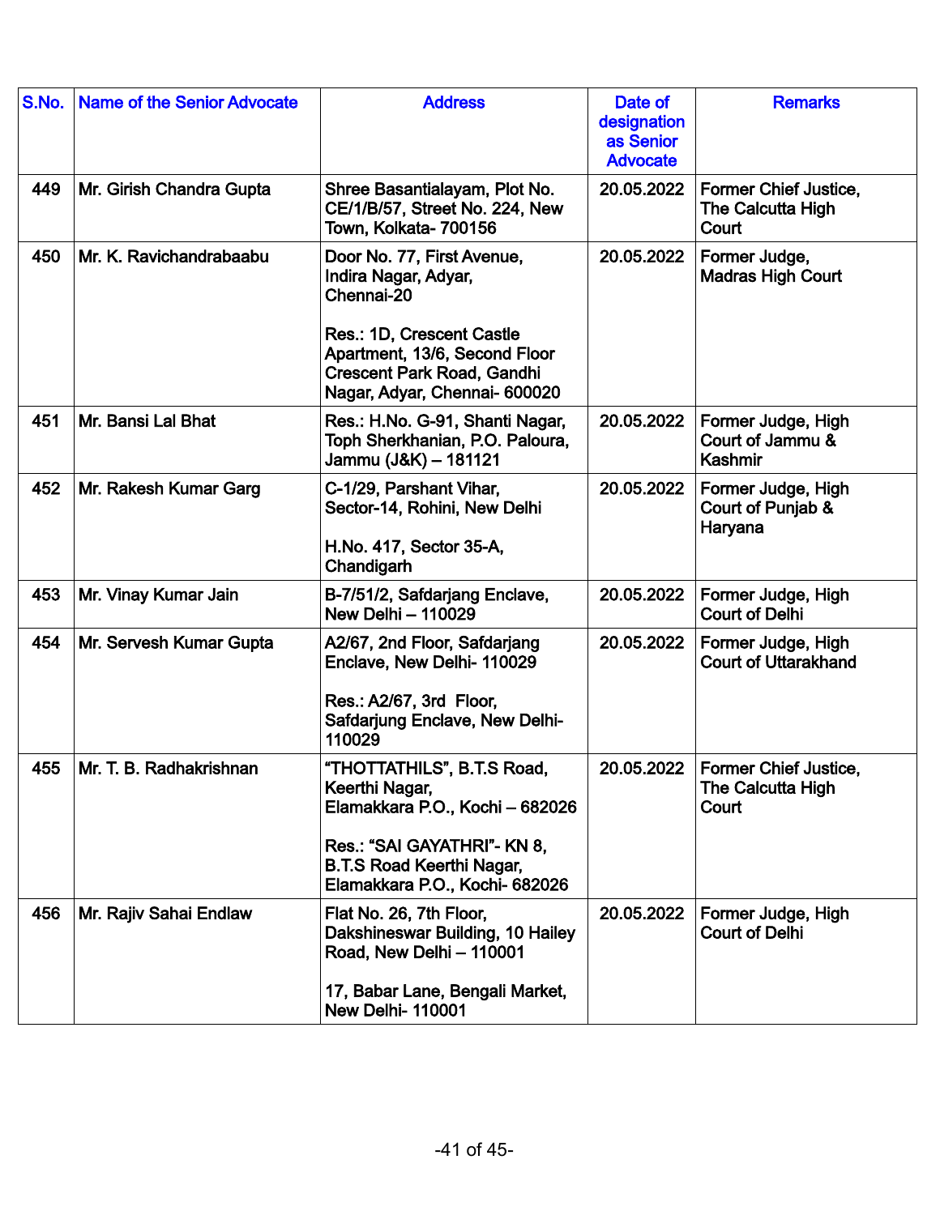| S.No. | Name of the Senior Advocate | Address | Date of designation as Senior Advocate | Remarks |
|---|---|---|---|---|
| 449 | Mr. Girish Chandra Gupta | Shree Basantialayam, Plot No. CE/1/B/57, Street No. 224, New Town, Kolkata- 700156 | 20.05.2022 | Former Chief Justice, The Calcutta High Court |
| 450 | Mr. K. Ravichandrabaabu | Door No. 77, First Avenue, Indira Nagar, Adyar, Chennai-20<br><br>Res.: 1D, Crescent Castle Apartment, 13/6, Second Floor Crescent Park Road, Gandhi Nagar, Adyar, Chennai- 600020 | 20.05.2022 | Former Judge, Madras High Court |
| 451 | Mr. Bansi Lal Bhat | Res.: H.No. G-91, Shanti Nagar, Toph Sherkhanian, P.O. Paloura, Jammu (J&K) – 181121 | 20.05.2022 | Former Judge, High Court of Jammu & Kashmir |
| 452 | Mr. Rakesh Kumar Garg | C-1/29, Parshant Vihar, Sector-14, Rohini, New Delhi<br><br>H.No. 417, Sector 35-A, Chandigarh | 20.05.2022 | Former Judge, High Court of Punjab & Haryana |
| 453 | Mr. Vinay Kumar Jain | B-7/51/2, Safdarjang Enclave, New Delhi – 110029 | 20.05.2022 | Former Judge, High Court of Delhi |
| 454 | Mr. Servesh Kumar Gupta | A2/67, 2nd Floor, Safdarjang Enclave, New Delhi- 110029<br><br>Res.: A2/67, 3rd Floor, Safdarjung Enclave, New Delhi- 110029 | 20.05.2022 | Former Judge, High Court of Uttarakhand |
| 455 | Mr. T. B. Radhakrishnan | "THOTTATHILS", B.T.S Road, Keerthi Nagar, Elamakkara P.O., Kochi – 682026<br><br>Res.: "SAI GAYATHRI"- KN 8, B.T.S Road Keerthi Nagar, Elamakkara P.O., Kochi- 682026 | 20.05.2022 | Former Chief Justice, The Calcutta High Court |
| 456 | Mr. Rajiv Sahai Endlaw | Flat No. 26, 7th Floor, Dakshineswar Building, 10 Hailey Road, New Delhi – 110001<br><br>17, Babar Lane, Bengali Market, New Delhi- 110001 | 20.05.2022 | Former Judge, High Court of Delhi |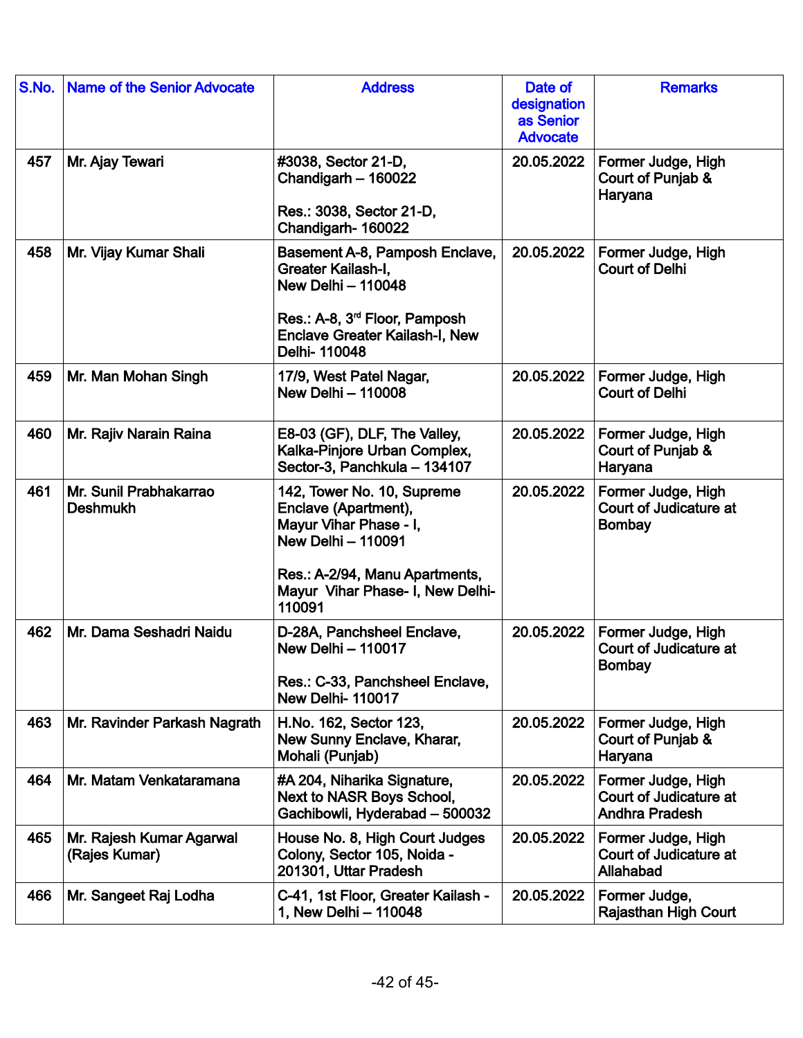| S.No. | Name of the Senior Advocate | Address | Date of designation as Senior Advocate | Remarks |
|---|---|---|---|---|
| 457 | Mr. Ajay Tewari | #3038, Sector 21-D, Chandigarh – 160022<br><br>Res.: 3038, Sector 21-D, Chandigarh- 160022 | 20.05.2022 | Former Judge, High Court of Punjab & Haryana |
| 458 | Mr. Vijay Kumar Shali | Basement A-8, Pamposh Enclave, Greater Kailash-I, New Delhi – 110048<br><br>Res.: A-8, 3rd Floor, Pamposh Enclave Greater Kailash-I, New Delhi- 110048 | 20.05.2022 | Former Judge, High Court of Delhi |
| 459 | Mr. Man Mohan Singh | 17/9, West Patel Nagar, New Delhi – 110008 | 20.05.2022 | Former Judge, High Court of Delhi |
| 460 | Mr. Rajiv Narain Raina | E8-03 (GF), DLF, The Valley, Kalka-Pinjore Urban Complex, Sector-3, Panchkula – 134107 | 20.05.2022 | Former Judge, High Court of Punjab & Haryana |
| 461 | Mr. Sunil Prabhakarrao Deshmukh | 142, Tower No. 10, Supreme Enclave (Apartment), Mayur Vihar Phase - I, New Delhi – 110091<br><br>Res.: A-2/94, Manu Apartments, Mayur Vihar Phase- I, New Delhi- 110091 | 20.05.2022 | Former Judge, High Court of Judicature at Bombay |
| 462 | Mr. Dama Seshadri Naidu | D-28A, Panchsheel Enclave, New Delhi – 110017<br><br>Res.: C-33, Panchsheel Enclave, New Delhi- 110017 | 20.05.2022 | Former Judge, High Court of Judicature at Bombay |
| 463 | Mr. Ravinder Parkash Nagrath | H.No. 162, Sector 123, New Sunny Enclave, Kharar, Mohali (Punjab) | 20.05.2022 | Former Judge, High Court of Punjab & Haryana |
| 464 | Mr. Matam Venkataramana | #A 204, Niharika Signature, Next to NASR Boys School, Gachibowli, Hyderabad – 500032 | 20.05.2022 | Former Judge, High Court of Judicature at Andhra Pradesh |
| 465 | Mr. Rajesh Kumar Agarwal (Rajes Kumar) | House No. 8, High Court Judges Colony, Sector 105, Noida - 201301, Uttar Pradesh | 20.05.2022 | Former Judge, High Court of Judicature at Allahabad |
| 466 | Mr. Sangeet Raj Lodha | C-41, 1st Floor, Greater Kailash - 1, New Delhi – 110048 | 20.05.2022 | Former Judge, Rajasthan High Court |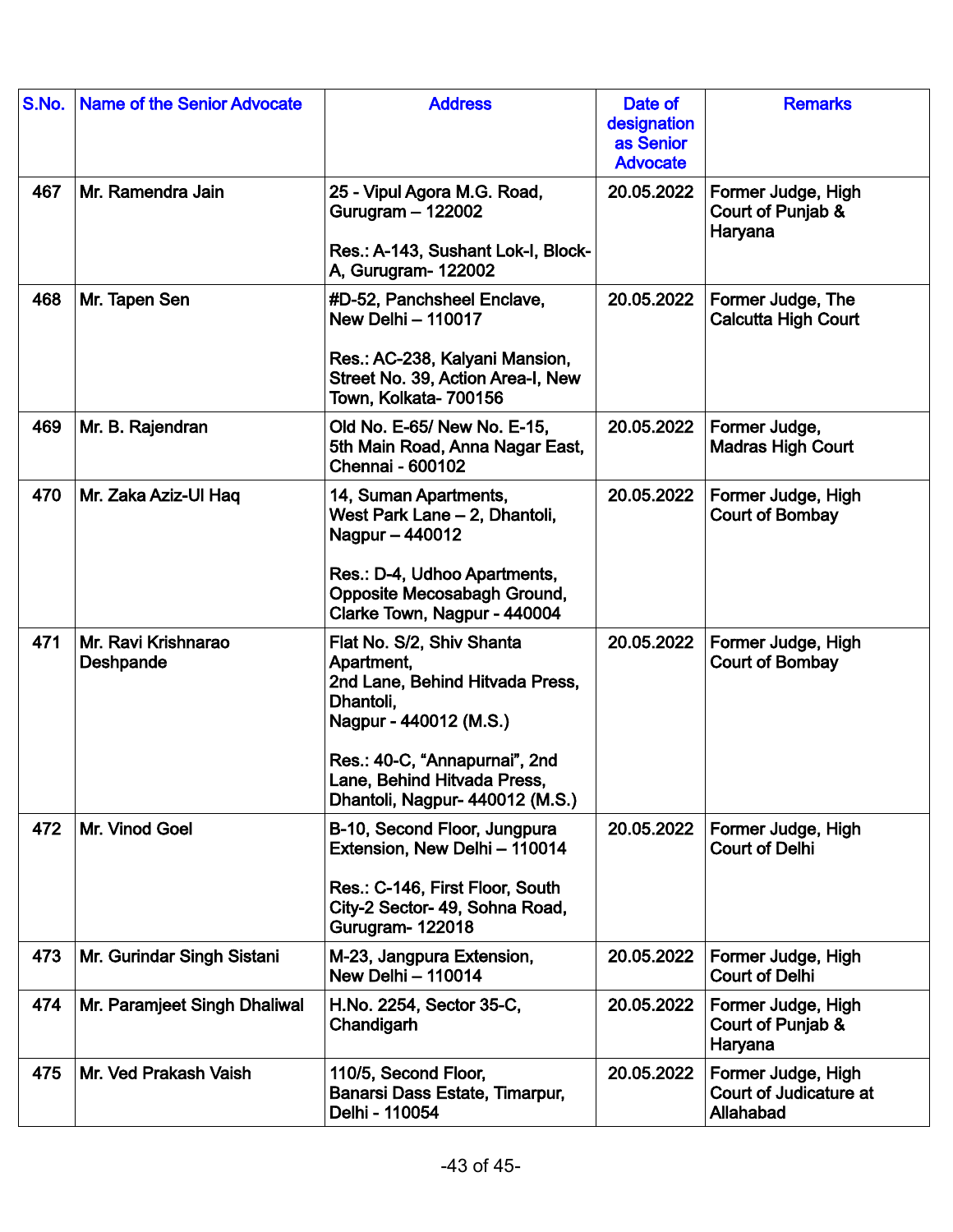| S.No. | Name of the Senior Advocate | Address | Date of designation as Senior Advocate | Remarks |
|---|---|---|---|---|
| 467 | Mr. Ramendra Jain | 25 - Vipul Agora M.G. Road, Gurugram – 122002<br><br>Res.: A-143, Sushant Lok-I, Block-A, Gurugram- 122002 | 20.05.2022 | Former Judge, High Court of Punjab & Haryana |
| 468 | Mr. Tapen Sen | #D-52, Panchsheel Enclave, New Delhi – 110017<br><br>Res.: AC-238, Kalyani Mansion, Street No. 39, Action Area-I, New Town, Kolkata- 700156 | 20.05.2022 | Former Judge, The Calcutta High Court |
| 469 | Mr. B. Rajendran | Old No. E-65/ New No. E-15, 5th Main Road, Anna Nagar East, Chennai - 600102 | 20.05.2022 | Former Judge, Madras High Court |
| 470 | Mr. Zaka Aziz-Ul Haq | 14, Suman Apartments, West Park Lane – 2, Dhantoli, Nagpur – 440012<br><br>Res.: D-4, Udhoo Apartments, Opposite Mecosabagh Ground, Clarke Town, Nagpur - 440004 | 20.05.2022 | Former Judge, High Court of Bombay |
| 471 | Mr. Ravi Krishnarao Deshpande | Flat No. S/2, Shiv Shanta Apartment, 2nd Lane, Behind Hitvada Press, Dhantoli, Nagpur - 440012 (M.S.)<br><br>Res.: 40-C, "Annapurnai", 2nd Lane, Behind Hitvada Press, Dhantoli, Nagpur- 440012 (M.S.) | 20.05.2022 | Former Judge, High Court of Bombay |
| 472 | Mr. Vinod Goel | B-10, Second Floor, Jungpura Extension, New Delhi – 110014<br><br>Res.: C-146, First Floor, South City-2 Sector- 49, Sohna Road, Gurugram- 122018 | 20.05.2022 | Former Judge, High Court of Delhi |
| 473 | Mr. Gurindar Singh Sistani | M-23, Jangpura Extension, New Delhi – 110014 | 20.05.2022 | Former Judge, High Court of Delhi |
| 474 | Mr. Paramjeet Singh Dhaliwal | H.No. 2254, Sector 35-C, Chandigarh | 20.05.2022 | Former Judge, High Court of Punjab & Haryana |
| 475 | Mr. Ved Prakash Vaish | 110/5, Second Floor, Banarsi Dass Estate, Timarpur, Delhi - 110054 | 20.05.2022 | Former Judge, High Court of Judicature at Allahabad |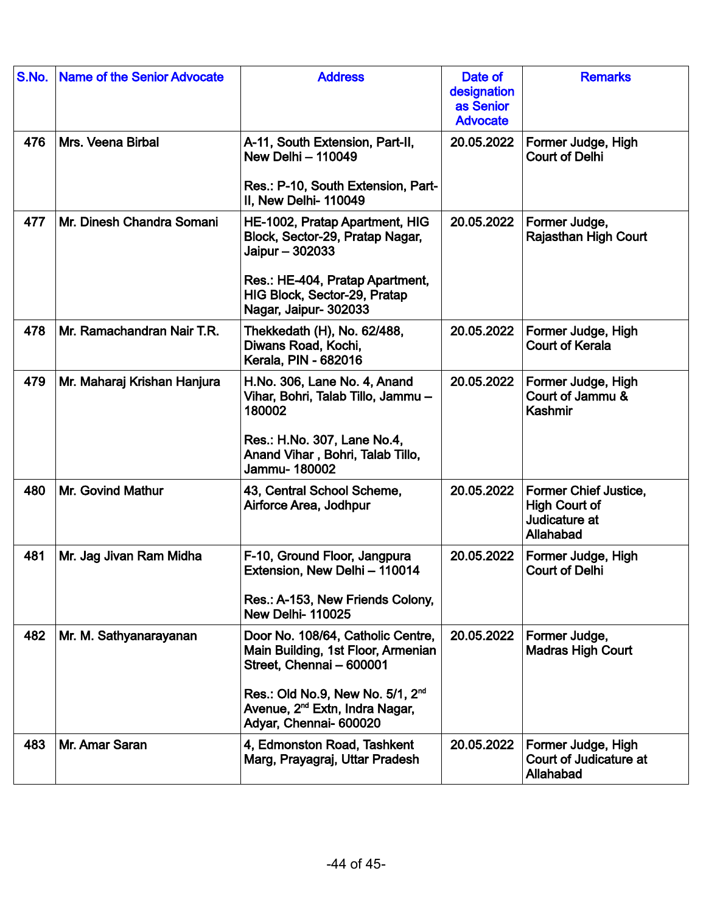| S.No. | Name of the Senior Advocate | Address | Date of designation as Senior Advocate | Remarks |
|---|---|---|---|---|
| 476 | Mrs. Veena Birbal | A-11, South Extension, Part-II, New Delhi – 110049<br><br>Res.: P-10, South Extension, Part-II, New Delhi- 110049 | 20.05.2022 | Former Judge, High Court of Delhi |
| 477 | Mr. Dinesh Chandra Somani | HE-1002, Pratap Apartment, HIG Block, Sector-29, Pratap Nagar, Jaipur – 302033<br><br>Res.: HE-404, Pratap Apartment, HIG Block, Sector-29, Pratap Nagar, Jaipur- 302033 | 20.05.2022 | Former Judge, Rajasthan High Court |
| 478 | Mr. Ramachandran Nair T.R. | Thekkedath (H), No. 62/488, Diwans Road, Kochi, Kerala, PIN - 682016 | 20.05.2022 | Former Judge, High Court of Kerala |
| 479 | Mr. Maharaj Krishan Hanjura | H.No. 306, Lane No. 4, Anand Vihar, Bohri, Talab Tillo, Jammu – 180002<br><br>Res.: H.No. 307, Lane No.4, Anand Vihar , Bohri, Talab Tillo, Jammu- 180002 | 20.05.2022 | Former Judge, High Court of Jammu & Kashmir |
| 480 | Mr. Govind Mathur | 43, Central School Scheme, Airforce Area, Jodhpur | 20.05.2022 | Former Chief Justice, High Court of Judicature at Allahabad |
| 481 | Mr. Jag Jivan Ram Midha | F-10, Ground Floor, Jangpura Extension, New Delhi – 110014<br><br>Res.: A-153, New Friends Colony, New Delhi- 110025 | 20.05.2022 | Former Judge, High Court of Delhi |
| 482 | Mr. M. Sathyanarayanan | Door No. 108/64, Catholic Centre, Main Building, 1st Floor, Armenian Street, Chennai – 600001<br><br>Res.: Old No.9, New No. 5/1, 2nd Avenue, 2nd Extn, Indra Nagar, Adyar, Chennai- 600020 | 20.05.2022 | Former Judge, Madras High Court |
| 483 | Mr. Amar Saran | 4, Edmonston Road, Tashkent Marg, Prayagraj, Uttar Pradesh | 20.05.2022 | Former Judge, High Court of Judicature at Allahabad |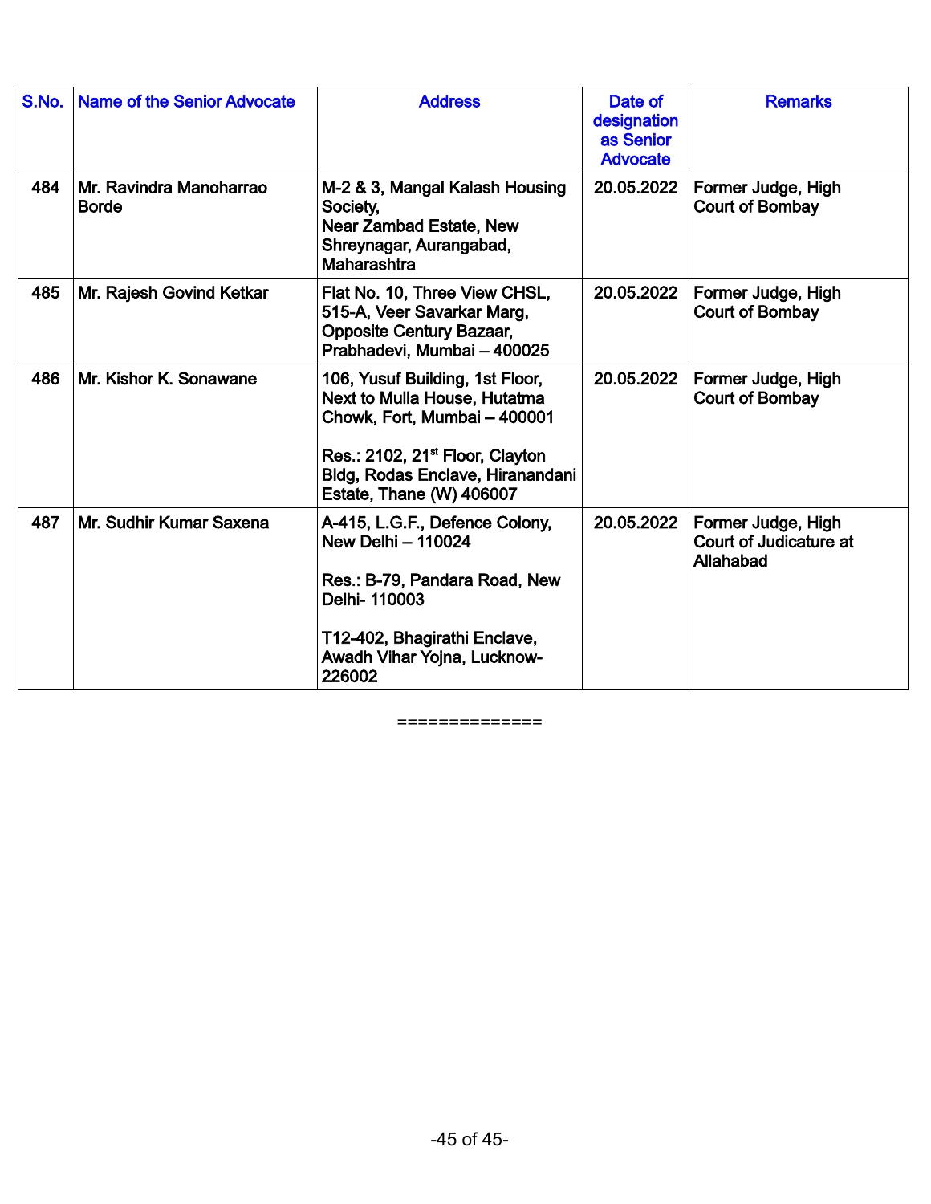| S.No. | Name of the Senior Advocate | Address | Date of designation as Senior Advocate | Remarks |
|---|---|---|---|---|
| 484 | Mr. Ravindra Manoharrao Borde | M-2 & 3, Mangal Kalash Housing Society, Near Zambad Estate, New Shreynagar, Aurangabad, Maharashtra | 20.05.2022 | Former Judge, High Court of Bombay |
| 485 | Mr. Rajesh Govind Ketkar | Flat No. 10, Three View CHSL, 515-A, Veer Savarkar Marg, Opposite Century Bazaar, Prabhadevi, Mumbai – 400025 | 20.05.2022 | Former Judge, High Court of Bombay |
| 486 | Mr. Kishor K. Sonawane | 106, Yusuf Building, 1st Floor, Next to Mulla House, Hutatma Chowk, Fort, Mumbai – 400001<br><br>Res.: 2102, 21st Floor, Clayton Bldg, Rodas Enclave, Hiranandani Estate, Thane (W) 406007 | 20.05.2022 | Former Judge, High Court of Bombay |
| 487 | Mr. Sudhir Kumar Saxena | A-415, L.G.F., Defence Colony, New Delhi – 110024<br><br>Res.: B-79, Pandara Road, New Delhi- 110003<br><br>T12-402, Bhagirathi Enclave, Awadh Vihar Yojna, Lucknow-226002 | 20.05.2022 | Former Judge, High Court of Judicature at Allahabad |

==============